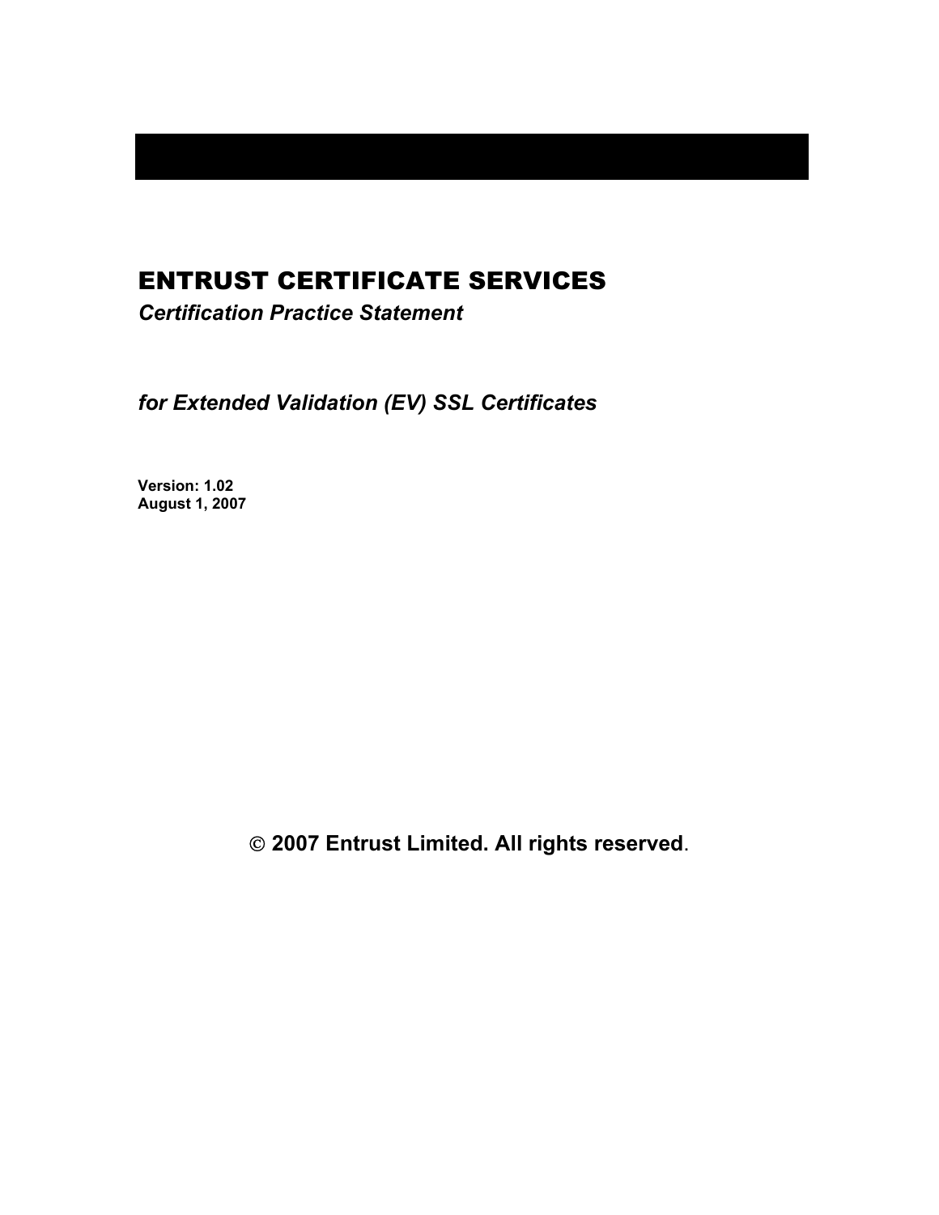# ENTRUST CERTIFICATE SERVICES

*Certification Practice Statement*

*for Extended Validation (EV) SSL Certificates*

**Version: 1.02**
**August 1, 2007**

**© 2007 Entrust Limited. All rights reserved**.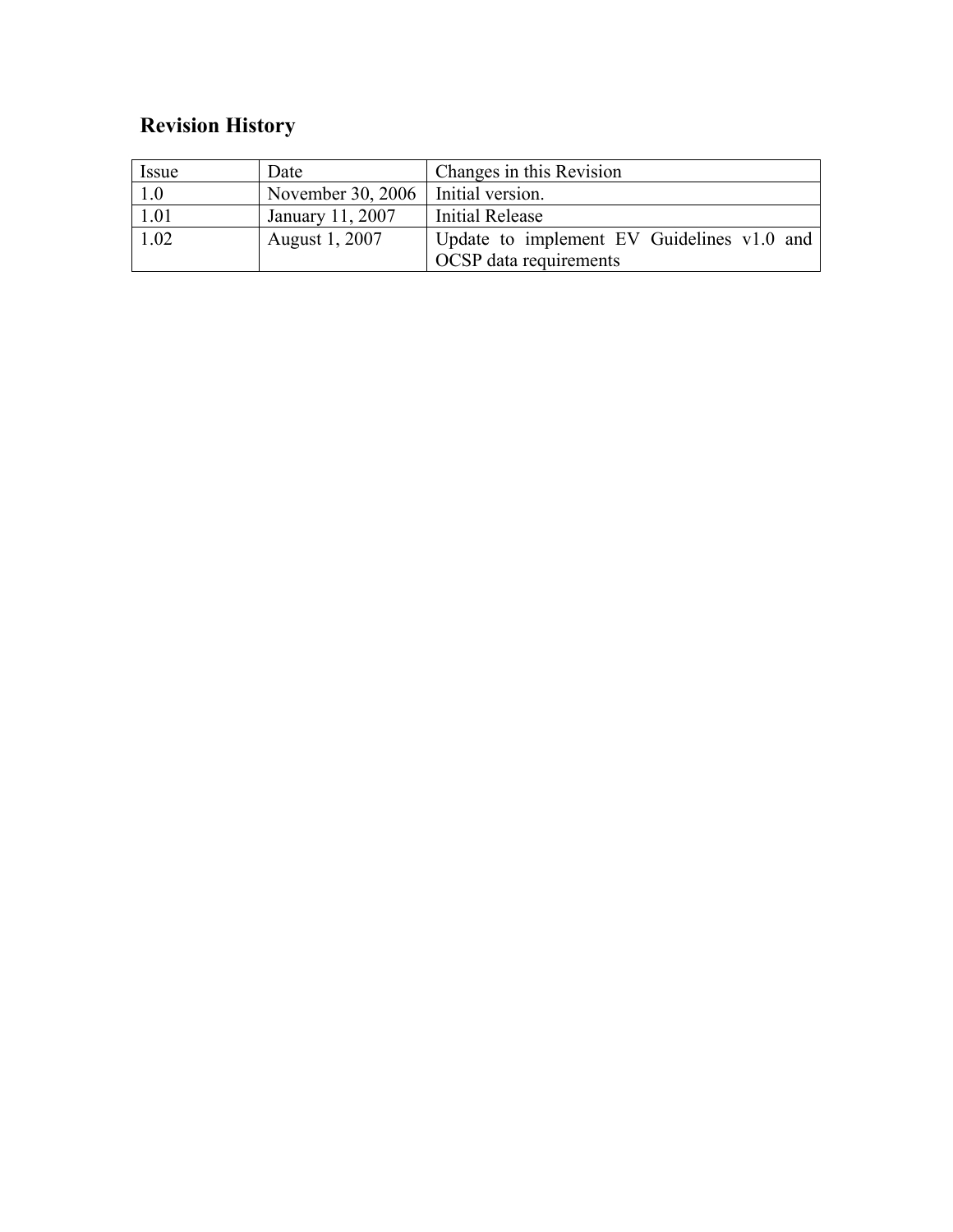## Revision History

| Issue | Date | Changes in this Revision |
|---|---|---|
| 1.0 | November 30, 2006 | Initial version. |
| 1.01 | January 11, 2007 | Initial Release |
| 1.02 | August 1, 2007 | Update to implement EV Guidelines v1.0 and OCSP data requirements |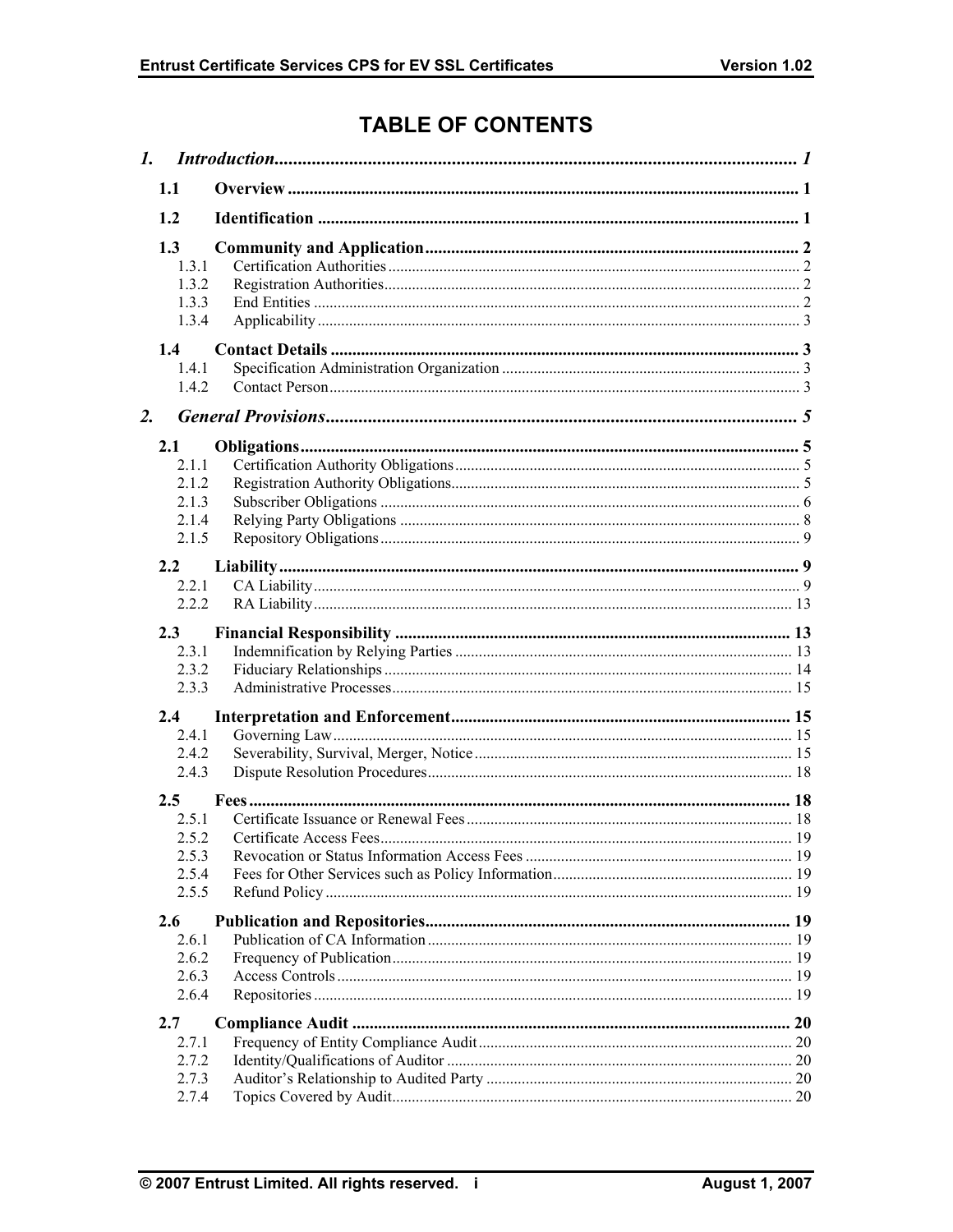# TABLE OF CONTENTS

1. *Introduction* ..... 1
   - 1.1 Overview ..... 1
   - 1.2 Identification ..... 1
   - 1.3 Community and Application ..... 2
     - 1.3.1 Certification Authorities ..... 2
     - 1.3.2 Registration Authorities ..... 2
     - 1.3.3 End Entities ..... 2
     - 1.3.4 Applicability ..... 3
   - 1.4 Contact Details ..... 3
     - 1.4.1 Specification Administration Organization ..... 3
     - 1.4.2 Contact Person ..... 3
2. *General Provisions* ..... 5
   - 2.1 Obligations ..... 5
     - 2.1.1 Certification Authority Obligations ..... 5
     - 2.1.2 Registration Authority Obligations ..... 5
     - 2.1.3 Subscriber Obligations ..... 6
     - 2.1.4 Relying Party Obligations ..... 8
     - 2.1.5 Repository Obligations ..... 9
   - 2.2 Liability ..... 9
     - 2.2.1 CA Liability ..... 9
     - 2.2.2 RA Liability ..... 13
   - 2.3 Financial Responsibility ..... 13
     - 2.3.1 Indemnification by Relying Parties ..... 13
     - 2.3.2 Fiduciary Relationships ..... 14
     - 2.3.3 Administrative Processes ..... 15
   - 2.4 Interpretation and Enforcement ..... 15
     - 2.4.1 Governing Law ..... 15
     - 2.4.2 Severability, Survival, Merger, Notice ..... 15
     - 2.4.3 Dispute Resolution Procedures ..... 18
   - 2.5 Fees ..... 18
     - 2.5.1 Certificate Issuance or Renewal Fees ..... 18
     - 2.5.2 Certificate Access Fees ..... 19
     - 2.5.3 Revocation or Status Information Access Fees ..... 19
     - 2.5.4 Fees for Other Services such as Policy Information ..... 19
     - 2.5.5 Refund Policy ..... 19
   - 2.6 Publication and Repositories ..... 19
     - 2.6.1 Publication of CA Information ..... 19
     - 2.6.2 Frequency of Publication ..... 19
     - 2.6.3 Access Controls ..... 19
     - 2.6.4 Repositories ..... 19
   - 2.7 Compliance Audit ..... 20
     - 2.7.1 Frequency of Entity Compliance Audit ..... 20
     - 2.7.2 Identity/Qualifications of Auditor ..... 20
     - 2.7.3 Auditor's Relationship to Audited Party ..... 20
     - 2.7.4 Topics Covered by Audit ..... 20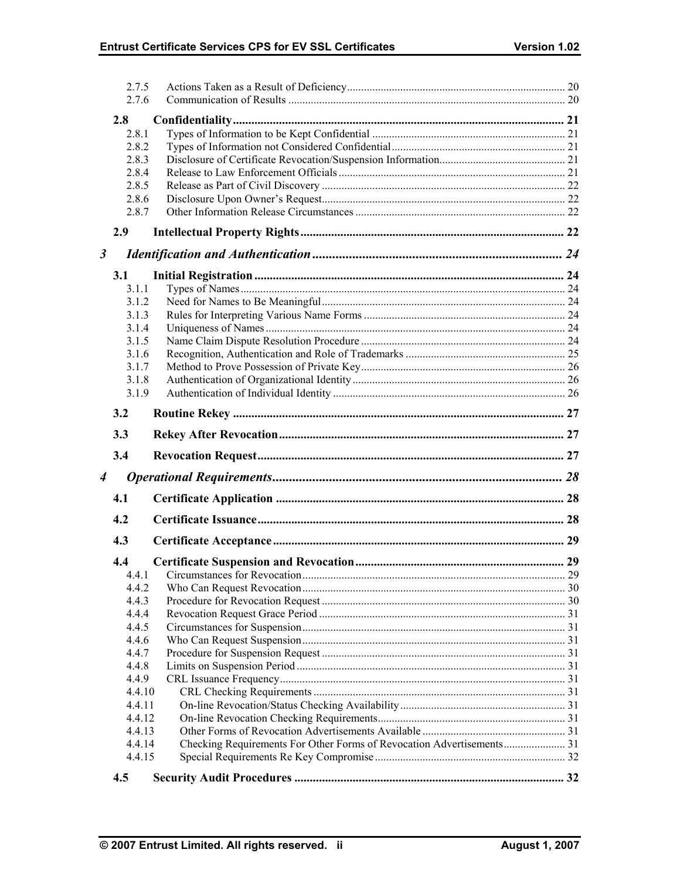2.7.5 Actions Taken as a Result of Deficiency ............ 20
2.7.6 Communication of Results ............ 20

**2.8 Confidentiality ............ 21**

2.8.1 Types of Information to be Kept Confidential ............ 21
2.8.2 Types of Information not Considered Confidential ............ 21
2.8.3 Disclosure of Certificate Revocation/Suspension Information ............ 21
2.8.4 Release to Law Enforcement Officials ............ 21
2.8.5 Release as Part of Civil Discovery ............ 22
2.8.6 Disclosure Upon Owner's Request ............ 22
2.8.7 Other Information Release Circumstances ............ 22

**2.9 Intellectual Property Rights ............ 22**

***3 Identification and Authentication ............ 24***

**3.1 Initial Registration ............ 24**

3.1.1 Types of Names ............ 24
3.1.2 Need for Names to Be Meaningful ............ 24
3.1.3 Rules for Interpreting Various Name Forms ............ 24
3.1.4 Uniqueness of Names ............ 24
3.1.5 Name Claim Dispute Resolution Procedure ............ 24
3.1.6 Recognition, Authentication and Role of Trademarks ............ 25
3.1.7 Method to Prove Possession of Private Key ............ 26
3.1.8 Authentication of Organizational Identity ............ 26
3.1.9 Authentication of Individual Identity ............ 26

**3.2 Routine Rekey ............ 27**

**3.3 Rekey After Revocation ............ 27**

**3.4 Revocation Request ............ 27**

***4 Operational Requirements ............ 28***

**4.1 Certificate Application ............ 28**

**4.2 Certificate Issuance ............ 28**

**4.3 Certificate Acceptance ............ 29**

**4.4 Certificate Suspension and Revocation ............ 29**

4.4.1 Circumstances for Revocation ............ 29
4.4.2 Who Can Request Revocation ............ 30
4.4.3 Procedure for Revocation Request ............ 30
4.4.4 Revocation Request Grace Period ............ 31
4.4.5 Circumstances for Suspension ............ 31
4.4.6 Who Can Request Suspension ............ 31
4.4.7 Procedure for Suspension Request ............ 31
4.4.8 Limits on Suspension Period ............ 31
4.4.9 CRL Issuance Frequency ............ 31
4.4.10 CRL Checking Requirements ............ 31
4.4.11 On-line Revocation/Status Checking Availability ............ 31
4.4.12 On-line Revocation Checking Requirements ............ 31
4.4.13 Other Forms of Revocation Advertisements Available ............ 31
4.4.14 Checking Requirements For Other Forms of Revocation Advertisements ............ 31
4.4.15 Special Requirements Re Key Compromise ............ 32

**4.5 Security Audit Procedures ............ 32**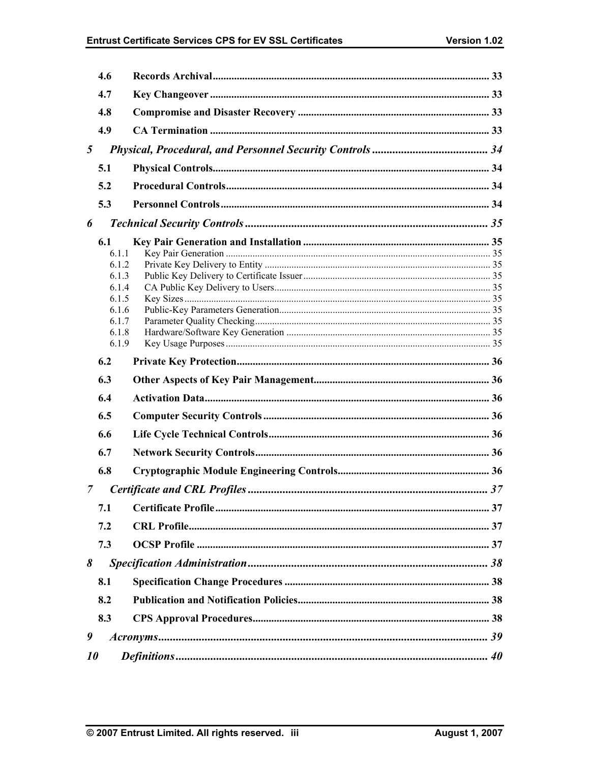4.6 Records Archival ... 33

4.7 Key Changeover ... 33

4.8 Compromise and Disaster Recovery ... 33

4.9 CA Termination ... 33

*5 Physical, Procedural, and Personnel Security Controls ... 34*

5.1 Physical Controls ... 34

5.2 Procedural Controls ... 34

5.3 Personnel Controls ... 34

*6 Technical Security Controls ... 35*

6.1 Key Pair Generation and Installation ... 35

- 6.1.1 Key Pair Generation ... 35
- 6.1.2 Private Key Delivery to Entity ... 35
- 6.1.3 Public Key Delivery to Certificate Issuer ... 35
- 6.1.4 CA Public Key Delivery to Users ... 35
- 6.1.5 Key Sizes ... 35
- 6.1.6 Public-Key Parameters Generation ... 35
- 6.1.7 Parameter Quality Checking ... 35
- 6.1.8 Hardware/Software Key Generation ... 35
- 6.1.9 Key Usage Purposes ... 35

6.2 Private Key Protection ... 36

6.3 Other Aspects of Key Pair Management ... 36

6.4 Activation Data ... 36

6.5 Computer Security Controls ... 36

6.6 Life Cycle Technical Controls ... 36

6.7 Network Security Controls ... 36

6.8 Cryptographic Module Engineering Controls ... 36

*7 Certificate and CRL Profiles ... 37*

7.1 Certificate Profile ... 37

7.2 CRL Profile ... 37

7.3 OCSP Profile ... 37

*8 Specification Administration ... 38*

8.1 Specification Change Procedures ... 38

8.2 Publication and Notification Policies ... 38

8.3 CPS Approval Procedures ... 38

*9 Acronyms ... 39*

*10 Definitions ... 40*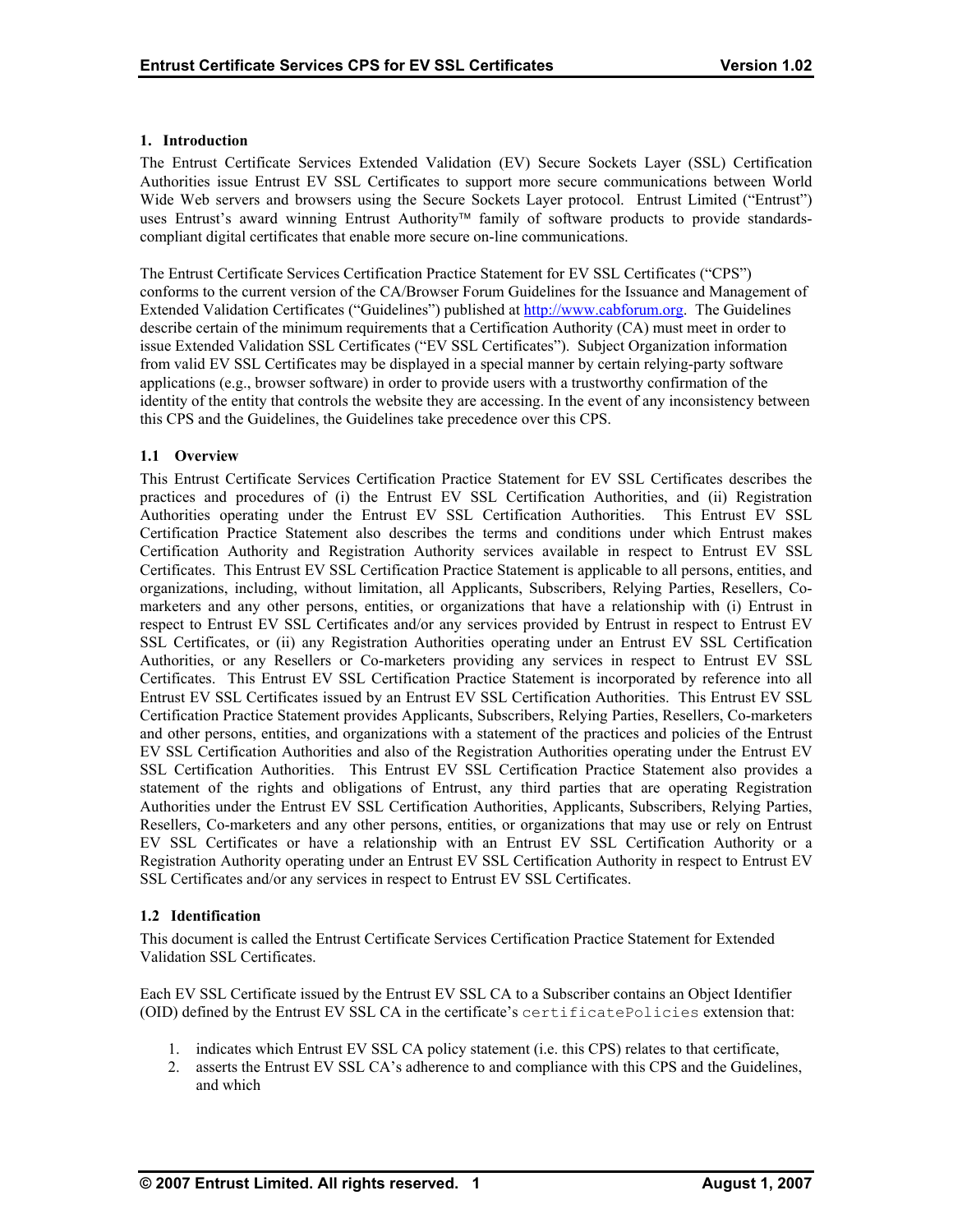# 1. Introduction

The Entrust Certificate Services Extended Validation (EV) Secure Sockets Layer (SSL) Certification Authorities issue Entrust EV SSL Certificates to support more secure communications between World Wide Web servers and browsers using the Secure Sockets Layer protocol. Entrust Limited ("Entrust") uses Entrust's award winning Entrust Authority™ family of software products to provide standards-compliant digital certificates that enable more secure on-line communications.

The Entrust Certificate Services Certification Practice Statement for EV SSL Certificates ("CPS") conforms to the current version of the CA/Browser Forum Guidelines for the Issuance and Management of Extended Validation Certificates ("Guidelines") published at http://www.cabforum.org. The Guidelines describe certain of the minimum requirements that a Certification Authority (CA) must meet in order to issue Extended Validation SSL Certificates ("EV SSL Certificates"). Subject Organization information from valid EV SSL Certificates may be displayed in a special manner by certain relying-party software applications (e.g., browser software) in order to provide users with a trustworthy confirmation of the identity of the entity that controls the website they are accessing. In the event of any inconsistency between this CPS and the Guidelines, the Guidelines take precedence over this CPS.

## 1.1 Overview

This Entrust Certificate Services Certification Practice Statement for EV SSL Certificates describes the practices and procedures of (i) the Entrust EV SSL Certification Authorities, and (ii) Registration Authorities operating under the Entrust EV SSL Certification Authorities. This Entrust EV SSL Certification Practice Statement also describes the terms and conditions under which Entrust makes Certification Authority and Registration Authority services available in respect to Entrust EV SSL Certificates. This Entrust EV SSL Certification Practice Statement is applicable to all persons, entities, and organizations, including, without limitation, all Applicants, Subscribers, Relying Parties, Resellers, Co-marketers and any other persons, entities, or organizations that have a relationship with (i) Entrust in respect to Entrust EV SSL Certificates and/or any services provided by Entrust in respect to Entrust EV SSL Certificates, or (ii) any Registration Authorities operating under an Entrust EV SSL Certification Authorities, or any Resellers or Co-marketers providing any services in respect to Entrust EV SSL Certificates. This Entrust EV SSL Certification Practice Statement is incorporated by reference into all Entrust EV SSL Certificates issued by an Entrust EV SSL Certification Authorities. This Entrust EV SSL Certification Practice Statement provides Applicants, Subscribers, Relying Parties, Resellers, Co-marketers and other persons, entities, and organizations with a statement of the practices and policies of the Entrust EV SSL Certification Authorities and also of the Registration Authorities operating under the Entrust EV SSL Certification Authorities. This Entrust EV SSL Certification Practice Statement also provides a statement of the rights and obligations of Entrust, any third parties that are operating Registration Authorities under the Entrust EV SSL Certification Authorities, Applicants, Subscribers, Relying Parties, Resellers, Co-marketers and any other persons, entities, or organizations that may use or rely on Entrust EV SSL Certificates or have a relationship with an Entrust EV SSL Certification Authority or a Registration Authority operating under an Entrust EV SSL Certification Authority in respect to Entrust EV SSL Certificates and/or any services in respect to Entrust EV SSL Certificates.

## 1.2 Identification

This document is called the Entrust Certificate Services Certification Practice Statement for Extended Validation SSL Certificates.

Each EV SSL Certificate issued by the Entrust EV SSL CA to a Subscriber contains an Object Identifier (OID) defined by the Entrust EV SSL CA in the certificate's `certificatePolicies` extension that:

1. indicates which Entrust EV SSL CA policy statement (i.e. this CPS) relates to that certificate,
2. asserts the Entrust EV SSL CA's adherence to and compliance with this CPS and the Guidelines, and which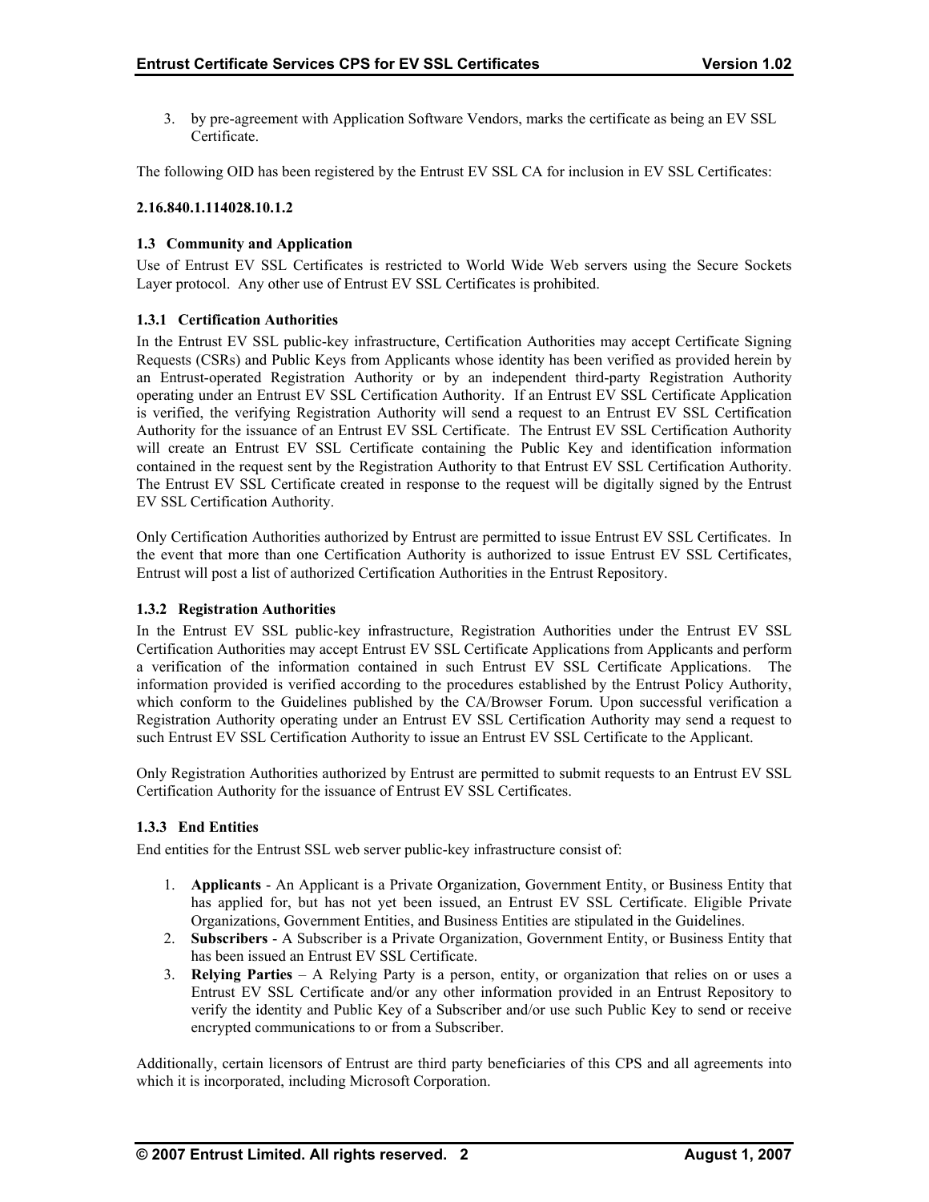3. by pre-agreement with Application Software Vendors, marks the certificate as being an EV SSL Certificate.

The following OID has been registered by the Entrust EV SSL CA for inclusion in EV SSL Certificates:

**2.16.840.1.114028.10.1.2**

### 1.3 Community and Application

Use of Entrust EV SSL Certificates is restricted to World Wide Web servers using the Secure Sockets Layer protocol. Any other use of Entrust EV SSL Certificates is prohibited.

#### 1.3.1 Certification Authorities

In the Entrust EV SSL public-key infrastructure, Certification Authorities may accept Certificate Signing Requests (CSRs) and Public Keys from Applicants whose identity has been verified as provided herein by an Entrust-operated Registration Authority or by an independent third-party Registration Authority operating under an Entrust EV SSL Certification Authority. If an Entrust EV SSL Certificate Application is verified, the verifying Registration Authority will send a request to an Entrust EV SSL Certification Authority for the issuance of an Entrust EV SSL Certificate. The Entrust EV SSL Certification Authority will create an Entrust EV SSL Certificate containing the Public Key and identification information contained in the request sent by the Registration Authority to that Entrust EV SSL Certification Authority. The Entrust EV SSL Certificate created in response to the request will be digitally signed by the Entrust EV SSL Certification Authority.

Only Certification Authorities authorized by Entrust are permitted to issue Entrust EV SSL Certificates. In the event that more than one Certification Authority is authorized to issue Entrust EV SSL Certificates, Entrust will post a list of authorized Certification Authorities in the Entrust Repository.

#### 1.3.2 Registration Authorities

In the Entrust EV SSL public-key infrastructure, Registration Authorities under the Entrust EV SSL Certification Authorities may accept Entrust EV SSL Certificate Applications from Applicants and perform a verification of the information contained in such Entrust EV SSL Certificate Applications. The information provided is verified according to the procedures established by the Entrust Policy Authority, which conform to the Guidelines published by the CA/Browser Forum. Upon successful verification a Registration Authority operating under an Entrust EV SSL Certification Authority may send a request to such Entrust EV SSL Certification Authority to issue an Entrust EV SSL Certificate to the Applicant.

Only Registration Authorities authorized by Entrust are permitted to submit requests to an Entrust EV SSL Certification Authority for the issuance of Entrust EV SSL Certificates.

#### 1.3.3 End Entities

End entities for the Entrust SSL web server public-key infrastructure consist of:

1. **Applicants** - An Applicant is a Private Organization, Government Entity, or Business Entity that has applied for, but has not yet been issued, an Entrust EV SSL Certificate. Eligible Private Organizations, Government Entities, and Business Entities are stipulated in the Guidelines.
2. **Subscribers** - A Subscriber is a Private Organization, Government Entity, or Business Entity that has been issued an Entrust EV SSL Certificate.
3. **Relying Parties** – A Relying Party is a person, entity, or organization that relies on or uses a Entrust EV SSL Certificate and/or any other information provided in an Entrust Repository to verify the identity and Public Key of a Subscriber and/or use such Public Key to send or receive encrypted communications to or from a Subscriber.

Additionally, certain licensors of Entrust are third party beneficiaries of this CPS and all agreements into which it is incorporated, including Microsoft Corporation.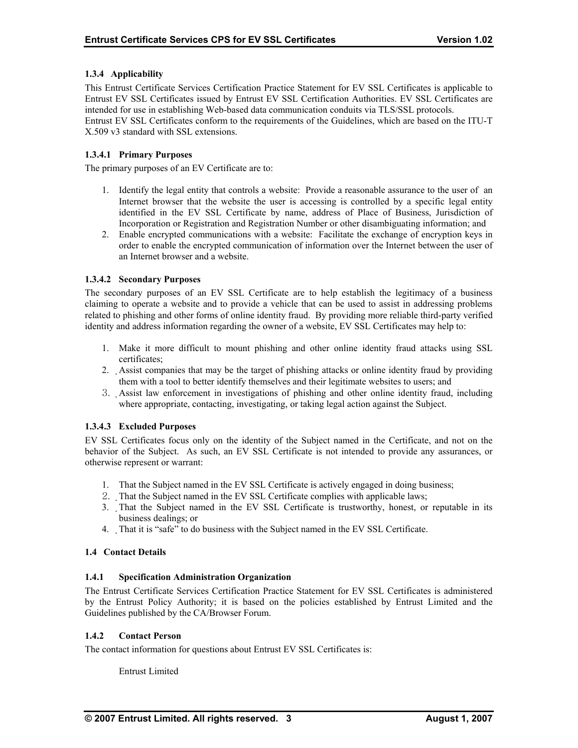#### 1.3.4 Applicability

This Entrust Certificate Services Certification Practice Statement for EV SSL Certificates is applicable to Entrust EV SSL Certificates issued by Entrust EV SSL Certification Authorities. EV SSL Certificates are intended for use in establishing Web-based data communication conduits via TLS/SSL protocols.
Entrust EV SSL Certificates conform to the requirements of the Guidelines, which are based on the ITU-T X.509 v3 standard with SSL extensions.

##### 1.3.4.1 Primary Purposes

The primary purposes of an EV Certificate are to:

1. Identify the legal entity that controls a website: Provide a reasonable assurance to the user of an Internet browser that the website the user is accessing is controlled by a specific legal entity identified in the EV SSL Certificate by name, address of Place of Business, Jurisdiction of Incorporation or Registration and Registration Number or other disambiguating information; and
2. Enable encrypted communications with a website: Facilitate the exchange of encryption keys in order to enable the encrypted communication of information over the Internet between the user of an Internet browser and a website.

##### 1.3.4.2 Secondary Purposes

The secondary purposes of an EV SSL Certificate are to help establish the legitimacy of a business claiming to operate a website and to provide a vehicle that can be used to assist in addressing problems related to phishing and other forms of online identity fraud. By providing more reliable third-party verified identity and address information regarding the owner of a website, EV SSL Certificates may help to:

1. Make it more difficult to mount phishing and other online identity fraud attacks using SSL certificates;
2. Assist companies that may be the target of phishing attacks or online identity fraud by providing them with a tool to better identify themselves and their legitimate websites to users; and
3. Assist law enforcement in investigations of phishing and other online identity fraud, including where appropriate, contacting, investigating, or taking legal action against the Subject.

##### 1.3.4.3 Excluded Purposes

EV SSL Certificates focus only on the identity of the Subject named in the Certificate, and not on the behavior of the Subject. As such, an EV SSL Certificate is not intended to provide any assurances, or otherwise represent or warrant:

1. That the Subject named in the EV SSL Certificate is actively engaged in doing business;
2. That the Subject named in the EV SSL Certificate complies with applicable laws;
3. That the Subject named in the EV SSL Certificate is trustworthy, honest, or reputable in its business dealings; or
4. That it is "safe" to do business with the Subject named in the EV SSL Certificate.

### 1.4 Contact Details

#### 1.4.1 Specification Administration Organization

The Entrust Certificate Services Certification Practice Statement for EV SSL Certificates is administered by the Entrust Policy Authority; it is based on the policies established by Entrust Limited and the Guidelines published by the CA/Browser Forum.

#### 1.4.2 Contact Person

The contact information for questions about Entrust EV SSL Certificates is:

Entrust Limited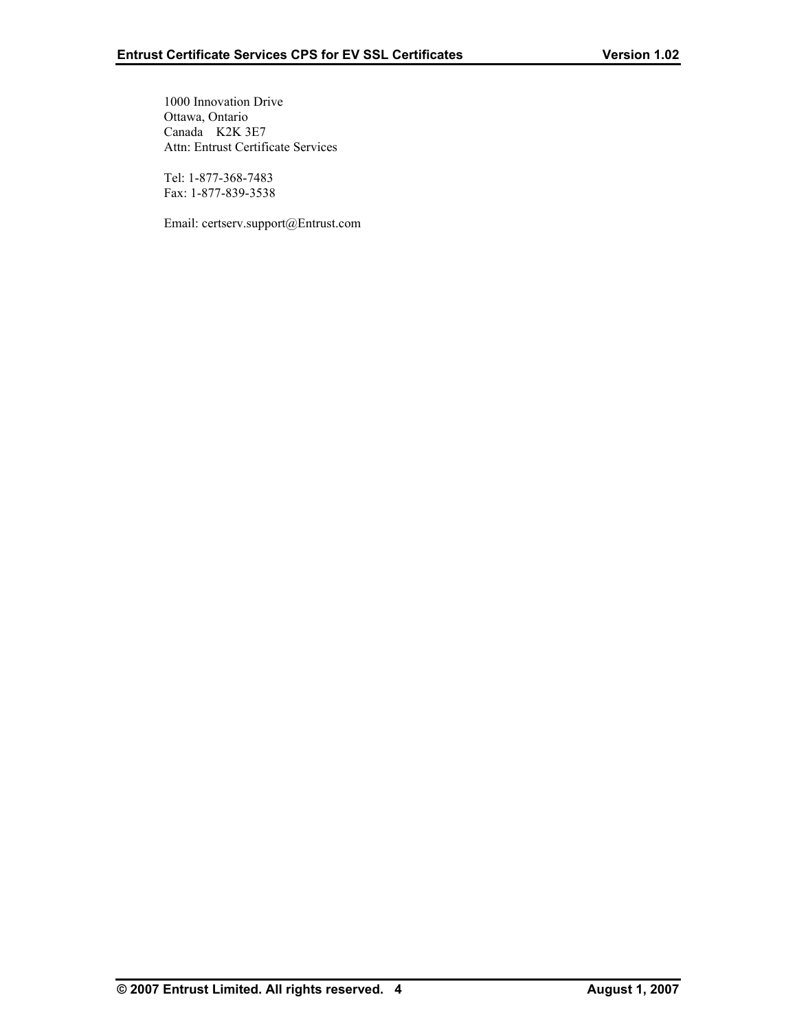1000 Innovation Drive
Ottawa, Ontario
Canada K2K 3E7
Attn: Entrust Certificate Services

Tel: 1-877-368-7483
Fax: 1-877-839-3538

Email: certserv.support@Entrust.com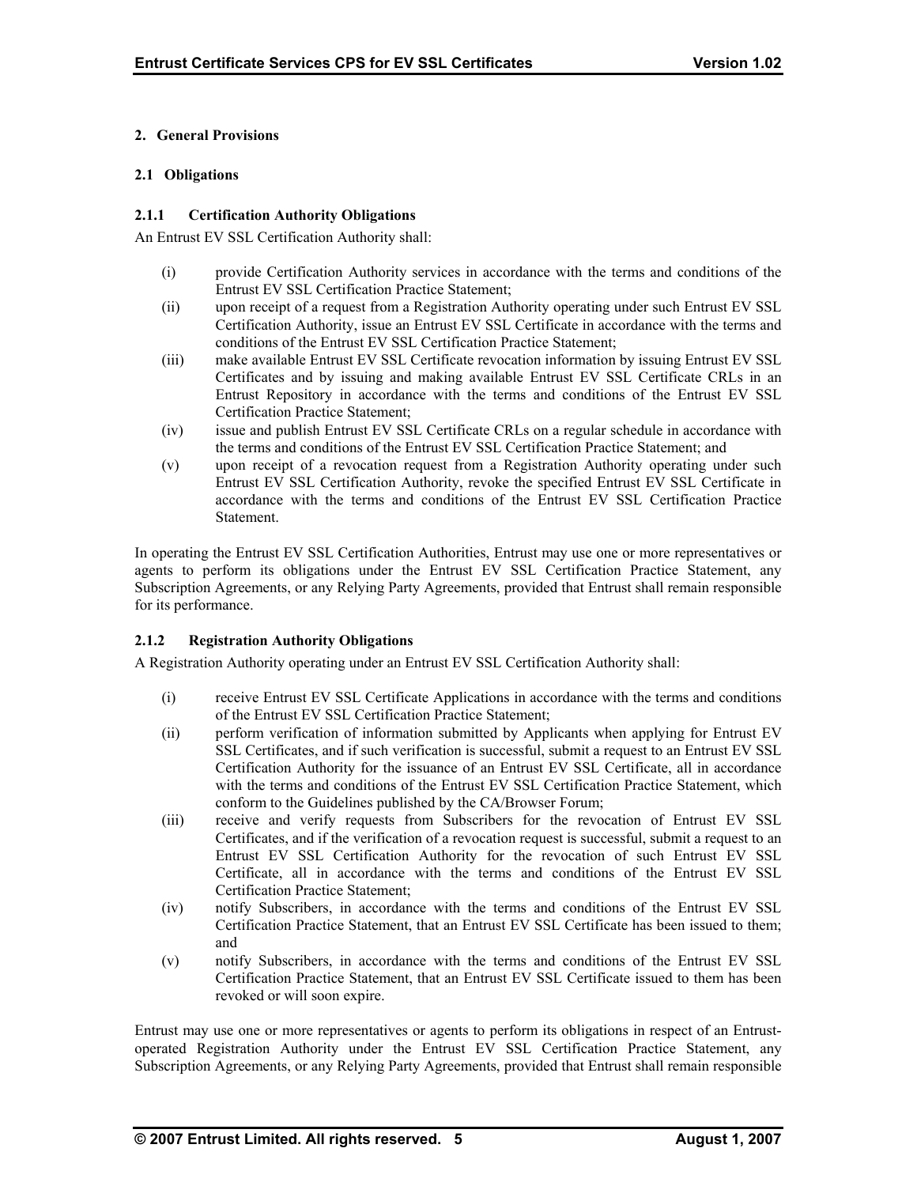## 2. General Provisions

### 2.1 Obligations

#### 2.1.1 Certification Authority Obligations

An Entrust EV SSL Certification Authority shall:

(i) provide Certification Authority services in accordance with the terms and conditions of the Entrust EV SSL Certification Practice Statement;

(ii) upon receipt of a request from a Registration Authority operating under such Entrust EV SSL Certification Authority, issue an Entrust EV SSL Certificate in accordance with the terms and conditions of the Entrust EV SSL Certification Practice Statement;

(iii) make available Entrust EV SSL Certificate revocation information by issuing Entrust EV SSL Certificates and by issuing and making available Entrust EV SSL Certificate CRLs in an Entrust Repository in accordance with the terms and conditions of the Entrust EV SSL Certification Practice Statement;

(iv) issue and publish Entrust EV SSL Certificate CRLs on a regular schedule in accordance with the terms and conditions of the Entrust EV SSL Certification Practice Statement; and

(v) upon receipt of a revocation request from a Registration Authority operating under such Entrust EV SSL Certification Authority, revoke the specified Entrust EV SSL Certificate in accordance with the terms and conditions of the Entrust EV SSL Certification Practice Statement.

In operating the Entrust EV SSL Certification Authorities, Entrust may use one or more representatives or agents to perform its obligations under the Entrust EV SSL Certification Practice Statement, any Subscription Agreements, or any Relying Party Agreements, provided that Entrust shall remain responsible for its performance.

#### 2.1.2 Registration Authority Obligations

A Registration Authority operating under an Entrust EV SSL Certification Authority shall:

(i) receive Entrust EV SSL Certificate Applications in accordance with the terms and conditions of the Entrust EV SSL Certification Practice Statement;

(ii) perform verification of information submitted by Applicants when applying for Entrust EV SSL Certificates, and if such verification is successful, submit a request to an Entrust EV SSL Certification Authority for the issuance of an Entrust EV SSL Certificate, all in accordance with the terms and conditions of the Entrust EV SSL Certification Practice Statement, which conform to the Guidelines published by the CA/Browser Forum;

(iii) receive and verify requests from Subscribers for the revocation of Entrust EV SSL Certificates, and if the verification of a revocation request is successful, submit a request to an Entrust EV SSL Certification Authority for the revocation of such Entrust EV SSL Certificate, all in accordance with the terms and conditions of the Entrust EV SSL Certification Practice Statement;

(iv) notify Subscribers, in accordance with the terms and conditions of the Entrust EV SSL Certification Practice Statement, that an Entrust EV SSL Certificate has been issued to them; and

(v) notify Subscribers, in accordance with the terms and conditions of the Entrust EV SSL Certification Practice Statement, that an Entrust EV SSL Certificate issued to them has been revoked or will soon expire.

Entrust may use one or more representatives or agents to perform its obligations in respect of an Entrust-operated Registration Authority under the Entrust EV SSL Certification Practice Statement, any Subscription Agreements, or any Relying Party Agreements, provided that Entrust shall remain responsible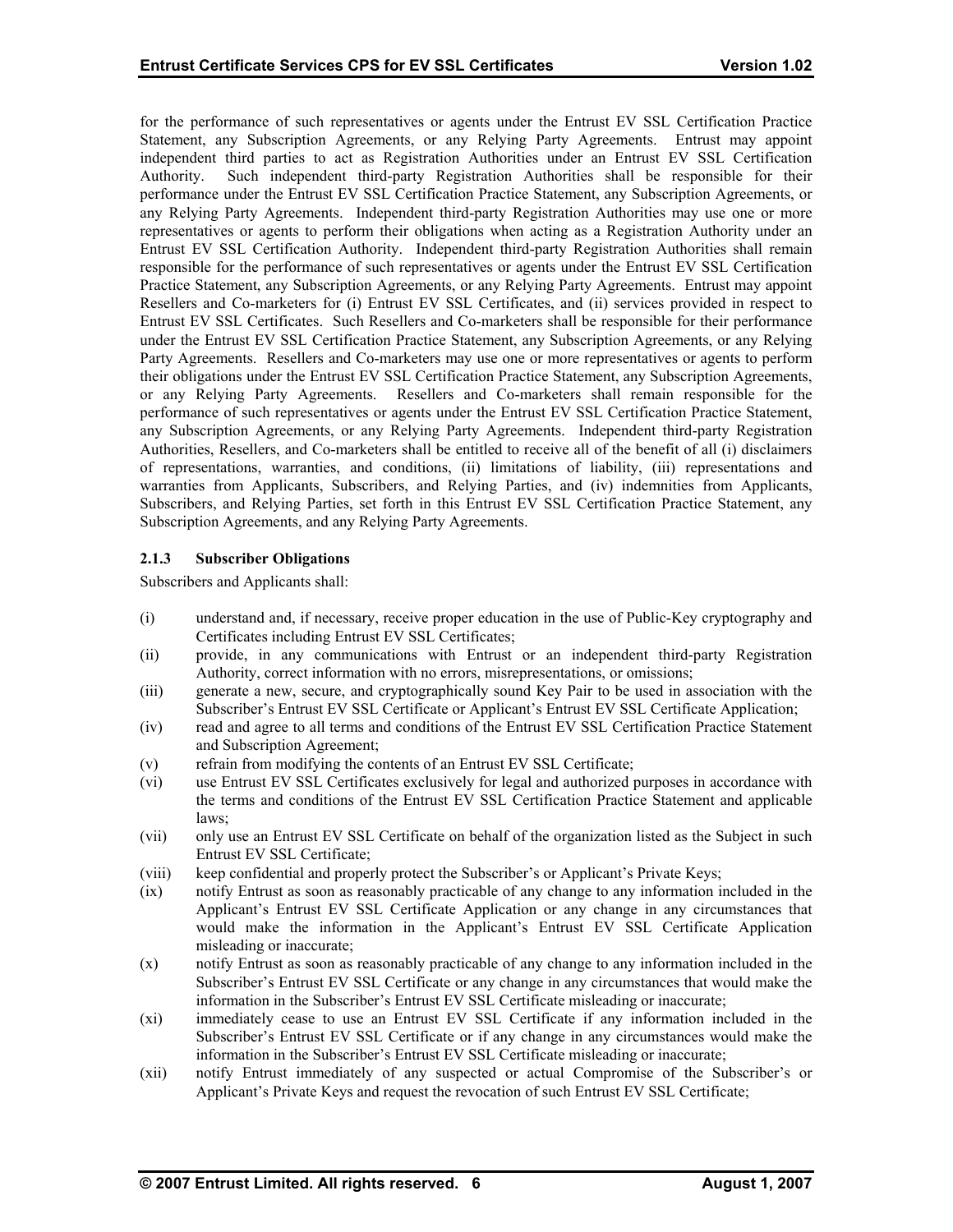for the performance of such representatives or agents under the Entrust EV SSL Certification Practice Statement, any Subscription Agreements, or any Relying Party Agreements. Entrust may appoint independent third parties to act as Registration Authorities under an Entrust EV SSL Certification Authority. Such independent third-party Registration Authorities shall be responsible for their performance under the Entrust EV SSL Certification Practice Statement, any Subscription Agreements, or any Relying Party Agreements. Independent third-party Registration Authorities may use one or more representatives or agents to perform their obligations when acting as a Registration Authority under an Entrust EV SSL Certification Authority. Independent third-party Registration Authorities shall remain responsible for the performance of such representatives or agents under the Entrust EV SSL Certification Practice Statement, any Subscription Agreements, or any Relying Party Agreements. Entrust may appoint Resellers and Co-marketers for (i) Entrust EV SSL Certificates, and (ii) services provided in respect to Entrust EV SSL Certificates. Such Resellers and Co-marketers shall be responsible for their performance under the Entrust EV SSL Certification Practice Statement, any Subscription Agreements, or any Relying Party Agreements. Resellers and Co-marketers may use one or more representatives or agents to perform their obligations under the Entrust EV SSL Certification Practice Statement, any Subscription Agreements, or any Relying Party Agreements. Resellers and Co-marketers shall remain responsible for the performance of such representatives or agents under the Entrust EV SSL Certification Practice Statement, any Subscription Agreements, or any Relying Party Agreements. Independent third-party Registration Authorities, Resellers, and Co-marketers shall be entitled to receive all of the benefit of all (i) disclaimers of representations, warranties, and conditions, (ii) limitations of liability, (iii) representations and warranties from Applicants, Subscribers, and Relying Parties, and (iv) indemnities from Applicants, Subscribers, and Relying Parties, set forth in this Entrust EV SSL Certification Practice Statement, any Subscription Agreements, and any Relying Party Agreements.

#### 2.1.3 Subscriber Obligations

Subscribers and Applicants shall:

(i) understand and, if necessary, receive proper education in the use of Public-Key cryptography and Certificates including Entrust EV SSL Certificates;

(ii) provide, in any communications with Entrust or an independent third-party Registration Authority, correct information with no errors, misrepresentations, or omissions;

(iii) generate a new, secure, and cryptographically sound Key Pair to be used in association with the Subscriber's Entrust EV SSL Certificate or Applicant's Entrust EV SSL Certificate Application;

(iv) read and agree to all terms and conditions of the Entrust EV SSL Certification Practice Statement and Subscription Agreement;

(v) refrain from modifying the contents of an Entrust EV SSL Certificate;

(vi) use Entrust EV SSL Certificates exclusively for legal and authorized purposes in accordance with the terms and conditions of the Entrust EV SSL Certification Practice Statement and applicable laws;

(vii) only use an Entrust EV SSL Certificate on behalf of the organization listed as the Subject in such Entrust EV SSL Certificate;

(viii) keep confidential and properly protect the Subscriber's or Applicant's Private Keys;

(ix) notify Entrust as soon as reasonably practicable of any change to any information included in the Applicant's Entrust EV SSL Certificate Application or any change in any circumstances that would make the information in the Applicant's Entrust EV SSL Certificate Application misleading or inaccurate;

(x) notify Entrust as soon as reasonably practicable of any change to any information included in the Subscriber's Entrust EV SSL Certificate or any change in any circumstances that would make the information in the Subscriber's Entrust EV SSL Certificate misleading or inaccurate;

(xi) immediately cease to use an Entrust EV SSL Certificate if any information included in the Subscriber's Entrust EV SSL Certificate or if any change in any circumstances would make the information in the Subscriber's Entrust EV SSL Certificate misleading or inaccurate;

(xii) notify Entrust immediately of any suspected or actual Compromise of the Subscriber's or Applicant's Private Keys and request the revocation of such Entrust EV SSL Certificate;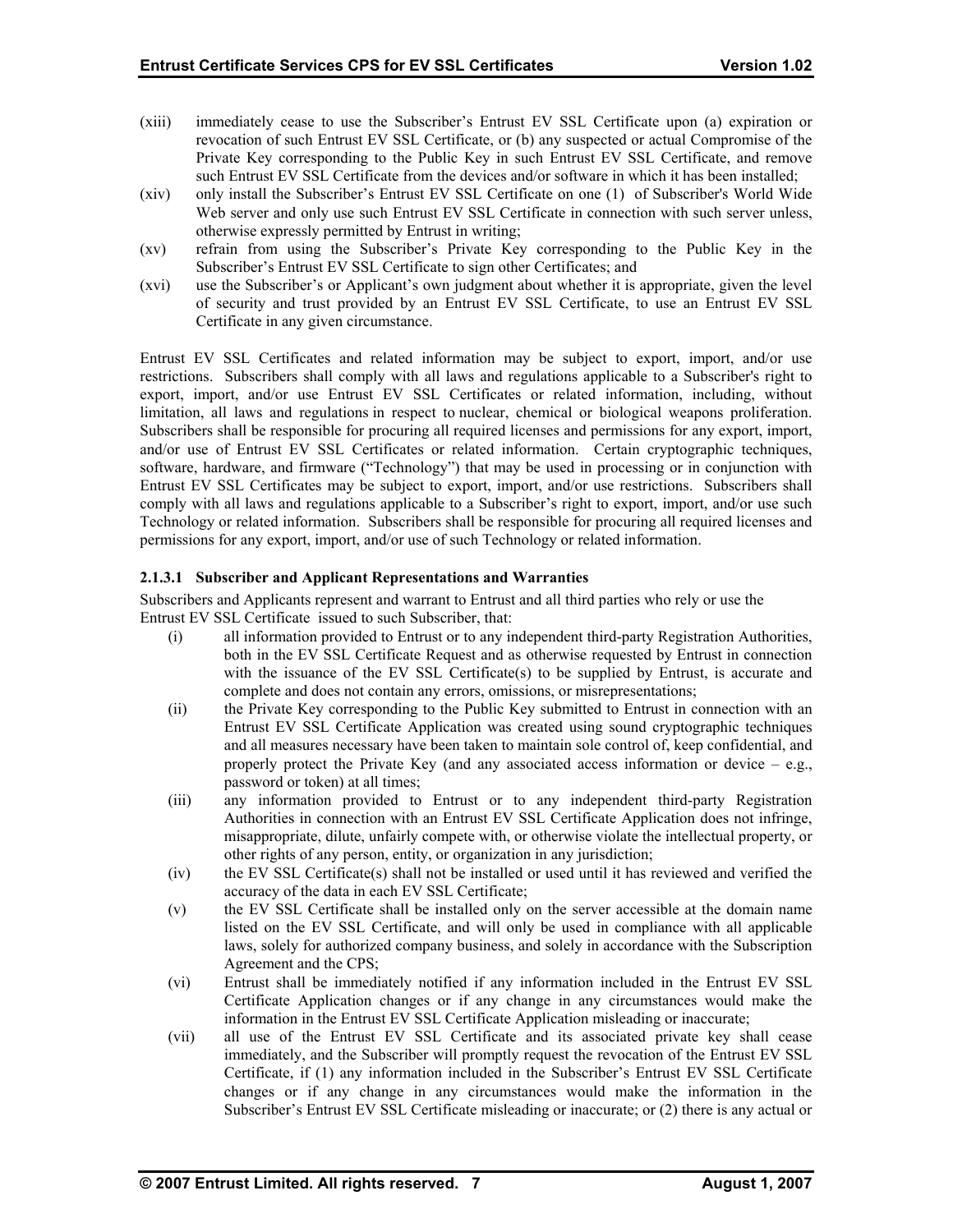(xiii) immediately cease to use the Subscriber's Entrust EV SSL Certificate upon (a) expiration or revocation of such Entrust EV SSL Certificate, or (b) any suspected or actual Compromise of the Private Key corresponding to the Public Key in such Entrust EV SSL Certificate, and remove such Entrust EV SSL Certificate from the devices and/or software in which it has been installed;

(xiv) only install the Subscriber's Entrust EV SSL Certificate on one (1) of Subscriber's World Wide Web server and only use such Entrust EV SSL Certificate in connection with such server unless, otherwise expressly permitted by Entrust in writing;

(xv) refrain from using the Subscriber's Private Key corresponding to the Public Key in the Subscriber's Entrust EV SSL Certificate to sign other Certificates; and

(xvi) use the Subscriber's or Applicant's own judgment about whether it is appropriate, given the level of security and trust provided by an Entrust EV SSL Certificate, to use an Entrust EV SSL Certificate in any given circumstance.

Entrust EV SSL Certificates and related information may be subject to export, import, and/or use restrictions. Subscribers shall comply with all laws and regulations applicable to a Subscriber's right to export, import, and/or use Entrust EV SSL Certificates or related information, including, without limitation, all laws and regulations in respect to nuclear, chemical or biological weapons proliferation. Subscribers shall be responsible for procuring all required licenses and permissions for any export, import, and/or use of Entrust EV SSL Certificates or related information. Certain cryptographic techniques, software, hardware, and firmware ("Technology") that may be used in processing or in conjunction with Entrust EV SSL Certificates may be subject to export, import, and/or use restrictions. Subscribers shall comply with all laws and regulations applicable to a Subscriber's right to export, import, and/or use such Technology or related information. Subscribers shall be responsible for procuring all required licenses and permissions for any export, import, and/or use of such Technology or related information.

#### 2.1.3.1 Subscriber and Applicant Representations and Warranties

Subscribers and Applicants represent and warrant to Entrust and all third parties who rely or use the Entrust EV SSL Certificate issued to such Subscriber, that:

(i) all information provided to Entrust or to any independent third-party Registration Authorities, both in the EV SSL Certificate Request and as otherwise requested by Entrust in connection with the issuance of the EV SSL Certificate(s) to be supplied by Entrust, is accurate and complete and does not contain any errors, omissions, or misrepresentations;

(ii) the Private Key corresponding to the Public Key submitted to Entrust in connection with an Entrust EV SSL Certificate Application was created using sound cryptographic techniques and all measures necessary have been taken to maintain sole control of, keep confidential, and properly protect the Private Key (and any associated access information or device – e.g., password or token) at all times;

(iii) any information provided to Entrust or to any independent third-party Registration Authorities in connection with an Entrust EV SSL Certificate Application does not infringe, misappropriate, dilute, unfairly compete with, or otherwise violate the intellectual property, or other rights of any person, entity, or organization in any jurisdiction;

(iv) the EV SSL Certificate(s) shall not be installed or used until it has reviewed and verified the accuracy of the data in each EV SSL Certificate;

(v) the EV SSL Certificate shall be installed only on the server accessible at the domain name listed on the EV SSL Certificate, and will only be used in compliance with all applicable laws, solely for authorized company business, and solely in accordance with the Subscription Agreement and the CPS;

(vi) Entrust shall be immediately notified if any information included in the Entrust EV SSL Certificate Application changes or if any change in any circumstances would make the information in the Entrust EV SSL Certificate Application misleading or inaccurate;

(vii) all use of the Entrust EV SSL Certificate and its associated private key shall cease immediately, and the Subscriber will promptly request the revocation of the Entrust EV SSL Certificate, if (1) any information included in the Subscriber's Entrust EV SSL Certificate changes or if any change in any circumstances would make the information in the Subscriber's Entrust EV SSL Certificate misleading or inaccurate; or (2) there is any actual or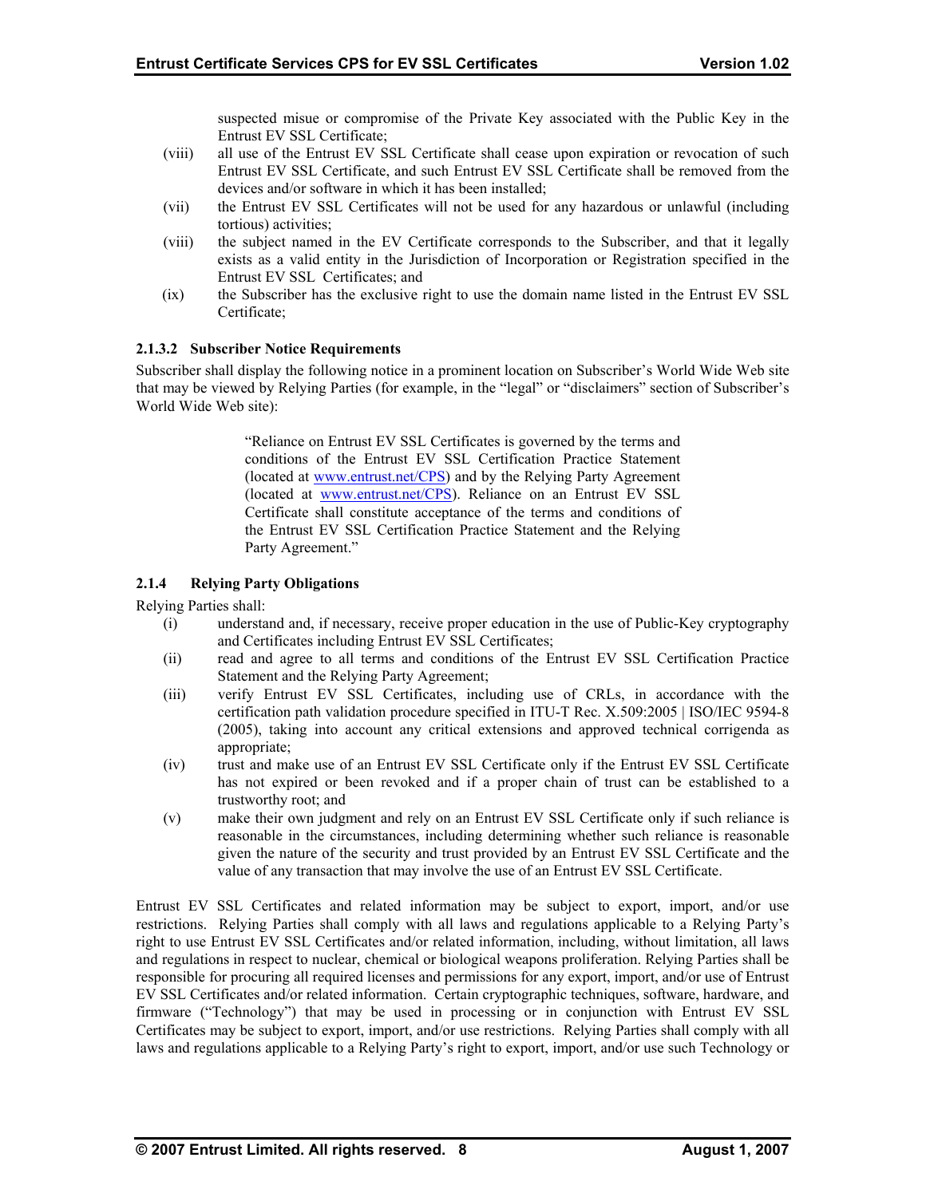suspected misue or compromise of the Private Key associated with the Public Key in the Entrust EV SSL Certificate;

(viii) all use of the Entrust EV SSL Certificate shall cease upon expiration or revocation of such Entrust EV SSL Certificate, and such Entrust EV SSL Certificate shall be removed from the devices and/or software in which it has been installed;

(vii) the Entrust EV SSL Certificates will not be used for any hazardous or unlawful (including tortious) activities;

(viii) the subject named in the EV Certificate corresponds to the Subscriber, and that it legally exists as a valid entity in the Jurisdiction of Incorporation or Registration specified in the Entrust EV SSL Certificates; and

(ix) the Subscriber has the exclusive right to use the domain name listed in the Entrust EV SSL Certificate;

#### 2.1.3.2 Subscriber Notice Requirements

Subscriber shall display the following notice in a prominent location on Subscriber's World Wide Web site that may be viewed by Relying Parties (for example, in the "legal" or "disclaimers" section of Subscriber's World Wide Web site):

> "Reliance on Entrust EV SSL Certificates is governed by the terms and conditions of the Entrust EV SSL Certification Practice Statement (located at www.entrust.net/CPS) and by the Relying Party Agreement (located at www.entrust.net/CPS). Reliance on an Entrust EV SSL Certificate shall constitute acceptance of the terms and conditions of the Entrust EV SSL Certification Practice Statement and the Relying Party Agreement."

### 2.1.4 Relying Party Obligations

Relying Parties shall:

(i) understand and, if necessary, receive proper education in the use of Public-Key cryptography and Certificates including Entrust EV SSL Certificates;

(ii) read and agree to all terms and conditions of the Entrust EV SSL Certification Practice Statement and the Relying Party Agreement;

(iii) verify Entrust EV SSL Certificates, including use of CRLs, in accordance with the certification path validation procedure specified in ITU-T Rec. X.509:2005 | ISO/IEC 9594-8 (2005), taking into account any critical extensions and approved technical corrigenda as appropriate;

(iv) trust and make use of an Entrust EV SSL Certificate only if the Entrust EV SSL Certificate has not expired or been revoked and if a proper chain of trust can be established to a trustworthy root; and

(v) make their own judgment and rely on an Entrust EV SSL Certificate only if such reliance is reasonable in the circumstances, including determining whether such reliance is reasonable given the nature of the security and trust provided by an Entrust EV SSL Certificate and the value of any transaction that may involve the use of an Entrust EV SSL Certificate.

Entrust EV SSL Certificates and related information may be subject to export, import, and/or use restrictions. Relying Parties shall comply with all laws and regulations applicable to a Relying Party's right to use Entrust EV SSL Certificates and/or related information, including, without limitation, all laws and regulations in respect to nuclear, chemical or biological weapons proliferation. Relying Parties shall be responsible for procuring all required licenses and permissions for any export, import, and/or use of Entrust EV SSL Certificates and/or related information. Certain cryptographic techniques, software, hardware, and firmware ("Technology") that may be used in processing or in conjunction with Entrust EV SSL Certificates may be subject to export, import, and/or use restrictions. Relying Parties shall comply with all laws and regulations applicable to a Relying Party's right to export, import, and/or use such Technology or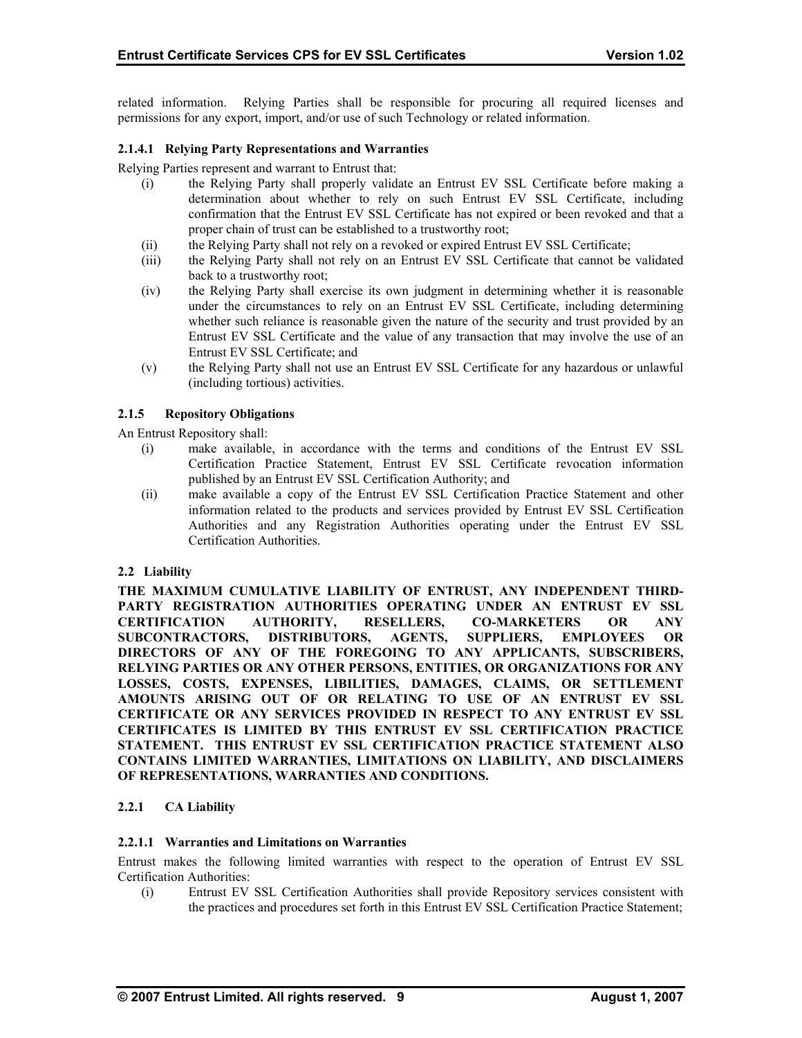related information. Relying Parties shall be responsible for procuring all required licenses and permissions for any export, import, and/or use of such Technology or related information.

#### 2.1.4.1 Relying Party Representations and Warranties

Relying Parties represent and warrant to Entrust that:

- (i) the Relying Party shall properly validate an Entrust EV SSL Certificate before making a determination about whether to rely on such Entrust EV SSL Certificate, including confirmation that the Entrust EV SSL Certificate has not expired or been revoked and that a proper chain of trust can be established to a trustworthy root;
- (ii) the Relying Party shall not rely on a revoked or expired Entrust EV SSL Certificate;
- (iii) the Relying Party shall not rely on an Entrust EV SSL Certificate that cannot be validated back to a trustworthy root;
- (iv) the Relying Party shall exercise its own judgment in determining whether it is reasonable under the circumstances to rely on an Entrust EV SSL Certificate, including determining whether such reliance is reasonable given the nature of the security and trust provided by an Entrust EV SSL Certificate and the value of any transaction that may involve the use of an Entrust EV SSL Certificate; and
- (v) the Relying Party shall not use an Entrust EV SSL Certificate for any hazardous or unlawful (including tortious) activities.

### 2.1.5 Repository Obligations

An Entrust Repository shall:

- (i) make available, in accordance with the terms and conditions of the Entrust EV SSL Certification Practice Statement, Entrust EV SSL Certificate revocation information published by an Entrust EV SSL Certification Authority; and
- (ii) make available a copy of the Entrust EV SSL Certification Practice Statement and other information related to the products and services provided by Entrust EV SSL Certification Authorities and any Registration Authorities operating under the Entrust EV SSL Certification Authorities.

## 2.2 Liability

**THE MAXIMUM CUMULATIVE LIABILITY OF ENTRUST, ANY INDEPENDENT THIRD-PARTY REGISTRATION AUTHORITIES OPERATING UNDER AN ENTRUST EV SSL CERTIFICATION AUTHORITY, RESELLERS, CO-MARKETERS OR ANY SUBCONTRACTORS, DISTRIBUTORS, AGENTS, SUPPLIERS, EMPLOYEES OR DIRECTORS OF ANY OF THE FOREGOING TO ANY APPLICANTS, SUBSCRIBERS, RELYING PARTIES OR ANY OTHER PERSONS, ENTITIES, OR ORGANIZATIONS FOR ANY LOSSES, COSTS, EXPENSES, LIBILITIES, DAMAGES, CLAIMS, OR SETTLEMENT AMOUNTS ARISING OUT OF OR RELATING TO USE OF AN ENTRUST EV SSL CERTIFICATE OR ANY SERVICES PROVIDED IN RESPECT TO ANY ENTRUST EV SSL CERTIFICATES IS LIMITED BY THIS ENTRUST EV SSL CERTIFICATION PRACTICE STATEMENT. THIS ENTRUST EV SSL CERTIFICATION PRACTICE STATEMENT ALSO CONTAINS LIMITED WARRANTIES, LIMITATIONS ON LIABILITY, AND DISCLAIMERS OF REPRESENTATIONS, WARRANTIES AND CONDITIONS.**

### 2.2.1 CA Liability

#### 2.2.1.1 Warranties and Limitations on Warranties

Entrust makes the following limited warranties with respect to the operation of Entrust EV SSL Certification Authorities:

- (i) Entrust EV SSL Certification Authorities shall provide Repository services consistent with the practices and procedures set forth in this Entrust EV SSL Certification Practice Statement;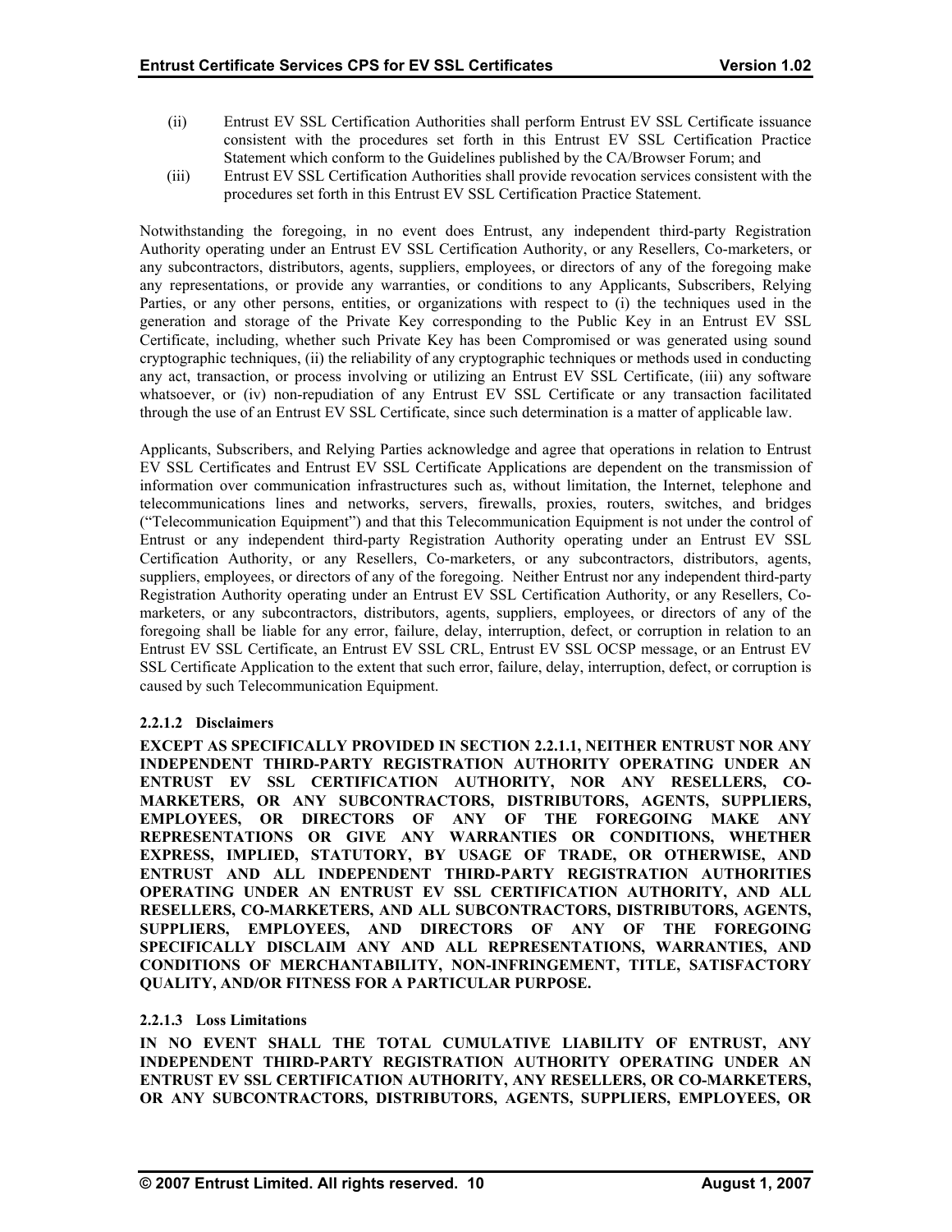(ii) Entrust EV SSL Certification Authorities shall perform Entrust EV SSL Certificate issuance consistent with the procedures set forth in this Entrust EV SSL Certification Practice Statement which conform to the Guidelines published by the CA/Browser Forum; and

(iii) Entrust EV SSL Certification Authorities shall provide revocation services consistent with the procedures set forth in this Entrust EV SSL Certification Practice Statement.

Notwithstanding the foregoing, in no event does Entrust, any independent third-party Registration Authority operating under an Entrust EV SSL Certification Authority, or any Resellers, Co-marketers, or any subcontractors, distributors, agents, suppliers, employees, or directors of any of the foregoing make any representations, or provide any warranties, or conditions to any Applicants, Subscribers, Relying Parties, or any other persons, entities, or organizations with respect to (i) the techniques used in the generation and storage of the Private Key corresponding to the Public Key in an Entrust EV SSL Certificate, including, whether such Private Key has been Compromised or was generated using sound cryptographic techniques, (ii) the reliability of any cryptographic techniques or methods used in conducting any act, transaction, or process involving or utilizing an Entrust EV SSL Certificate, (iii) any software whatsoever, or (iv) non-repudiation of any Entrust EV SSL Certificate or any transaction facilitated through the use of an Entrust EV SSL Certificate, since such determination is a matter of applicable law.

Applicants, Subscribers, and Relying Parties acknowledge and agree that operations in relation to Entrust EV SSL Certificates and Entrust EV SSL Certificate Applications are dependent on the transmission of information over communication infrastructures such as, without limitation, the Internet, telephone and telecommunications lines and networks, servers, firewalls, proxies, routers, switches, and bridges ("Telecommunication Equipment") and that this Telecommunication Equipment is not under the control of Entrust or any independent third-party Registration Authority operating under an Entrust EV SSL Certification Authority, or any Resellers, Co-marketers, or any subcontractors, distributors, agents, suppliers, employees, or directors of any of the foregoing. Neither Entrust nor any independent third-party Registration Authority operating under an Entrust EV SSL Certification Authority, or any Resellers, Co-marketers, or any subcontractors, distributors, agents, suppliers, employees, or directors of any of the foregoing shall be liable for any error, failure, delay, interruption, defect, or corruption in relation to an Entrust EV SSL Certificate, an Entrust EV SSL CRL, Entrust EV SSL OCSP message, or an Entrust EV SSL Certificate Application to the extent that such error, failure, delay, interruption, defect, or corruption is caused by such Telecommunication Equipment.

#### 2.2.1.2 Disclaimers

**EXCEPT AS SPECIFICALLY PROVIDED IN SECTION 2.2.1.1, NEITHER ENTRUST NOR ANY INDEPENDENT THIRD-PARTY REGISTRATION AUTHORITY OPERATING UNDER AN ENTRUST EV SSL CERTIFICATION AUTHORITY, NOR ANY RESELLERS, CO-MARKETERS, OR ANY SUBCONTRACTORS, DISTRIBUTORS, AGENTS, SUPPLIERS, EMPLOYEES, OR DIRECTORS OF ANY OF THE FOREGOING MAKE ANY REPRESENTATIONS OR GIVE ANY WARRANTIES OR CONDITIONS, WHETHER EXPRESS, IMPLIED, STATUTORY, BY USAGE OF TRADE, OR OTHERWISE, AND ENTRUST AND ALL INDEPENDENT THIRD-PARTY REGISTRATION AUTHORITIES OPERATING UNDER AN ENTRUST EV SSL CERTIFICATION AUTHORITY, AND ALL RESELLERS, CO-MARKETERS, AND ALL SUBCONTRACTORS, DISTRIBUTORS, AGENTS, SUPPLIERS, EMPLOYEES, AND DIRECTORS OF ANY OF THE FOREGOING SPECIFICALLY DISCLAIM ANY AND ALL REPRESENTATIONS, WARRANTIES, AND CONDITIONS OF MERCHANTABILITY, NON-INFRINGEMENT, TITLE, SATISFACTORY QUALITY, AND/OR FITNESS FOR A PARTICULAR PURPOSE.**

#### 2.2.1.3 Loss Limitations

**IN NO EVENT SHALL THE TOTAL CUMULATIVE LIABILITY OF ENTRUST, ANY INDEPENDENT THIRD-PARTY REGISTRATION AUTHORITY OPERATING UNDER AN ENTRUST EV SSL CERTIFICATION AUTHORITY, ANY RESELLERS, OR CO-MARKETERS, OR ANY SUBCONTRACTORS, DISTRIBUTORS, AGENTS, SUPPLIERS, EMPLOYEES, OR**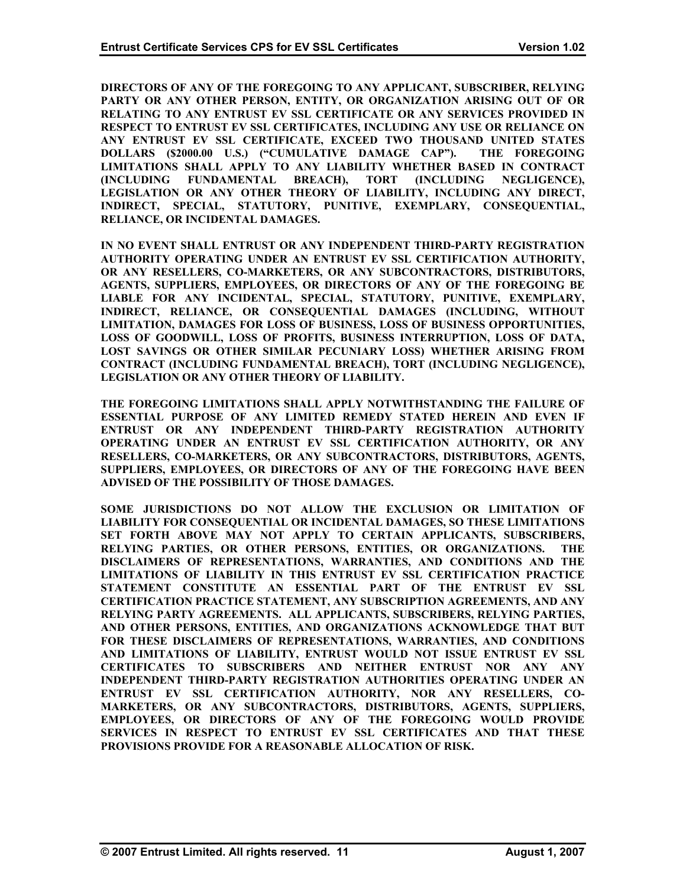**DIRECTORS OF ANY OF THE FOREGOING TO ANY APPLICANT, SUBSCRIBER, RELYING PARTY OR ANY OTHER PERSON, ENTITY, OR ORGANIZATION ARISING OUT OF OR RELATING TO ANY ENTRUST EV SSL CERTIFICATE OR ANY SERVICES PROVIDED IN RESPECT TO ENTRUST EV SSL CERTIFICATES, INCLUDING ANY USE OR RELIANCE ON ANY ENTRUST EV SSL CERTIFICATE, EXCEED TWO THOUSAND UNITED STATES DOLLARS ($2000.00 U.S.) ("CUMULATIVE DAMAGE CAP"). THE FOREGOING LIMITATIONS SHALL APPLY TO ANY LIABILITY WHETHER BASED IN CONTRACT (INCLUDING FUNDAMENTAL BREACH), TORT (INCLUDING NEGLIGENCE), LEGISLATION OR ANY OTHER THEORY OF LIABILITY, INCLUDING ANY DIRECT, INDIRECT, SPECIAL, STATUTORY, PUNITIVE, EXEMPLARY, CONSEQUENTIAL, RELIANCE, OR INCIDENTAL DAMAGES.**

**IN NO EVENT SHALL ENTRUST OR ANY INDEPENDENT THIRD-PARTY REGISTRATION AUTHORITY OPERATING UNDER AN ENTRUST EV SSL CERTIFICATION AUTHORITY, OR ANY RESELLERS, CO-MARKETERS, OR ANY SUBCONTRACTORS, DISTRIBUTORS, AGENTS, SUPPLIERS, EMPLOYEES, OR DIRECTORS OF ANY OF THE FOREGOING BE LIABLE FOR ANY INCIDENTAL, SPECIAL, STATUTORY, PUNITIVE, EXEMPLARY, INDIRECT, RELIANCE, OR CONSEQUENTIAL DAMAGES (INCLUDING, WITHOUT LIMITATION, DAMAGES FOR LOSS OF BUSINESS, LOSS OF BUSINESS OPPORTUNITIES, LOSS OF GOODWILL, LOSS OF PROFITS, BUSINESS INTERRUPTION, LOSS OF DATA, LOST SAVINGS OR OTHER SIMILAR PECUNIARY LOSS) WHETHER ARISING FROM CONTRACT (INCLUDING FUNDAMENTAL BREACH), TORT (INCLUDING NEGLIGENCE), LEGISLATION OR ANY OTHER THEORY OF LIABILITY.**

**THE FOREGOING LIMITATIONS SHALL APPLY NOTWITHSTANDING THE FAILURE OF ESSENTIAL PURPOSE OF ANY LIMITED REMEDY STATED HEREIN AND EVEN IF ENTRUST OR ANY INDEPENDENT THIRD-PARTY REGISTRATION AUTHORITY OPERATING UNDER AN ENTRUST EV SSL CERTIFICATION AUTHORITY, OR ANY RESELLERS, CO-MARKETERS, OR ANY SUBCONTRACTORS, DISTRIBUTORS, AGENTS, SUPPLIERS, EMPLOYEES, OR DIRECTORS OF ANY OF THE FOREGOING HAVE BEEN ADVISED OF THE POSSIBILITY OF THOSE DAMAGES.**

**SOME JURISDICTIONS DO NOT ALLOW THE EXCLUSION OR LIMITATION OF LIABILITY FOR CONSEQUENTIAL OR INCIDENTAL DAMAGES, SO THESE LIMITATIONS SET FORTH ABOVE MAY NOT APPLY TO CERTAIN APPLICANTS, SUBSCRIBERS, RELYING PARTIES, OR OTHER PERSONS, ENTITIES, OR ORGANIZATIONS. THE DISCLAIMERS OF REPRESENTATIONS, WARRANTIES, AND CONDITIONS AND THE LIMITATIONS OF LIABILITY IN THIS ENTRUST EV SSL CERTIFICATION PRACTICE STATEMENT CONSTITUTE AN ESSENTIAL PART OF THE ENTRUST EV SSL CERTIFICATION PRACTICE STATEMENT, ANY SUBSCRIPTION AGREEMENTS, AND ANY RELYING PARTY AGREEMENTS. ALL APPLICANTS, SUBSCRIBERS, RELYING PARTIES, AND OTHER PERSONS, ENTITIES, AND ORGANIZATIONS ACKNOWLEDGE THAT BUT FOR THESE DISCLAIMERS OF REPRESENTATIONS, WARRANTIES, AND CONDITIONS AND LIMITATIONS OF LIABILITY, ENTRUST WOULD NOT ISSUE ENTRUST EV SSL CERTIFICATES TO SUBSCRIBERS AND NEITHER ENTRUST NOR ANY ANY INDEPENDENT THIRD-PARTY REGISTRATION AUTHORITIES OPERATING UNDER AN ENTRUST EV SSL CERTIFICATION AUTHORITY, NOR ANY RESELLERS, CO-MARKETERS, OR ANY SUBCONTRACTORS, DISTRIBUTORS, AGENTS, SUPPLIERS, EMPLOYEES, OR DIRECTORS OF ANY OF THE FOREGOING WOULD PROVIDE SERVICES IN RESPECT TO ENTRUST EV SSL CERTIFICATES AND THAT THESE PROVISIONS PROVIDE FOR A REASONABLE ALLOCATION OF RISK.**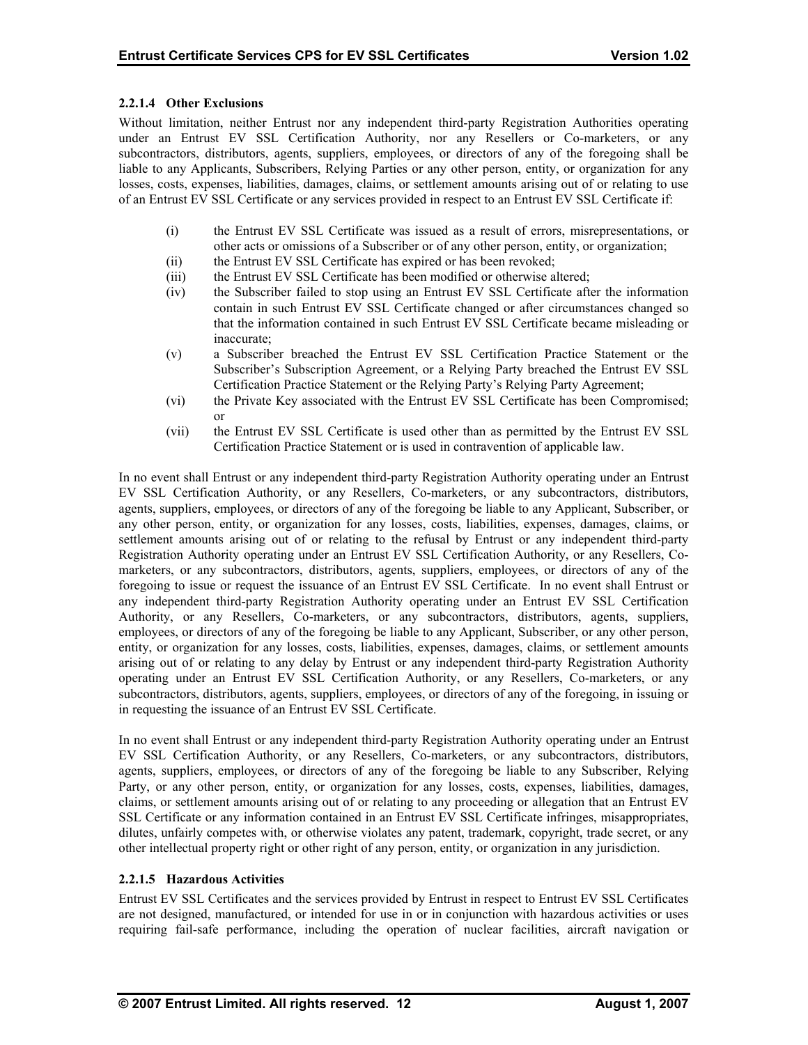#### 2.2.1.4 Other Exclusions

Without limitation, neither Entrust nor any independent third-party Registration Authorities operating under an Entrust EV SSL Certification Authority, nor any Resellers or Co-marketers, or any subcontractors, distributors, agents, suppliers, employees, or directors of any of the foregoing shall be liable to any Applicants, Subscribers, Relying Parties or any other person, entity, or organization for any losses, costs, expenses, liabilities, damages, claims, or settlement amounts arising out of or relating to use of an Entrust EV SSL Certificate or any services provided in respect to an Entrust EV SSL Certificate if:

- (i) the Entrust EV SSL Certificate was issued as a result of errors, misrepresentations, or other acts or omissions of a Subscriber or of any other person, entity, or organization;
- (ii) the Entrust EV SSL Certificate has expired or has been revoked;
- (iii) the Entrust EV SSL Certificate has been modified or otherwise altered;
- (iv) the Subscriber failed to stop using an Entrust EV SSL Certificate after the information contain in such Entrust EV SSL Certificate changed or after circumstances changed so that the information contained in such Entrust EV SSL Certificate became misleading or inaccurate;
- (v) a Subscriber breached the Entrust EV SSL Certification Practice Statement or the Subscriber's Subscription Agreement, or a Relying Party breached the Entrust EV SSL Certification Practice Statement or the Relying Party's Relying Party Agreement;
- (vi) the Private Key associated with the Entrust EV SSL Certificate has been Compromised; or
- (vii) the Entrust EV SSL Certificate is used other than as permitted by the Entrust EV SSL Certification Practice Statement or is used in contravention of applicable law.

In no event shall Entrust or any independent third-party Registration Authority operating under an Entrust EV SSL Certification Authority, or any Resellers, Co-marketers, or any subcontractors, distributors, agents, suppliers, employees, or directors of any of the foregoing be liable to any Applicant, Subscriber, or any other person, entity, or organization for any losses, costs, liabilities, expenses, damages, claims, or settlement amounts arising out of or relating to the refusal by Entrust or any independent third-party Registration Authority operating under an Entrust EV SSL Certification Authority, or any Resellers, Co-marketers, or any subcontractors, distributors, agents, suppliers, employees, or directors of any of the foregoing to issue or request the issuance of an Entrust EV SSL Certificate. In no event shall Entrust or any independent third-party Registration Authority operating under an Entrust EV SSL Certification Authority, or any Resellers, Co-marketers, or any subcontractors, distributors, agents, suppliers, employees, or directors of any of the foregoing be liable to any Applicant, Subscriber, or any other person, entity, or organization for any losses, costs, liabilities, expenses, damages, claims, or settlement amounts arising out of or relating to any delay by Entrust or any independent third-party Registration Authority operating under an Entrust EV SSL Certification Authority, or any Resellers, Co-marketers, or any subcontractors, distributors, agents, suppliers, employees, or directors of any of the foregoing, in issuing or in requesting the issuance of an Entrust EV SSL Certificate.

In no event shall Entrust or any independent third-party Registration Authority operating under an Entrust EV SSL Certification Authority, or any Resellers, Co-marketers, or any subcontractors, distributors, agents, suppliers, employees, or directors of any of the foregoing be liable to any Subscriber, Relying Party, or any other person, entity, or organization for any losses, costs, expenses, liabilities, damages, claims, or settlement amounts arising out of or relating to any proceeding or allegation that an Entrust EV SSL Certificate or any information contained in an Entrust EV SSL Certificate infringes, misappropriates, dilutes, unfairly competes with, or otherwise violates any patent, trademark, copyright, trade secret, or any other intellectual property right or other right of any person, entity, or organization in any jurisdiction.

#### 2.2.1.5 Hazardous Activities

Entrust EV SSL Certificates and the services provided by Entrust in respect to Entrust EV SSL Certificates are not designed, manufactured, or intended for use in or in conjunction with hazardous activities or uses requiring fail-safe performance, including the operation of nuclear facilities, aircraft navigation or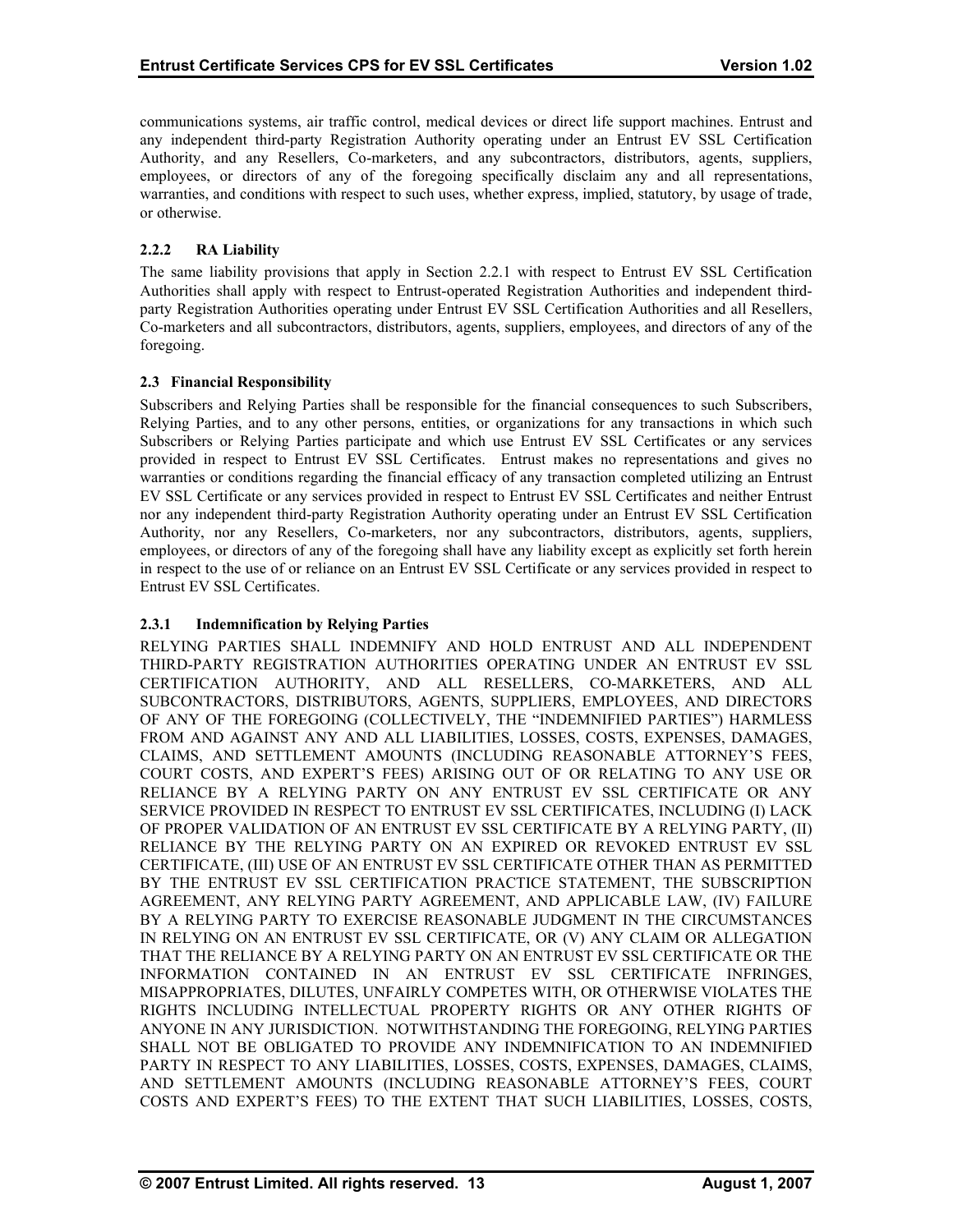communications systems, air traffic control, medical devices or direct life support machines. Entrust and any independent third-party Registration Authority operating under an Entrust EV SSL Certification Authority, and any Resellers, Co-marketers, and any subcontractors, distributors, agents, suppliers, employees, or directors of any of the foregoing specifically disclaim any and all representations, warranties, and conditions with respect to such uses, whether express, implied, statutory, by usage of trade, or otherwise.

#### 2.2.2 RA Liability

The same liability provisions that apply in Section 2.2.1 with respect to Entrust EV SSL Certification Authorities shall apply with respect to Entrust-operated Registration Authorities and independent third-party Registration Authorities operating under Entrust EV SSL Certification Authorities and all Resellers, Co-marketers and all subcontractors, distributors, agents, suppliers, employees, and directors of any of the foregoing.

### 2.3 Financial Responsibility

Subscribers and Relying Parties shall be responsible for the financial consequences to such Subscribers, Relying Parties, and to any other persons, entities, or organizations for any transactions in which such Subscribers or Relying Parties participate and which use Entrust EV SSL Certificates or any services provided in respect to Entrust EV SSL Certificates. Entrust makes no representations and gives no warranties or conditions regarding the financial efficacy of any transaction completed utilizing an Entrust EV SSL Certificate or any services provided in respect to Entrust EV SSL Certificates and neither Entrust nor any independent third-party Registration Authority operating under an Entrust EV SSL Certification Authority, nor any Resellers, Co-marketers, nor any subcontractors, distributors, agents, suppliers, employees, or directors of any of the foregoing shall have any liability except as explicitly set forth herein in respect to the use of or reliance on an Entrust EV SSL Certificate or any services provided in respect to Entrust EV SSL Certificates.

#### 2.3.1 Indemnification by Relying Parties

RELYING PARTIES SHALL INDEMNIFY AND HOLD ENTRUST AND ALL INDEPENDENT THIRD-PARTY REGISTRATION AUTHORITIES OPERATING UNDER AN ENTRUST EV SSL CERTIFICATION AUTHORITY, AND ALL RESELLERS, CO-MARKETERS, AND ALL SUBCONTRACTORS, DISTRIBUTORS, AGENTS, SUPPLIERS, EMPLOYEES, AND DIRECTORS OF ANY OF THE FOREGOING (COLLECTIVELY, THE "INDEMNIFIED PARTIES") HARMLESS FROM AND AGAINST ANY AND ALL LIABILITIES, LOSSES, COSTS, EXPENSES, DAMAGES, CLAIMS, AND SETTLEMENT AMOUNTS (INCLUDING REASONABLE ATTORNEY'S FEES, COURT COSTS, AND EXPERT'S FEES) ARISING OUT OF OR RELATING TO ANY USE OR RELIANCE BY A RELYING PARTY ON ANY ENTRUST EV SSL CERTIFICATE OR ANY SERVICE PROVIDED IN RESPECT TO ENTRUST EV SSL CERTIFICATES, INCLUDING (I) LACK OF PROPER VALIDATION OF AN ENTRUST EV SSL CERTIFICATE BY A RELYING PARTY, (II) RELIANCE BY THE RELYING PARTY ON AN EXPIRED OR REVOKED ENTRUST EV SSL CERTIFICATE, (III) USE OF AN ENTRUST EV SSL CERTIFICATE OTHER THAN AS PERMITTED BY THE ENTRUST EV SSL CERTIFICATION PRACTICE STATEMENT, THE SUBSCRIPTION AGREEMENT, ANY RELYING PARTY AGREEMENT, AND APPLICABLE LAW, (IV) FAILURE BY A RELYING PARTY TO EXERCISE REASONABLE JUDGMENT IN THE CIRCUMSTANCES IN RELYING ON AN ENTRUST EV SSL CERTIFICATE, OR (V) ANY CLAIM OR ALLEGATION THAT THE RELIANCE BY A RELYING PARTY ON AN ENTRUST EV SSL CERTIFICATE OR THE INFORMATION CONTAINED IN AN ENTRUST EV SSL CERTIFICATE INFRINGES, MISAPPROPRIATES, DILUTES, UNFAIRLY COMPETES WITH, OR OTHERWISE VIOLATES THE RIGHTS INCLUDING INTELLECTUAL PROPERTY RIGHTS OR ANY OTHER RIGHTS OF ANYONE IN ANY JURISDICTION. NOTWITHSTANDING THE FOREGOING, RELYING PARTIES SHALL NOT BE OBLIGATED TO PROVIDE ANY INDEMNIFICATION TO AN INDEMNIFIED PARTY IN RESPECT TO ANY LIABILITIES, LOSSES, COSTS, EXPENSES, DAMAGES, CLAIMS, AND SETTLEMENT AMOUNTS (INCLUDING REASONABLE ATTORNEY'S FEES, COURT COSTS AND EXPERT'S FEES) TO THE EXTENT THAT SUCH LIABILITIES, LOSSES, COSTS,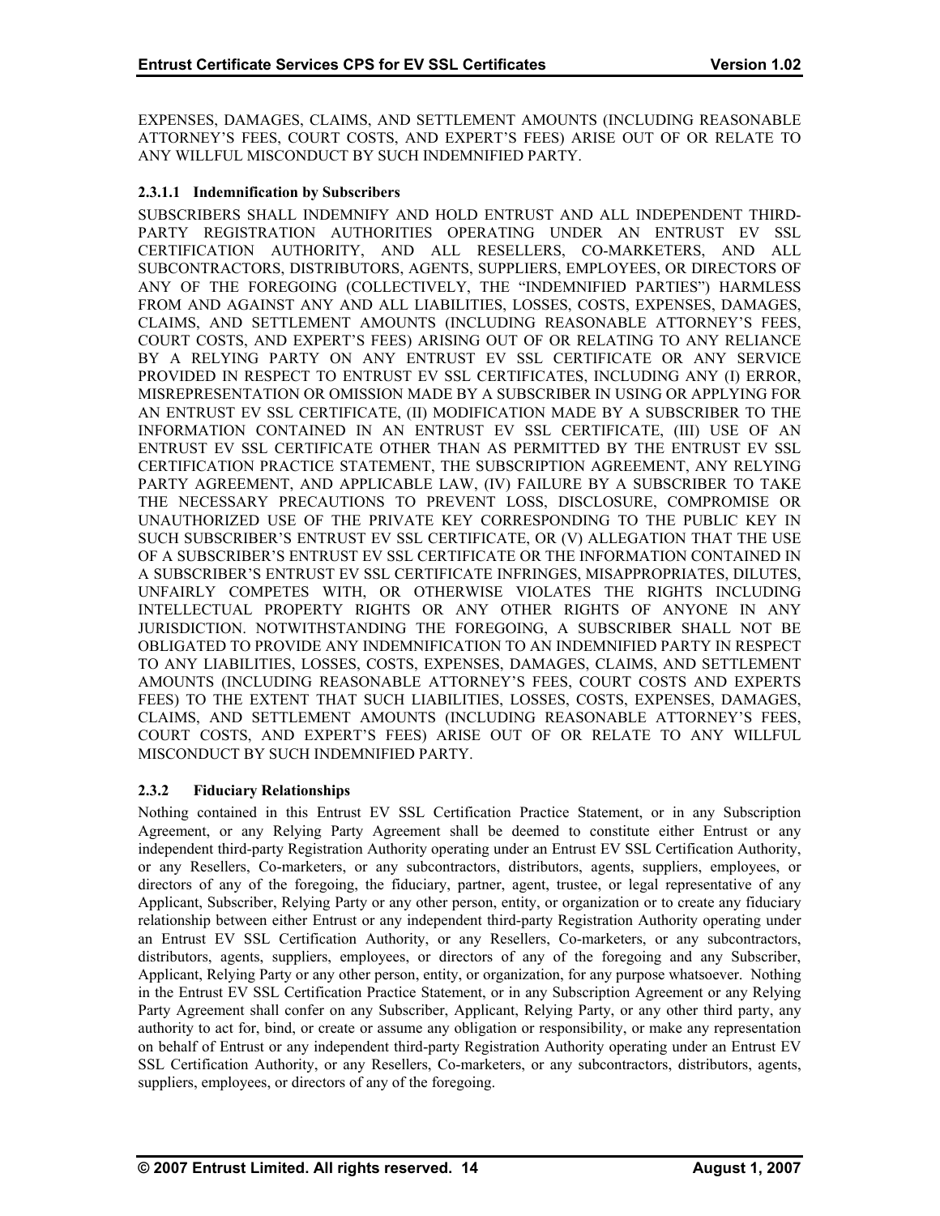EXPENSES, DAMAGES, CLAIMS, AND SETTLEMENT AMOUNTS (INCLUDING REASONABLE ATTORNEY'S FEES, COURT COSTS, AND EXPERT'S FEES) ARISE OUT OF OR RELATE TO ANY WILLFUL MISCONDUCT BY SUCH INDEMNIFIED PARTY.

#### 2.3.1.1 Indemnification by Subscribers

SUBSCRIBERS SHALL INDEMNIFY AND HOLD ENTRUST AND ALL INDEPENDENT THIRD-PARTY REGISTRATION AUTHORITIES OPERATING UNDER AN ENTRUST EV SSL CERTIFICATION AUTHORITY, AND ALL RESELLERS, CO-MARKETERS, AND ALL SUBCONTRACTORS, DISTRIBUTORS, AGENTS, SUPPLIERS, EMPLOYEES, OR DIRECTORS OF ANY OF THE FOREGOING (COLLECTIVELY, THE "INDEMNIFIED PARTIES") HARMLESS FROM AND AGAINST ANY AND ALL LIABILITIES, LOSSES, COSTS, EXPENSES, DAMAGES, CLAIMS, AND SETTLEMENT AMOUNTS (INCLUDING REASONABLE ATTORNEY'S FEES, COURT COSTS, AND EXPERT'S FEES) ARISING OUT OF OR RELATING TO ANY RELIANCE BY A RELYING PARTY ON ANY ENTRUST EV SSL CERTIFICATE OR ANY SERVICE PROVIDED IN RESPECT TO ENTRUST EV SSL CERTIFICATES, INCLUDING ANY (I) ERROR, MISREPRESENTATION OR OMISSION MADE BY A SUBSCRIBER IN USING OR APPLYING FOR AN ENTRUST EV SSL CERTIFICATE, (II) MODIFICATION MADE BY A SUBSCRIBER TO THE INFORMATION CONTAINED IN AN ENTRUST EV SSL CERTIFICATE, (III) USE OF AN ENTRUST EV SSL CERTIFICATE OTHER THAN AS PERMITTED BY THE ENTRUST EV SSL CERTIFICATION PRACTICE STATEMENT, THE SUBSCRIPTION AGREEMENT, ANY RELYING PARTY AGREEMENT, AND APPLICABLE LAW, (IV) FAILURE BY A SUBSCRIBER TO TAKE THE NECESSARY PRECAUTIONS TO PREVENT LOSS, DISCLOSURE, COMPROMISE OR UNAUTHORIZED USE OF THE PRIVATE KEY CORRESPONDING TO THE PUBLIC KEY IN SUCH SUBSCRIBER'S ENTRUST EV SSL CERTIFICATE, OR (V) ALLEGATION THAT THE USE OF A SUBSCRIBER'S ENTRUST EV SSL CERTIFICATE OR THE INFORMATION CONTAINED IN A SUBSCRIBER'S ENTRUST EV SSL CERTIFICATE INFRINGES, MISAPPROPRIATES, DILUTES, UNFAIRLY COMPETES WITH, OR OTHERWISE VIOLATES THE RIGHTS INCLUDING INTELLECTUAL PROPERTY RIGHTS OR ANY OTHER RIGHTS OF ANYONE IN ANY JURISDICTION. NOTWITHSTANDING THE FOREGOING, A SUBSCRIBER SHALL NOT BE OBLIGATED TO PROVIDE ANY INDEMNIFICATION TO AN INDEMNIFIED PARTY IN RESPECT TO ANY LIABILITIES, LOSSES, COSTS, EXPENSES, DAMAGES, CLAIMS, AND SETTLEMENT AMOUNTS (INCLUDING REASONABLE ATTORNEY'S FEES, COURT COSTS AND EXPERTS FEES) TO THE EXTENT THAT SUCH LIABILITIES, LOSSES, COSTS, EXPENSES, DAMAGES, CLAIMS, AND SETTLEMENT AMOUNTS (INCLUDING REASONABLE ATTORNEY'S FEES, COURT COSTS, AND EXPERT'S FEES) ARISE OUT OF OR RELATE TO ANY WILLFUL MISCONDUCT BY SUCH INDEMNIFIED PARTY.

### 2.3.2 Fiduciary Relationships

Nothing contained in this Entrust EV SSL Certification Practice Statement, or in any Subscription Agreement, or any Relying Party Agreement shall be deemed to constitute either Entrust or any independent third-party Registration Authority operating under an Entrust EV SSL Certification Authority, or any Resellers, Co-marketers, or any subcontractors, distributors, agents, suppliers, employees, or directors of any of the foregoing, the fiduciary, partner, agent, trustee, or legal representative of any Applicant, Subscriber, Relying Party or any other person, entity, or organization or to create any fiduciary relationship between either Entrust or any independent third-party Registration Authority operating under an Entrust EV SSL Certification Authority, or any Resellers, Co-marketers, or any subcontractors, distributors, agents, suppliers, employees, or directors of any of the foregoing and any Subscriber, Applicant, Relying Party or any other person, entity, or organization, for any purpose whatsoever. Nothing in the Entrust EV SSL Certification Practice Statement, or in any Subscription Agreement or any Relying Party Agreement shall confer on any Subscriber, Applicant, Relying Party, or any other third party, any authority to act for, bind, or create or assume any obligation or responsibility, or make any representation on behalf of Entrust or any independent third-party Registration Authority operating under an Entrust EV SSL Certification Authority, or any Resellers, Co-marketers, or any subcontractors, distributors, agents, suppliers, employees, or directors of any of the foregoing.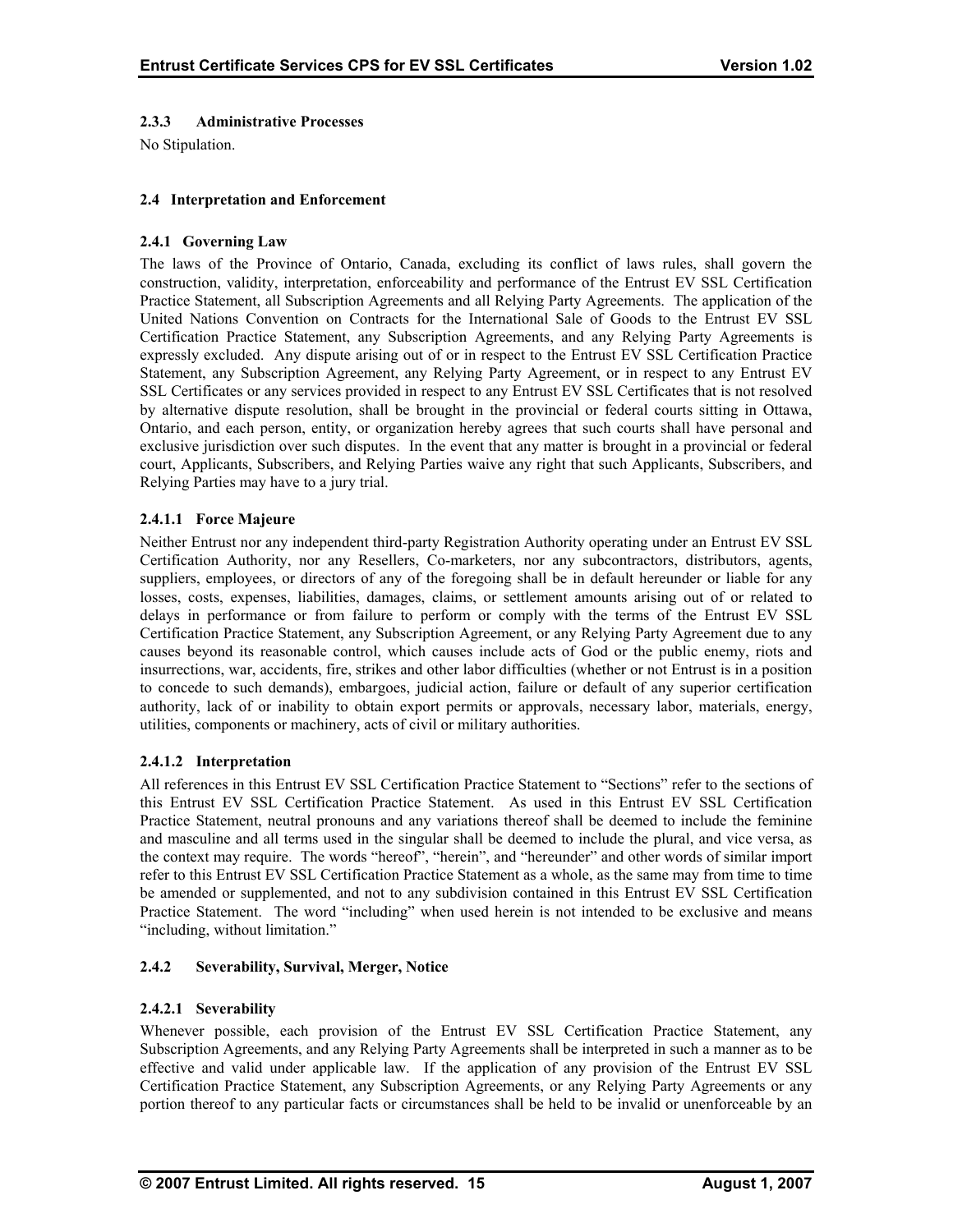### 2.3.3 Administrative Processes

No Stipulation.

## 2.4 Interpretation and Enforcement

### 2.4.1 Governing Law

The laws of the Province of Ontario, Canada, excluding its conflict of laws rules, shall govern the construction, validity, interpretation, enforceability and performance of the Entrust EV SSL Certification Practice Statement, all Subscription Agreements and all Relying Party Agreements. The application of the United Nations Convention on Contracts for the International Sale of Goods to the Entrust EV SSL Certification Practice Statement, any Subscription Agreements, and any Relying Party Agreements is expressly excluded. Any dispute arising out of or in respect to the Entrust EV SSL Certification Practice Statement, any Subscription Agreement, any Relying Party Agreement, or in respect to any Entrust EV SSL Certificates or any services provided in respect to any Entrust EV SSL Certificates that is not resolved by alternative dispute resolution, shall be brought in the provincial or federal courts sitting in Ottawa, Ontario, and each person, entity, or organization hereby agrees that such courts shall have personal and exclusive jurisdiction over such disputes. In the event that any matter is brought in a provincial or federal court, Applicants, Subscribers, and Relying Parties waive any right that such Applicants, Subscribers, and Relying Parties may have to a jury trial.

#### 2.4.1.1 Force Majeure

Neither Entrust nor any independent third-party Registration Authority operating under an Entrust EV SSL Certification Authority, nor any Resellers, Co-marketers, nor any subcontractors, distributors, agents, suppliers, employees, or directors of any of the foregoing shall be in default hereunder or liable for any losses, costs, expenses, liabilities, damages, claims, or settlement amounts arising out of or related to delays in performance or from failure to perform or comply with the terms of the Entrust EV SSL Certification Practice Statement, any Subscription Agreement, or any Relying Party Agreement due to any causes beyond its reasonable control, which causes include acts of God or the public enemy, riots and insurrections, war, accidents, fire, strikes and other labor difficulties (whether or not Entrust is in a position to concede to such demands), embargoes, judicial action, failure or default of any superior certification authority, lack of or inability to obtain export permits or approvals, necessary labor, materials, energy, utilities, components or machinery, acts of civil or military authorities.

#### 2.4.1.2 Interpretation

All references in this Entrust EV SSL Certification Practice Statement to "Sections" refer to the sections of this Entrust EV SSL Certification Practice Statement. As used in this Entrust EV SSL Certification Practice Statement, neutral pronouns and any variations thereof shall be deemed to include the feminine and masculine and all terms used in the singular shall be deemed to include the plural, and vice versa, as the context may require. The words "hereof", "herein", and "hereunder" and other words of similar import refer to this Entrust EV SSL Certification Practice Statement as a whole, as the same may from time to time be amended or supplemented, and not to any subdivision contained in this Entrust EV SSL Certification Practice Statement. The word "including" when used herein is not intended to be exclusive and means "including, without limitation."

### 2.4.2 Severability, Survival, Merger, Notice

#### 2.4.2.1 Severability

Whenever possible, each provision of the Entrust EV SSL Certification Practice Statement, any Subscription Agreements, and any Relying Party Agreements shall be interpreted in such a manner as to be effective and valid under applicable law. If the application of any provision of the Entrust EV SSL Certification Practice Statement, any Subscription Agreements, or any Relying Party Agreements or any portion thereof to any particular facts or circumstances shall be held to be invalid or unenforceable by an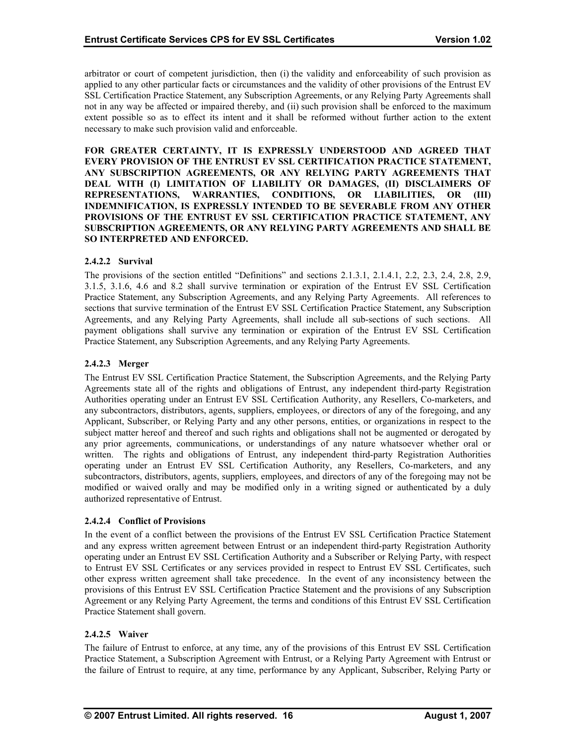arbitrator or court of competent jurisdiction, then (i) the validity and enforceability of such provision as applied to any other particular facts or circumstances and the validity of other provisions of the Entrust EV SSL Certification Practice Statement, any Subscription Agreements, or any Relying Party Agreements shall not in any way be affected or impaired thereby, and (ii) such provision shall be enforced to the maximum extent possible so as to effect its intent and it shall be reformed without further action to the extent necessary to make such provision valid and enforceable.

**FOR GREATER CERTAINTY, IT IS EXPRESSLY UNDERSTOOD AND AGREED THAT EVERY PROVISION OF THE ENTRUST EV SSL CERTIFICATION PRACTICE STATEMENT, ANY SUBSCRIPTION AGREEMENTS, OR ANY RELYING PARTY AGREEMENTS THAT DEAL WITH (I) LIMITATION OF LIABILITY OR DAMAGES, (II) DISCLAIMERS OF REPRESENTATIONS, WARRANTIES, CONDITIONS, OR LIABILITIES, OR (III) INDEMNIFICATION, IS EXPRESSLY INTENDED TO BE SEVERABLE FROM ANY OTHER PROVISIONS OF THE ENTRUST EV SSL CERTIFICATION PRACTICE STATEMENT, ANY SUBSCRIPTION AGREEMENTS, OR ANY RELYING PARTY AGREEMENTS AND SHALL BE SO INTERPRETED AND ENFORCED.**

#### 2.4.2.2 Survival

The provisions of the section entitled "Definitions" and sections 2.1.3.1, 2.1.4.1, 2.2, 2.3, 2.4, 2.8, 2.9, 3.1.5, 3.1.6, 4.6 and 8.2 shall survive termination or expiration of the Entrust EV SSL Certification Practice Statement, any Subscription Agreements, and any Relying Party Agreements. All references to sections that survive termination of the Entrust EV SSL Certification Practice Statement, any Subscription Agreements, and any Relying Party Agreements, shall include all sub-sections of such sections. All payment obligations shall survive any termination or expiration of the Entrust EV SSL Certification Practice Statement, any Subscription Agreements, and any Relying Party Agreements.

#### 2.4.2.3 Merger

The Entrust EV SSL Certification Practice Statement, the Subscription Agreements, and the Relying Party Agreements state all of the rights and obligations of Entrust, any independent third-party Registration Authorities operating under an Entrust EV SSL Certification Authority, any Resellers, Co-marketers, and any subcontractors, distributors, agents, suppliers, employees, or directors of any of the foregoing, and any Applicant, Subscriber, or Relying Party and any other persons, entities, or organizations in respect to the subject matter hereof and thereof and such rights and obligations shall not be augmented or derogated by any prior agreements, communications, or understandings of any nature whatsoever whether oral or written. The rights and obligations of Entrust, any independent third-party Registration Authorities operating under an Entrust EV SSL Certification Authority, any Resellers, Co-marketers, and any subcontractors, distributors, agents, suppliers, employees, and directors of any of the foregoing may not be modified or waived orally and may be modified only in a writing signed or authenticated by a duly authorized representative of Entrust.

#### 2.4.2.4 Conflict of Provisions

In the event of a conflict between the provisions of the Entrust EV SSL Certification Practice Statement and any express written agreement between Entrust or an independent third-party Registration Authority operating under an Entrust EV SSL Certification Authority and a Subscriber or Relying Party, with respect to Entrust EV SSL Certificates or any services provided in respect to Entrust EV SSL Certificates, such other express written agreement shall take precedence. In the event of any inconsistency between the provisions of this Entrust EV SSL Certification Practice Statement and the provisions of any Subscription Agreement or any Relying Party Agreement, the terms and conditions of this Entrust EV SSL Certification Practice Statement shall govern.

#### 2.4.2.5 Waiver

The failure of Entrust to enforce, at any time, any of the provisions of this Entrust EV SSL Certification Practice Statement, a Subscription Agreement with Entrust, or a Relying Party Agreement with Entrust or the failure of Entrust to require, at any time, performance by any Applicant, Subscriber, Relying Party or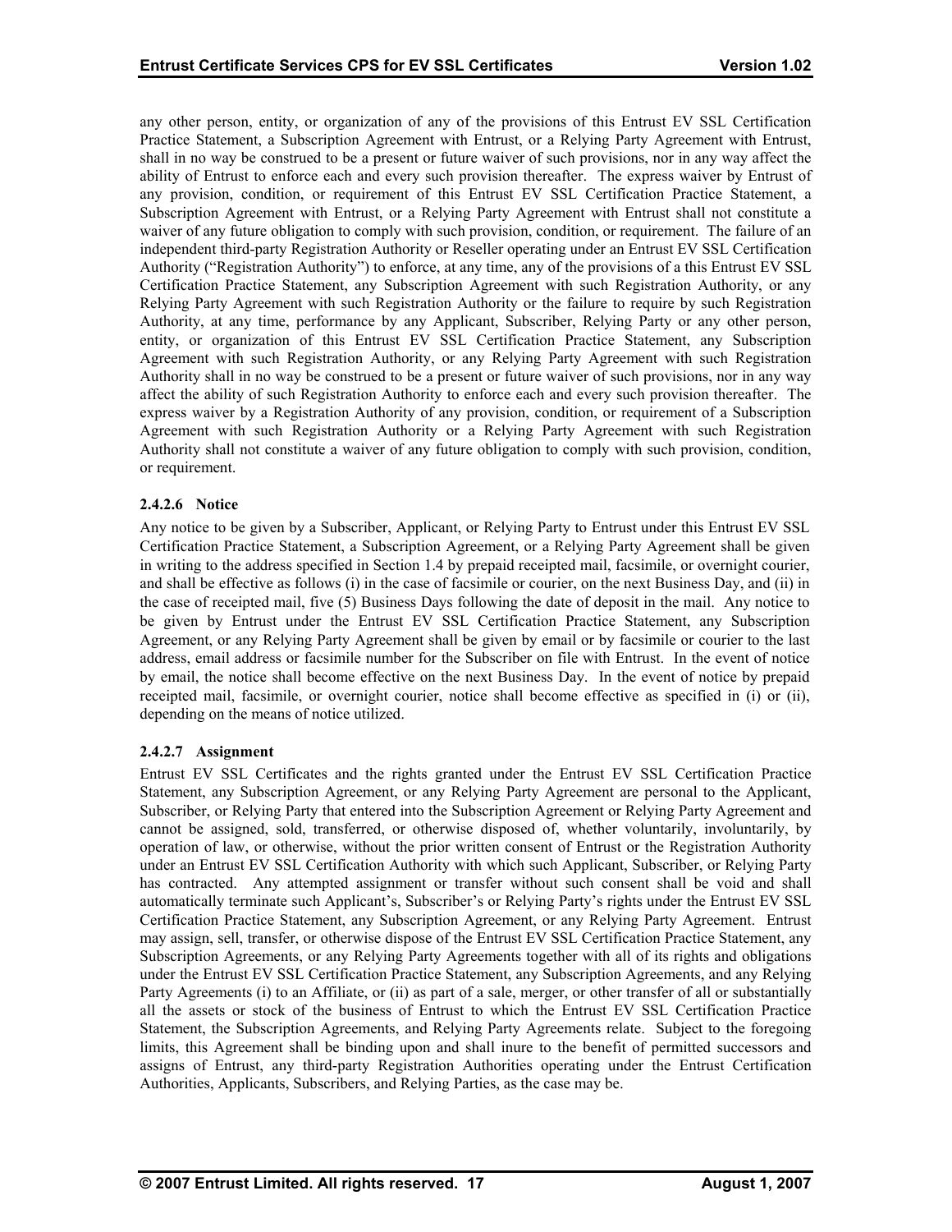any other person, entity, or organization of any of the provisions of this Entrust EV SSL Certification Practice Statement, a Subscription Agreement with Entrust, or a Relying Party Agreement with Entrust, shall in no way be construed to be a present or future waiver of such provisions, nor in any way affect the ability of Entrust to enforce each and every such provision thereafter. The express waiver by Entrust of any provision, condition, or requirement of this Entrust EV SSL Certification Practice Statement, a Subscription Agreement with Entrust, or a Relying Party Agreement with Entrust shall not constitute a waiver of any future obligation to comply with such provision, condition, or requirement. The failure of an independent third-party Registration Authority or Reseller operating under an Entrust EV SSL Certification Authority ("Registration Authority") to enforce, at any time, any of the provisions of a this Entrust EV SSL Certification Practice Statement, any Subscription Agreement with such Registration Authority, or any Relying Party Agreement with such Registration Authority or the failure to require by such Registration Authority, at any time, performance by any Applicant, Subscriber, Relying Party or any other person, entity, or organization of this Entrust EV SSL Certification Practice Statement, any Subscription Agreement with such Registration Authority, or any Relying Party Agreement with such Registration Authority shall in no way be construed to be a present or future waiver of such provisions, nor in any way affect the ability of such Registration Authority to enforce each and every such provision thereafter. The express waiver by a Registration Authority of any provision, condition, or requirement of a Subscription Agreement with such Registration Authority or a Relying Party Agreement with such Registration Authority shall not constitute a waiver of any future obligation to comply with such provision, condition, or requirement.

#### 2.4.2.6 Notice

Any notice to be given by a Subscriber, Applicant, or Relying Party to Entrust under this Entrust EV SSL Certification Practice Statement, a Subscription Agreement, or a Relying Party Agreement shall be given in writing to the address specified in Section 1.4 by prepaid receipted mail, facsimile, or overnight courier, and shall be effective as follows (i) in the case of facsimile or courier, on the next Business Day, and (ii) in the case of receipted mail, five (5) Business Days following the date of deposit in the mail. Any notice to be given by Entrust under the Entrust EV SSL Certification Practice Statement, any Subscription Agreement, or any Relying Party Agreement shall be given by email or by facsimile or courier to the last address, email address or facsimile number for the Subscriber on file with Entrust. In the event of notice by email, the notice shall become effective on the next Business Day. In the event of notice by prepaid receipted mail, facsimile, or overnight courier, notice shall become effective as specified in (i) or (ii), depending on the means of notice utilized.

#### 2.4.2.7 Assignment

Entrust EV SSL Certificates and the rights granted under the Entrust EV SSL Certification Practice Statement, any Subscription Agreement, or any Relying Party Agreement are personal to the Applicant, Subscriber, or Relying Party that entered into the Subscription Agreement or Relying Party Agreement and cannot be assigned, sold, transferred, or otherwise disposed of, whether voluntarily, involuntarily, by operation of law, or otherwise, without the prior written consent of Entrust or the Registration Authority under an Entrust EV SSL Certification Authority with which such Applicant, Subscriber, or Relying Party has contracted. Any attempted assignment or transfer without such consent shall be void and shall automatically terminate such Applicant's, Subscriber's or Relying Party's rights under the Entrust EV SSL Certification Practice Statement, any Subscription Agreement, or any Relying Party Agreement. Entrust may assign, sell, transfer, or otherwise dispose of the Entrust EV SSL Certification Practice Statement, any Subscription Agreements, or any Relying Party Agreements together with all of its rights and obligations under the Entrust EV SSL Certification Practice Statement, any Subscription Agreements, and any Relying Party Agreements (i) to an Affiliate, or (ii) as part of a sale, merger, or other transfer of all or substantially all the assets or stock of the business of Entrust to which the Entrust EV SSL Certification Practice Statement, the Subscription Agreements, and Relying Party Agreements relate. Subject to the foregoing limits, this Agreement shall be binding upon and shall inure to the benefit of permitted successors and assigns of Entrust, any third-party Registration Authorities operating under the Entrust Certification Authorities, Applicants, Subscribers, and Relying Parties, as the case may be.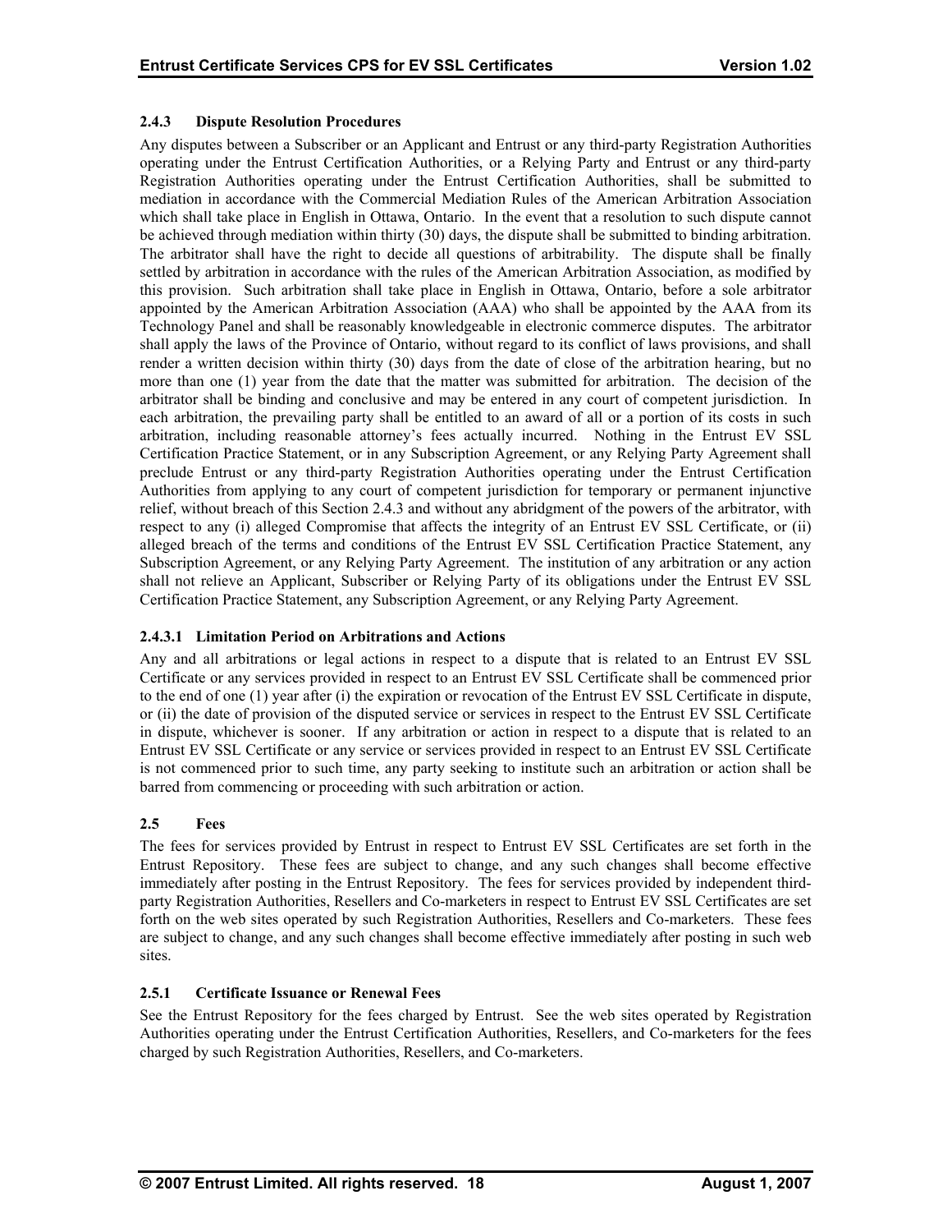### 2.4.3 Dispute Resolution Procedures

Any disputes between a Subscriber or an Applicant and Entrust or any third-party Registration Authorities operating under the Entrust Certification Authorities, or a Relying Party and Entrust or any third-party Registration Authorities operating under the Entrust Certification Authorities, shall be submitted to mediation in accordance with the Commercial Mediation Rules of the American Arbitration Association which shall take place in English in Ottawa, Ontario. In the event that a resolution to such dispute cannot be achieved through mediation within thirty (30) days, the dispute shall be submitted to binding arbitration. The arbitrator shall have the right to decide all questions of arbitrability. The dispute shall be finally settled by arbitration in accordance with the rules of the American Arbitration Association, as modified by this provision. Such arbitration shall take place in English in Ottawa, Ontario, before a sole arbitrator appointed by the American Arbitration Association (AAA) who shall be appointed by the AAA from its Technology Panel and shall be reasonably knowledgeable in electronic commerce disputes. The arbitrator shall apply the laws of the Province of Ontario, without regard to its conflict of laws provisions, and shall render a written decision within thirty (30) days from the date of close of the arbitration hearing, but no more than one (1) year from the date that the matter was submitted for arbitration. The decision of the arbitrator shall be binding and conclusive and may be entered in any court of competent jurisdiction. In each arbitration, the prevailing party shall be entitled to an award of all or a portion of its costs in such arbitration, including reasonable attorney's fees actually incurred. Nothing in the Entrust EV SSL Certification Practice Statement, or in any Subscription Agreement, or any Relying Party Agreement shall preclude Entrust or any third-party Registration Authorities operating under the Entrust Certification Authorities from applying to any court of competent jurisdiction for temporary or permanent injunctive relief, without breach of this Section 2.4.3 and without any abridgment of the powers of the arbitrator, with respect to any (i) alleged Compromise that affects the integrity of an Entrust EV SSL Certificate, or (ii) alleged breach of the terms and conditions of the Entrust EV SSL Certification Practice Statement, any Subscription Agreement, or any Relying Party Agreement. The institution of any arbitration or any action shall not relieve an Applicant, Subscriber or Relying Party of its obligations under the Entrust EV SSL Certification Practice Statement, any Subscription Agreement, or any Relying Party Agreement.

#### 2.4.3.1 Limitation Period on Arbitrations and Actions

Any and all arbitrations or legal actions in respect to a dispute that is related to an Entrust EV SSL Certificate or any services provided in respect to an Entrust EV SSL Certificate shall be commenced prior to the end of one (1) year after (i) the expiration or revocation of the Entrust EV SSL Certificate in dispute, or (ii) the date of provision of the disputed service or services in respect to the Entrust EV SSL Certificate in dispute, whichever is sooner. If any arbitration or action in respect to a dispute that is related to an Entrust EV SSL Certificate or any service or services provided in respect to an Entrust EV SSL Certificate is not commenced prior to such time, any party seeking to institute such an arbitration or action shall be barred from commencing or proceeding with such arbitration or action.

## 2.5 Fees

The fees for services provided by Entrust in respect to Entrust EV SSL Certificates are set forth in the Entrust Repository. These fees are subject to change, and any such changes shall become effective immediately after posting in the Entrust Repository. The fees for services provided by independent third-party Registration Authorities, Resellers and Co-marketers in respect to Entrust EV SSL Certificates are set forth on the web sites operated by such Registration Authorities, Resellers and Co-marketers. These fees are subject to change, and any such changes shall become effective immediately after posting in such web sites.

### 2.5.1 Certificate Issuance or Renewal Fees

See the Entrust Repository for the fees charged by Entrust. See the web sites operated by Registration Authorities operating under the Entrust Certification Authorities, Resellers, and Co-marketers for the fees charged by such Registration Authorities, Resellers, and Co-marketers.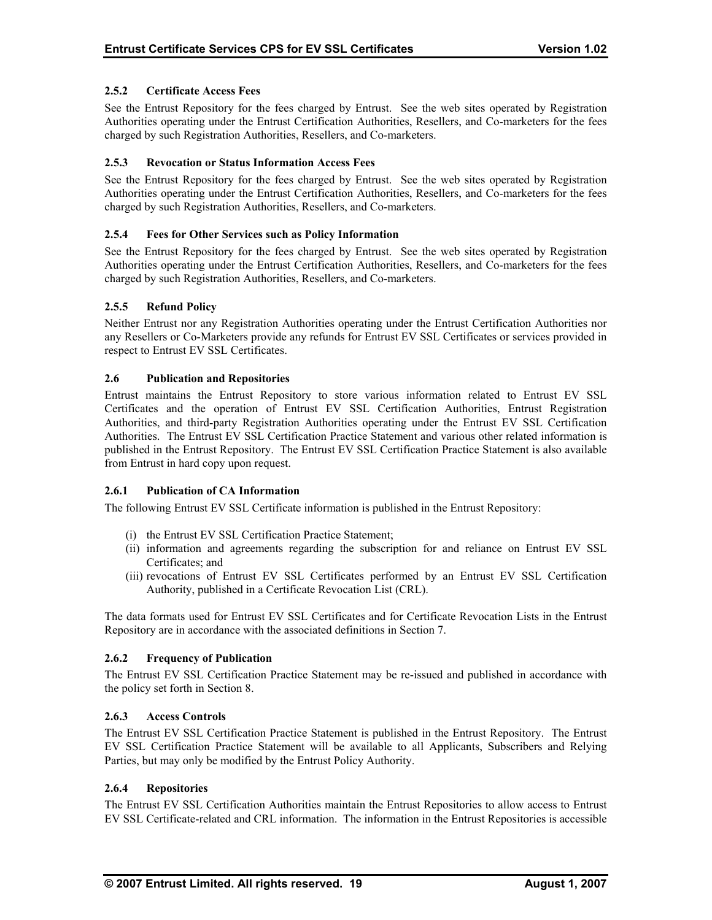#### 2.5.2 Certificate Access Fees

See the Entrust Repository for the fees charged by Entrust. See the web sites operated by Registration Authorities operating under the Entrust Certification Authorities, Resellers, and Co-marketers for the fees charged by such Registration Authorities, Resellers, and Co-marketers.

#### 2.5.3 Revocation or Status Information Access Fees

See the Entrust Repository for the fees charged by Entrust. See the web sites operated by Registration Authorities operating under the Entrust Certification Authorities, Resellers, and Co-marketers for the fees charged by such Registration Authorities, Resellers, and Co-marketers.

#### 2.5.4 Fees for Other Services such as Policy Information

See the Entrust Repository for the fees charged by Entrust. See the web sites operated by Registration Authorities operating under the Entrust Certification Authorities, Resellers, and Co-marketers for the fees charged by such Registration Authorities, Resellers, and Co-marketers.

#### 2.5.5 Refund Policy

Neither Entrust nor any Registration Authorities operating under the Entrust Certification Authorities nor any Resellers or Co-Marketers provide any refunds for Entrust EV SSL Certificates or services provided in respect to Entrust EV SSL Certificates.

### 2.6 Publication and Repositories

Entrust maintains the Entrust Repository to store various information related to Entrust EV SSL Certificates and the operation of Entrust EV SSL Certification Authorities, Entrust Registration Authorities, and third-party Registration Authorities operating under the Entrust EV SSL Certification Authorities. The Entrust EV SSL Certification Practice Statement and various other related information is published in the Entrust Repository. The Entrust EV SSL Certification Practice Statement is also available from Entrust in hard copy upon request.

#### 2.6.1 Publication of CA Information

The following Entrust EV SSL Certificate information is published in the Entrust Repository:

(i) the Entrust EV SSL Certification Practice Statement;
(ii) information and agreements regarding the subscription for and reliance on Entrust EV SSL Certificates; and
(iii) revocations of Entrust EV SSL Certificates performed by an Entrust EV SSL Certification Authority, published in a Certificate Revocation List (CRL).

The data formats used for Entrust EV SSL Certificates and for Certificate Revocation Lists in the Entrust Repository are in accordance with the associated definitions in Section 7.

#### 2.6.2 Frequency of Publication

The Entrust EV SSL Certification Practice Statement may be re-issued and published in accordance with the policy set forth in Section 8.

#### 2.6.3 Access Controls

The Entrust EV SSL Certification Practice Statement is published in the Entrust Repository. The Entrust EV SSL Certification Practice Statement will be available to all Applicants, Subscribers and Relying Parties, but may only be modified by the Entrust Policy Authority.

#### 2.6.4 Repositories

The Entrust EV SSL Certification Authorities maintain the Entrust Repositories to allow access to Entrust EV SSL Certificate-related and CRL information. The information in the Entrust Repositories is accessible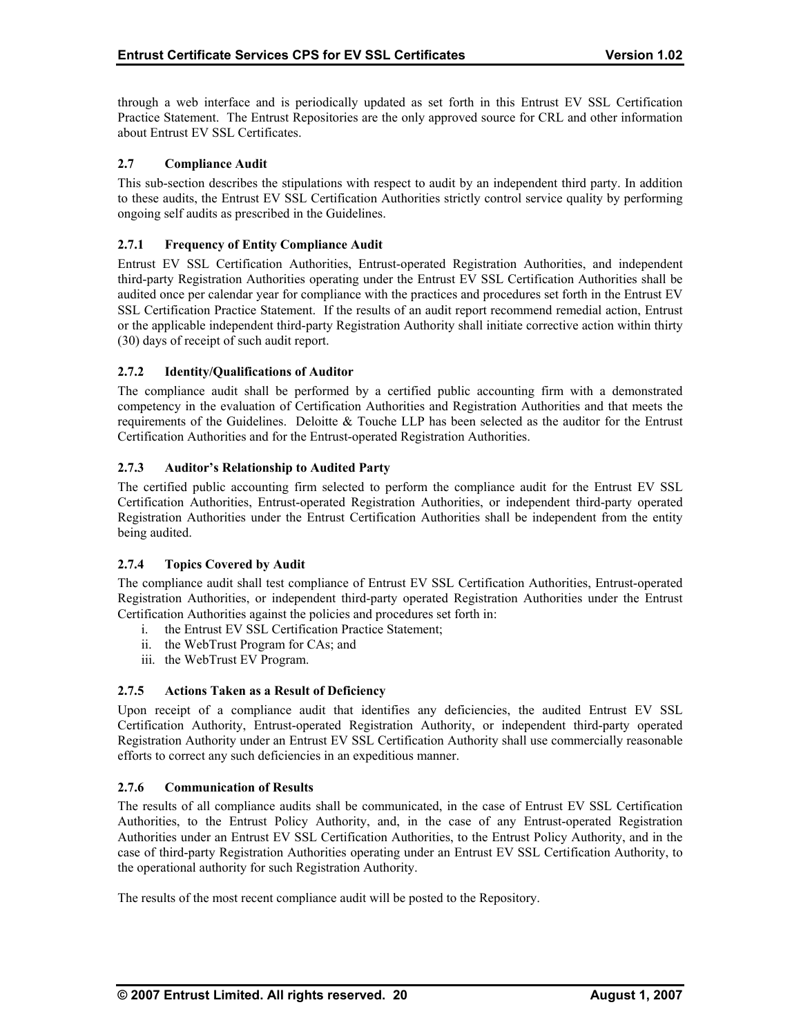through a web interface and is periodically updated as set forth in this Entrust EV SSL Certification Practice Statement. The Entrust Repositories are the only approved source for CRL and other information about Entrust EV SSL Certificates.

## 2.7 Compliance Audit

This sub-section describes the stipulations with respect to audit by an independent third party. In addition to these audits, the Entrust EV SSL Certification Authorities strictly control service quality by performing ongoing self audits as prescribed in the Guidelines.

### 2.7.1 Frequency of Entity Compliance Audit

Entrust EV SSL Certification Authorities, Entrust-operated Registration Authorities, and independent third-party Registration Authorities operating under the Entrust EV SSL Certification Authorities shall be audited once per calendar year for compliance with the practices and procedures set forth in the Entrust EV SSL Certification Practice Statement. If the results of an audit report recommend remedial action, Entrust or the applicable independent third-party Registration Authority shall initiate corrective action within thirty (30) days of receipt of such audit report.

### 2.7.2 Identity/Qualifications of Auditor

The compliance audit shall be performed by a certified public accounting firm with a demonstrated competency in the evaluation of Certification Authorities and Registration Authorities and that meets the requirements of the Guidelines. Deloitte & Touche LLP has been selected as the auditor for the Entrust Certification Authorities and for the Entrust-operated Registration Authorities.

### 2.7.3 Auditor's Relationship to Audited Party

The certified public accounting firm selected to perform the compliance audit for the Entrust EV SSL Certification Authorities, Entrust-operated Registration Authorities, or independent third-party operated Registration Authorities under the Entrust Certification Authorities shall be independent from the entity being audited.

### 2.7.4 Topics Covered by Audit

The compliance audit shall test compliance of Entrust EV SSL Certification Authorities, Entrust-operated Registration Authorities, or independent third-party operated Registration Authorities under the Entrust Certification Authorities against the policies and procedures set forth in:

i. the Entrust EV SSL Certification Practice Statement;
ii. the WebTrust Program for CAs; and
iii. the WebTrust EV Program.

### 2.7.5 Actions Taken as a Result of Deficiency

Upon receipt of a compliance audit that identifies any deficiencies, the audited Entrust EV SSL Certification Authority, Entrust-operated Registration Authority, or independent third-party operated Registration Authority under an Entrust EV SSL Certification Authority shall use commercially reasonable efforts to correct any such deficiencies in an expeditious manner.

### 2.7.6 Communication of Results

The results of all compliance audits shall be communicated, in the case of Entrust EV SSL Certification Authorities, to the Entrust Policy Authority, and, in the case of any Entrust-operated Registration Authorities under an Entrust EV SSL Certification Authorities, to the Entrust Policy Authority, and in the case of third-party Registration Authorities operating under an Entrust EV SSL Certification Authority, to the operational authority for such Registration Authority.

The results of the most recent compliance audit will be posted to the Repository.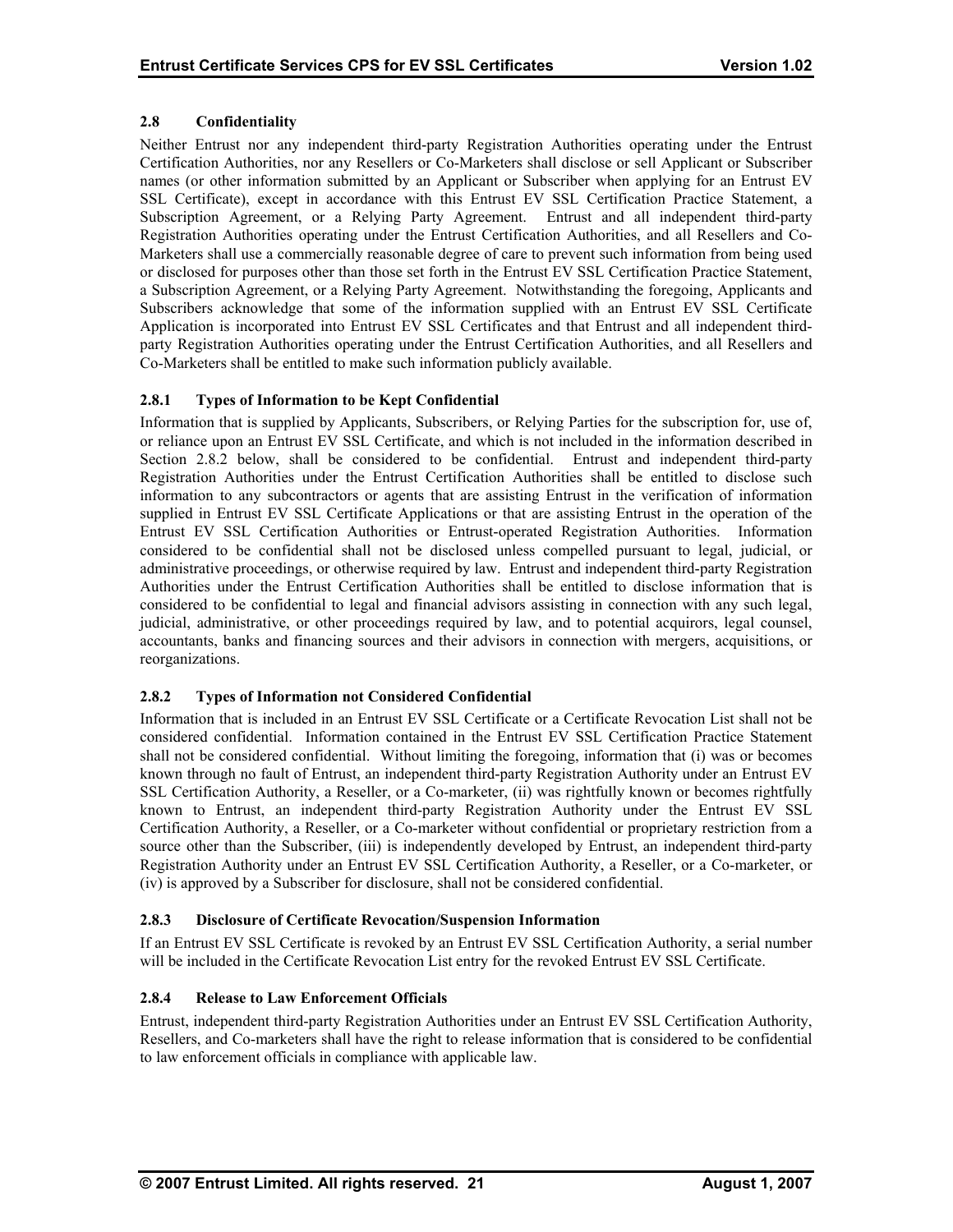## 2.8 Confidentiality

Neither Entrust nor any independent third-party Registration Authorities operating under the Entrust Certification Authorities, nor any Resellers or Co-Marketers shall disclose or sell Applicant or Subscriber names (or other information submitted by an Applicant or Subscriber when applying for an Entrust EV SSL Certificate), except in accordance with this Entrust EV SSL Certification Practice Statement, a Subscription Agreement, or a Relying Party Agreement. Entrust and all independent third-party Registration Authorities operating under the Entrust Certification Authorities, and all Resellers and Co-Marketers shall use a commercially reasonable degree of care to prevent such information from being used or disclosed for purposes other than those set forth in the Entrust EV SSL Certification Practice Statement, a Subscription Agreement, or a Relying Party Agreement. Notwithstanding the foregoing, Applicants and Subscribers acknowledge that some of the information supplied with an Entrust EV SSL Certificate Application is incorporated into Entrust EV SSL Certificates and that Entrust and all independent third-party Registration Authorities operating under the Entrust Certification Authorities, and all Resellers and Co-Marketers shall be entitled to make such information publicly available.

### 2.8.1 Types of Information to be Kept Confidential

Information that is supplied by Applicants, Subscribers, or Relying Parties for the subscription for, use of, or reliance upon an Entrust EV SSL Certificate, and which is not included in the information described in Section 2.8.2 below, shall be considered to be confidential. Entrust and independent third-party Registration Authorities under the Entrust Certification Authorities shall be entitled to disclose such information to any subcontractors or agents that are assisting Entrust in the verification of information supplied in Entrust EV SSL Certificate Applications or that are assisting Entrust in the operation of the Entrust EV SSL Certification Authorities or Entrust-operated Registration Authorities. Information considered to be confidential shall not be disclosed unless compelled pursuant to legal, judicial, or administrative proceedings, or otherwise required by law. Entrust and independent third-party Registration Authorities under the Entrust Certification Authorities shall be entitled to disclose information that is considered to be confidential to legal and financial advisors assisting in connection with any such legal, judicial, administrative, or other proceedings required by law, and to potential acquirors, legal counsel, accountants, banks and financing sources and their advisors in connection with mergers, acquisitions, or reorganizations.

### 2.8.2 Types of Information not Considered Confidential

Information that is included in an Entrust EV SSL Certificate or a Certificate Revocation List shall not be considered confidential. Information contained in the Entrust EV SSL Certification Practice Statement shall not be considered confidential. Without limiting the foregoing, information that (i) was or becomes known through no fault of Entrust, an independent third-party Registration Authority under an Entrust EV SSL Certification Authority, a Reseller, or a Co-marketer, (ii) was rightfully known or becomes rightfully known to Entrust, an independent third-party Registration Authority under the Entrust EV SSL Certification Authority, a Reseller, or a Co-marketer without confidential or proprietary restriction from a source other than the Subscriber, (iii) is independently developed by Entrust, an independent third-party Registration Authority under an Entrust EV SSL Certification Authority, a Reseller, or a Co-marketer, or (iv) is approved by a Subscriber for disclosure, shall not be considered confidential.

### 2.8.3 Disclosure of Certificate Revocation/Suspension Information

If an Entrust EV SSL Certificate is revoked by an Entrust EV SSL Certification Authority, a serial number will be included in the Certificate Revocation List entry for the revoked Entrust EV SSL Certificate.

### 2.8.4 Release to Law Enforcement Officials

Entrust, independent third-party Registration Authorities under an Entrust EV SSL Certification Authority, Resellers, and Co-marketers shall have the right to release information that is considered to be confidential to law enforcement officials in compliance with applicable law.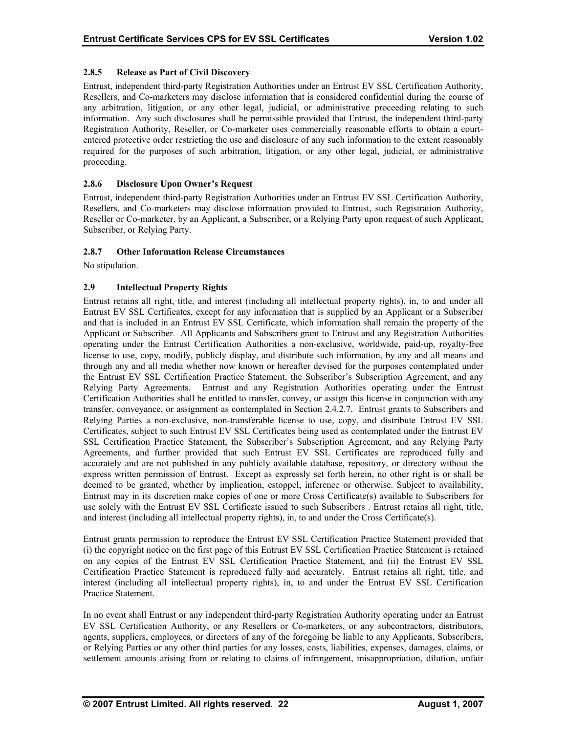### 2.8.5 Release as Part of Civil Discovery

Entrust, independent third-party Registration Authorities under an Entrust EV SSL Certification Authority, Resellers, and Co-marketers may disclose information that is considered confidential during the course of any arbitration, litigation, or any other legal, judicial, or administrative proceeding relating to such information. Any such disclosures shall be permissible provided that Entrust, the independent third-party Registration Authority, Reseller, or Co-marketer uses commercially reasonable efforts to obtain a court-entered protective order restricting the use and disclosure of any such information to the extent reasonably required for the purposes of such arbitration, litigation, or any other legal, judicial, or administrative proceeding.

### 2.8.6 Disclosure Upon Owner's Request

Entrust, independent third-party Registration Authorities under an Entrust EV SSL Certification Authority, Resellers, and Co-marketers may disclose information provided to Entrust, such Registration Authority, Reseller or Co-marketer, by an Applicant, a Subscriber, or a Relying Party upon request of such Applicant, Subscriber, or Relying Party.

### 2.8.7 Other Information Release Circumstances

No stipulation.

## 2.9 Intellectual Property Rights

Entrust retains all right, title, and interest (including all intellectual property rights), in, to and under all Entrust EV SSL Certificates, except for any information that is supplied by an Applicant or a Subscriber and that is included in an Entrust EV SSL Certificate, which information shall remain the property of the Applicant or Subscriber. All Applicants and Subscribers grant to Entrust and any Registration Authorities operating under the Entrust Certification Authorities a non-exclusive, worldwide, paid-up, royalty-free license to use, copy, modify, publicly display, and distribute such information, by any and all means and through any and all media whether now known or hereafter devised for the purposes contemplated under the Entrust EV SSL Certification Practice Statement, the Subscriber's Subscription Agreement, and any Relying Party Agreements. Entrust and any Registration Authorities operating under the Entrust Certification Authorities shall be entitled to transfer, convey, or assign this license in conjunction with any transfer, conveyance, or assignment as contemplated in Section 2.4.2.7. Entrust grants to Subscribers and Relying Parties a non-exclusive, non-transferable license to use, copy, and distribute Entrust EV SSL Certificates, subject to such Entrust EV SSL Certificates being used as contemplated under the Entrust EV SSL Certification Practice Statement, the Subscriber's Subscription Agreement, and any Relying Party Agreements, and further provided that such Entrust EV SSL Certificates are reproduced fully and accurately and are not published in any publicly available database, repository, or directory without the express written permission of Entrust. Except as expressly set forth herein, no other right is or shall be deemed to be granted, whether by implication, estoppel, inference or otherwise. Subject to availability, Entrust may in its discretion make copies of one or more Cross Certificate(s) available to Subscribers for use solely with the Entrust EV SSL Certificate issued to such Subscribers . Entrust retains all right, title, and interest (including all intellectual property rights), in, to and under the Cross Certificate(s).

Entrust grants permission to reproduce the Entrust EV SSL Certification Practice Statement provided that (i) the copyright notice on the first page of this Entrust EV SSL Certification Practice Statement is retained on any copies of the Entrust EV SSL Certification Practice Statement, and (ii) the Entrust EV SSL Certification Practice Statement is reproduced fully and accurately. Entrust retains all right, title, and interest (including all intellectual property rights), in, to and under the Entrust EV SSL Certification Practice Statement.

In no event shall Entrust or any independent third-party Registration Authority operating under an Entrust EV SSL Certification Authority, or any Resellers or Co-marketers, or any subcontractors, distributors, agents, suppliers, employees, or directors of any of the foregoing be liable to any Applicants, Subscribers, or Relying Parties or any other third parties for any losses, costs, liabilities, expenses, damages, claims, or settlement amounts arising from or relating to claims of infringement, misappropriation, dilution, unfair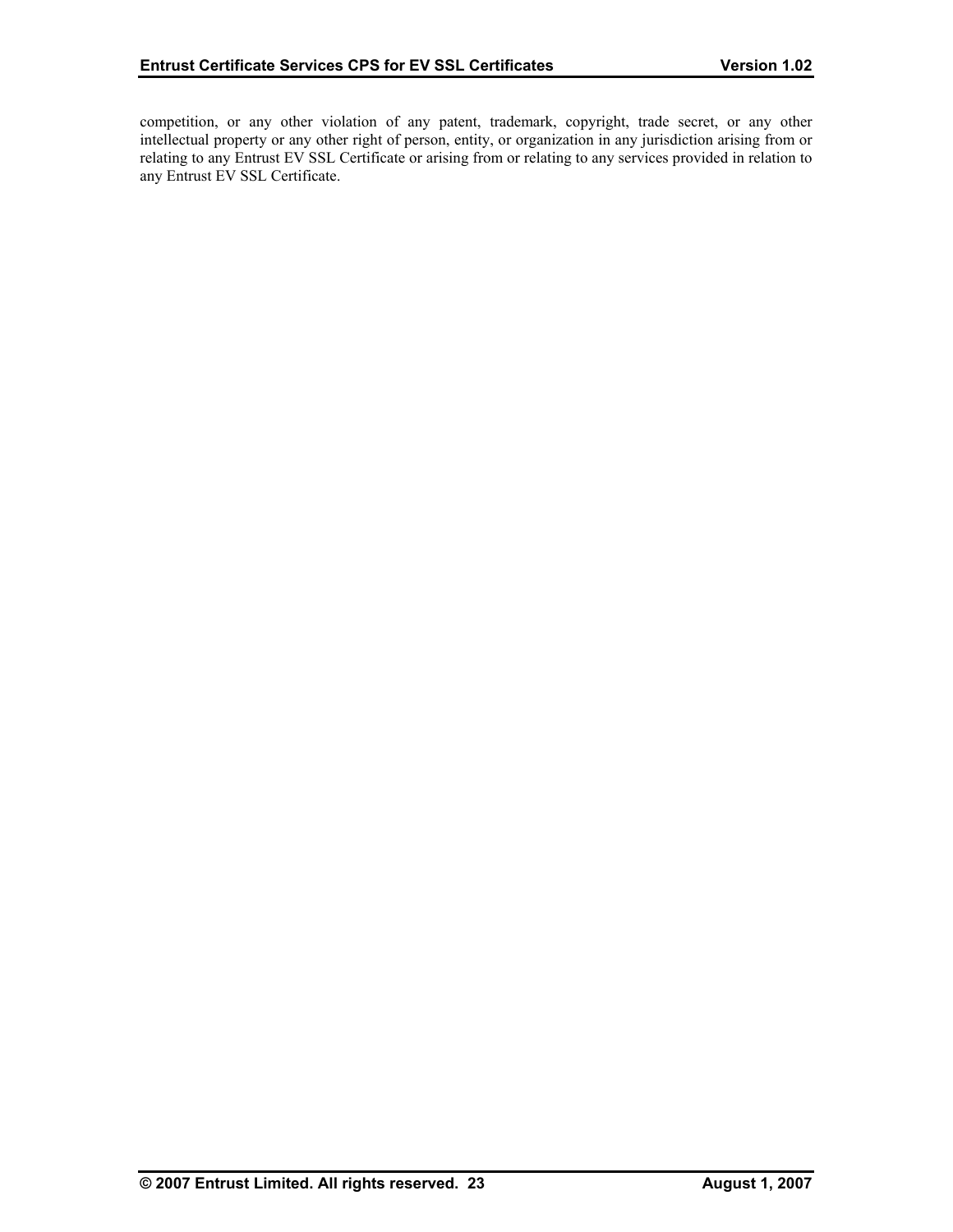competition, or any other violation of any patent, trademark, copyright, trade secret, or any other intellectual property or any other right of person, entity, or organization in any jurisdiction arising from or relating to any Entrust EV SSL Certificate or arising from or relating to any services provided in relation to any Entrust EV SSL Certificate.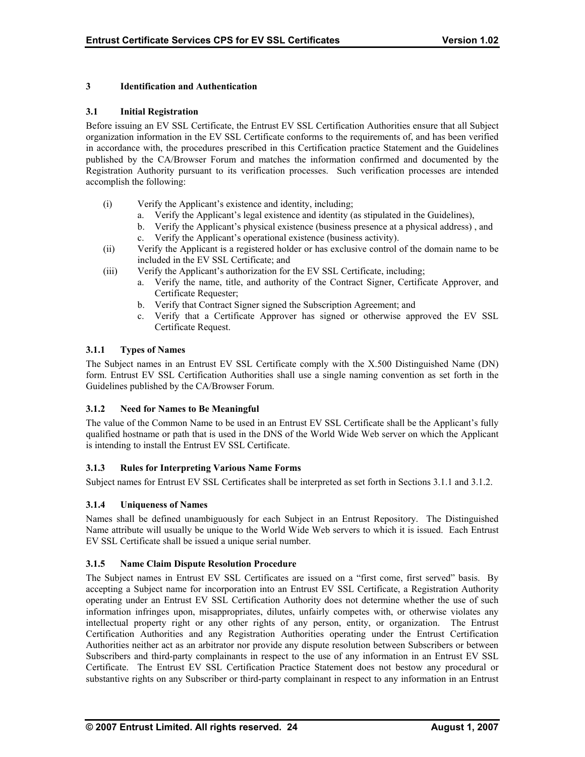## 3 Identification and Authentication

### 3.1 Initial Registration

Before issuing an EV SSL Certificate, the Entrust EV SSL Certification Authorities ensure that all Subject organization information in the EV SSL Certificate conforms to the requirements of, and has been verified in accordance with, the procedures prescribed in this Certification practice Statement and the Guidelines published by the CA/Browser Forum and matches the information confirmed and documented by the Registration Authority pursuant to its verification processes. Such verification processes are intended accomplish the following:

(i) Verify the Applicant's existence and identity, including;
   a. Verify the Applicant's legal existence and identity (as stipulated in the Guidelines),
   b. Verify the Applicant's physical existence (business presence at a physical address) , and
   c. Verify the Applicant's operational existence (business activity).

(ii) Verify the Applicant is a registered holder or has exclusive control of the domain name to be included in the EV SSL Certificate; and

(iii) Verify the Applicant's authorization for the EV SSL Certificate, including;
   a. Verify the name, title, and authority of the Contract Signer, Certificate Approver, and Certificate Requester;
   b. Verify that Contract Signer signed the Subscription Agreement; and
   c. Verify that a Certificate Approver has signed or otherwise approved the EV SSL Certificate Request.

#### 3.1.1 Types of Names

The Subject names in an Entrust EV SSL Certificate comply with the X.500 Distinguished Name (DN) form. Entrust EV SSL Certification Authorities shall use a single naming convention as set forth in the Guidelines published by the CA/Browser Forum.

#### 3.1.2 Need for Names to Be Meaningful

The value of the Common Name to be used in an Entrust EV SSL Certificate shall be the Applicant's fully qualified hostname or path that is used in the DNS of the World Wide Web server on which the Applicant is intending to install the Entrust EV SSL Certificate.

#### 3.1.3 Rules for Interpreting Various Name Forms

Subject names for Entrust EV SSL Certificates shall be interpreted as set forth in Sections 3.1.1 and 3.1.2.

#### 3.1.4 Uniqueness of Names

Names shall be defined unambiguously for each Subject in an Entrust Repository. The Distinguished Name attribute will usually be unique to the World Wide Web servers to which it is issued. Each Entrust EV SSL Certificate shall be issued a unique serial number.

#### 3.1.5 Name Claim Dispute Resolution Procedure

The Subject names in Entrust EV SSL Certificates are issued on a "first come, first served" basis. By accepting a Subject name for incorporation into an Entrust EV SSL Certificate, a Registration Authority operating under an Entrust EV SSL Certification Authority does not determine whether the use of such information infringes upon, misappropriates, dilutes, unfairly competes with, or otherwise violates any intellectual property right or any other rights of any person, entity, or organization. The Entrust Certification Authorities and any Registration Authorities operating under the Entrust Certification Authorities neither act as an arbitrator nor provide any dispute resolution between Subscribers or between Subscribers and third-party complainants in respect to the use of any information in an Entrust EV SSL Certificate. The Entrust EV SSL Certification Practice Statement does not bestow any procedural or substantive rights on any Subscriber or third-party complainant in respect to any information in an Entrust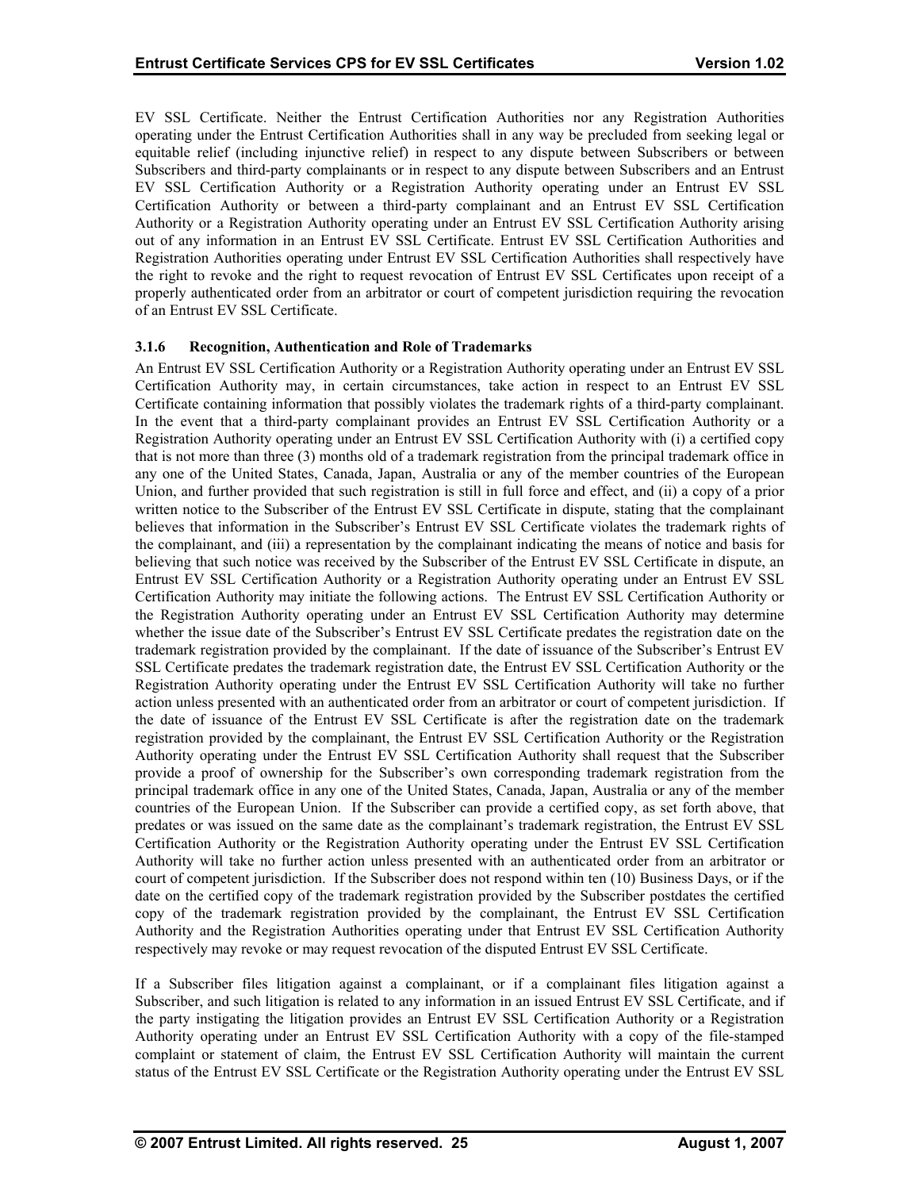EV SSL Certificate. Neither the Entrust Certification Authorities nor any Registration Authorities operating under the Entrust Certification Authorities shall in any way be precluded from seeking legal or equitable relief (including injunctive relief) in respect to any dispute between Subscribers or between Subscribers and third-party complainants or in respect to any dispute between Subscribers and an Entrust EV SSL Certification Authority or a Registration Authority operating under an Entrust EV SSL Certification Authority or between a third-party complainant and an Entrust EV SSL Certification Authority or a Registration Authority operating under an Entrust EV SSL Certification Authority arising out of any information in an Entrust EV SSL Certificate. Entrust EV SSL Certification Authorities and Registration Authorities operating under Entrust EV SSL Certification Authorities shall respectively have the right to revoke and the right to request revocation of Entrust EV SSL Certificates upon receipt of a properly authenticated order from an arbitrator or court of competent jurisdiction requiring the revocation of an Entrust EV SSL Certificate.

### 3.1.6 Recognition, Authentication and Role of Trademarks

An Entrust EV SSL Certification Authority or a Registration Authority operating under an Entrust EV SSL Certification Authority may, in certain circumstances, take action in respect to an Entrust EV SSL Certificate containing information that possibly violates the trademark rights of a third-party complainant. In the event that a third-party complainant provides an Entrust EV SSL Certification Authority or a Registration Authority operating under an Entrust EV SSL Certification Authority with (i) a certified copy that is not more than three (3) months old of a trademark registration from the principal trademark office in any one of the United States, Canada, Japan, Australia or any of the member countries of the European Union, and further provided that such registration is still in full force and effect, and (ii) a copy of a prior written notice to the Subscriber of the Entrust EV SSL Certificate in dispute, stating that the complainant believes that information in the Subscriber's Entrust EV SSL Certificate violates the trademark rights of the complainant, and (iii) a representation by the complainant indicating the means of notice and basis for believing that such notice was received by the Subscriber of the Entrust EV SSL Certificate in dispute, an Entrust EV SSL Certification Authority or a Registration Authority operating under an Entrust EV SSL Certification Authority may initiate the following actions. The Entrust EV SSL Certification Authority or the Registration Authority operating under an Entrust EV SSL Certification Authority may determine whether the issue date of the Subscriber's Entrust EV SSL Certificate predates the registration date on the trademark registration provided by the complainant. If the date of issuance of the Subscriber's Entrust EV SSL Certificate predates the trademark registration date, the Entrust EV SSL Certification Authority or the Registration Authority operating under the Entrust EV SSL Certification Authority will take no further action unless presented with an authenticated order from an arbitrator or court of competent jurisdiction. If the date of issuance of the Entrust EV SSL Certificate is after the registration date on the trademark registration provided by the complainant, the Entrust EV SSL Certification Authority or the Registration Authority operating under the Entrust EV SSL Certification Authority shall request that the Subscriber provide a proof of ownership for the Subscriber's own corresponding trademark registration from the principal trademark office in any one of the United States, Canada, Japan, Australia or any of the member countries of the European Union. If the Subscriber can provide a certified copy, as set forth above, that predates or was issued on the same date as the complainant's trademark registration, the Entrust EV SSL Certification Authority or the Registration Authority operating under the Entrust EV SSL Certification Authority will take no further action unless presented with an authenticated order from an arbitrator or court of competent jurisdiction. If the Subscriber does not respond within ten (10) Business Days, or if the date on the certified copy of the trademark registration provided by the Subscriber postdates the certified copy of the trademark registration provided by the complainant, the Entrust EV SSL Certification Authority and the Registration Authorities operating under that Entrust EV SSL Certification Authority respectively may revoke or may request revocation of the disputed Entrust EV SSL Certificate.

If a Subscriber files litigation against a complainant, or if a complainant files litigation against a Subscriber, and such litigation is related to any information in an issued Entrust EV SSL Certificate, and if the party instigating the litigation provides an Entrust EV SSL Certification Authority or a Registration Authority operating under an Entrust EV SSL Certification Authority with a copy of the file-stamped complaint or statement of claim, the Entrust EV SSL Certification Authority will maintain the current status of the Entrust EV SSL Certificate or the Registration Authority operating under the Entrust EV SSL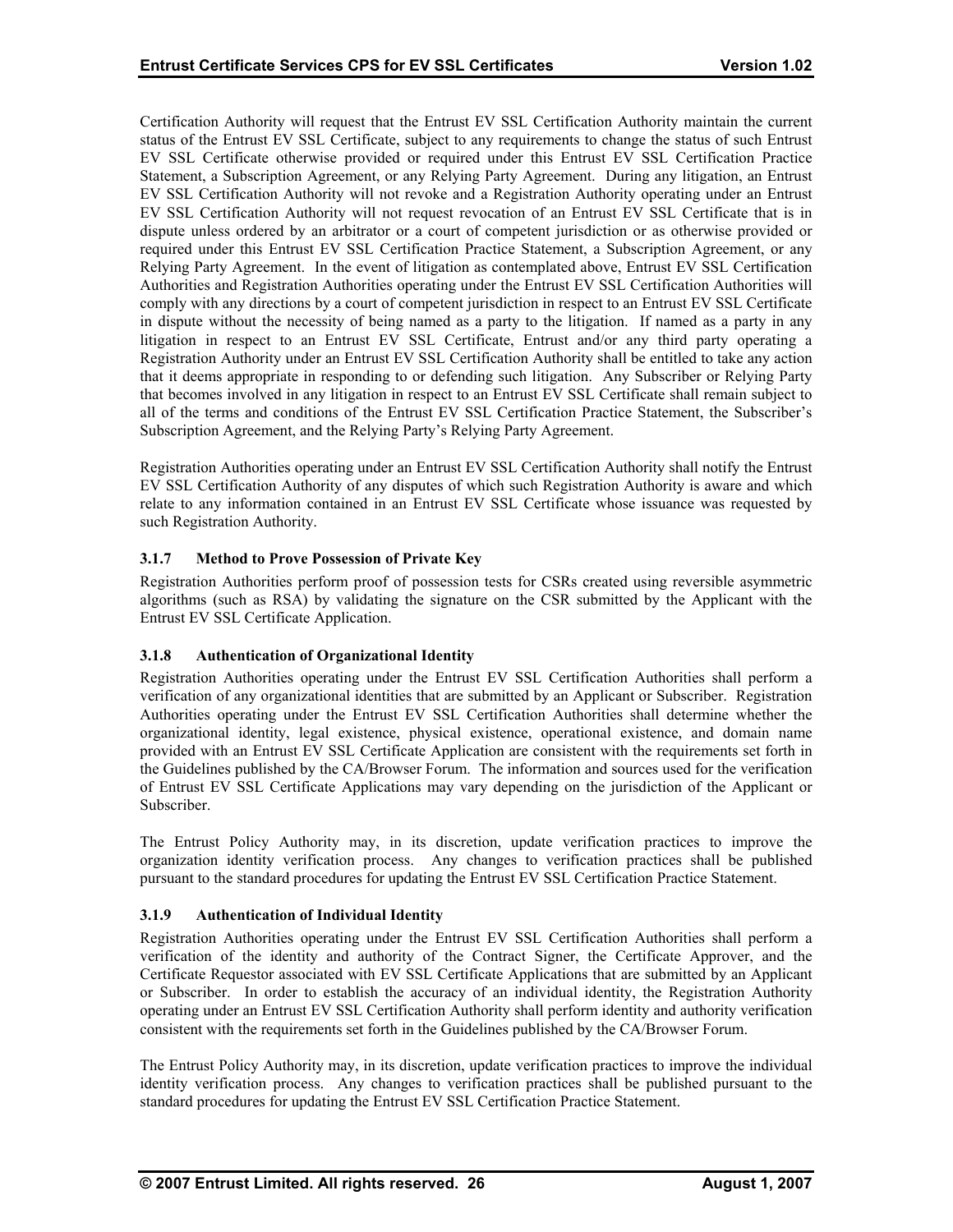Certification Authority will request that the Entrust EV SSL Certification Authority maintain the current status of the Entrust EV SSL Certificate, subject to any requirements to change the status of such Entrust EV SSL Certificate otherwise provided or required under this Entrust EV SSL Certification Practice Statement, a Subscription Agreement, or any Relying Party Agreement. During any litigation, an Entrust EV SSL Certification Authority will not revoke and a Registration Authority operating under an Entrust EV SSL Certification Authority will not request revocation of an Entrust EV SSL Certificate that is in dispute unless ordered by an arbitrator or a court of competent jurisdiction or as otherwise provided or required under this Entrust EV SSL Certification Practice Statement, a Subscription Agreement, or any Relying Party Agreement. In the event of litigation as contemplated above, Entrust EV SSL Certification Authorities and Registration Authorities operating under the Entrust EV SSL Certification Authorities will comply with any directions by a court of competent jurisdiction in respect to an Entrust EV SSL Certificate in dispute without the necessity of being named as a party to the litigation. If named as a party in any litigation in respect to an Entrust EV SSL Certificate, Entrust and/or any third party operating a Registration Authority under an Entrust EV SSL Certification Authority shall be entitled to take any action that it deems appropriate in responding to or defending such litigation. Any Subscriber or Relying Party that becomes involved in any litigation in respect to an Entrust EV SSL Certificate shall remain subject to all of the terms and conditions of the Entrust EV SSL Certification Practice Statement, the Subscriber's Subscription Agreement, and the Relying Party's Relying Party Agreement.

Registration Authorities operating under an Entrust EV SSL Certification Authority shall notify the Entrust EV SSL Certification Authority of any disputes of which such Registration Authority is aware and which relate to any information contained in an Entrust EV SSL Certificate whose issuance was requested by such Registration Authority.

### 3.1.7 Method to Prove Possession of Private Key

Registration Authorities perform proof of possession tests for CSRs created using reversible asymmetric algorithms (such as RSA) by validating the signature on the CSR submitted by the Applicant with the Entrust EV SSL Certificate Application.

### 3.1.8 Authentication of Organizational Identity

Registration Authorities operating under the Entrust EV SSL Certification Authorities shall perform a verification of any organizational identities that are submitted by an Applicant or Subscriber. Registration Authorities operating under the Entrust EV SSL Certification Authorities shall determine whether the organizational identity, legal existence, physical existence, operational existence, and domain name provided with an Entrust EV SSL Certificate Application are consistent with the requirements set forth in the Guidelines published by the CA/Browser Forum. The information and sources used for the verification of Entrust EV SSL Certificate Applications may vary depending on the jurisdiction of the Applicant or Subscriber.

The Entrust Policy Authority may, in its discretion, update verification practices to improve the organization identity verification process. Any changes to verification practices shall be published pursuant to the standard procedures for updating the Entrust EV SSL Certification Practice Statement.

### 3.1.9 Authentication of Individual Identity

Registration Authorities operating under the Entrust EV SSL Certification Authorities shall perform a verification of the identity and authority of the Contract Signer, the Certificate Approver, and the Certificate Requestor associated with EV SSL Certificate Applications that are submitted by an Applicant or Subscriber. In order to establish the accuracy of an individual identity, the Registration Authority operating under an Entrust EV SSL Certification Authority shall perform identity and authority verification consistent with the requirements set forth in the Guidelines published by the CA/Browser Forum.

The Entrust Policy Authority may, in its discretion, update verification practices to improve the individual identity verification process. Any changes to verification practices shall be published pursuant to the standard procedures for updating the Entrust EV SSL Certification Practice Statement.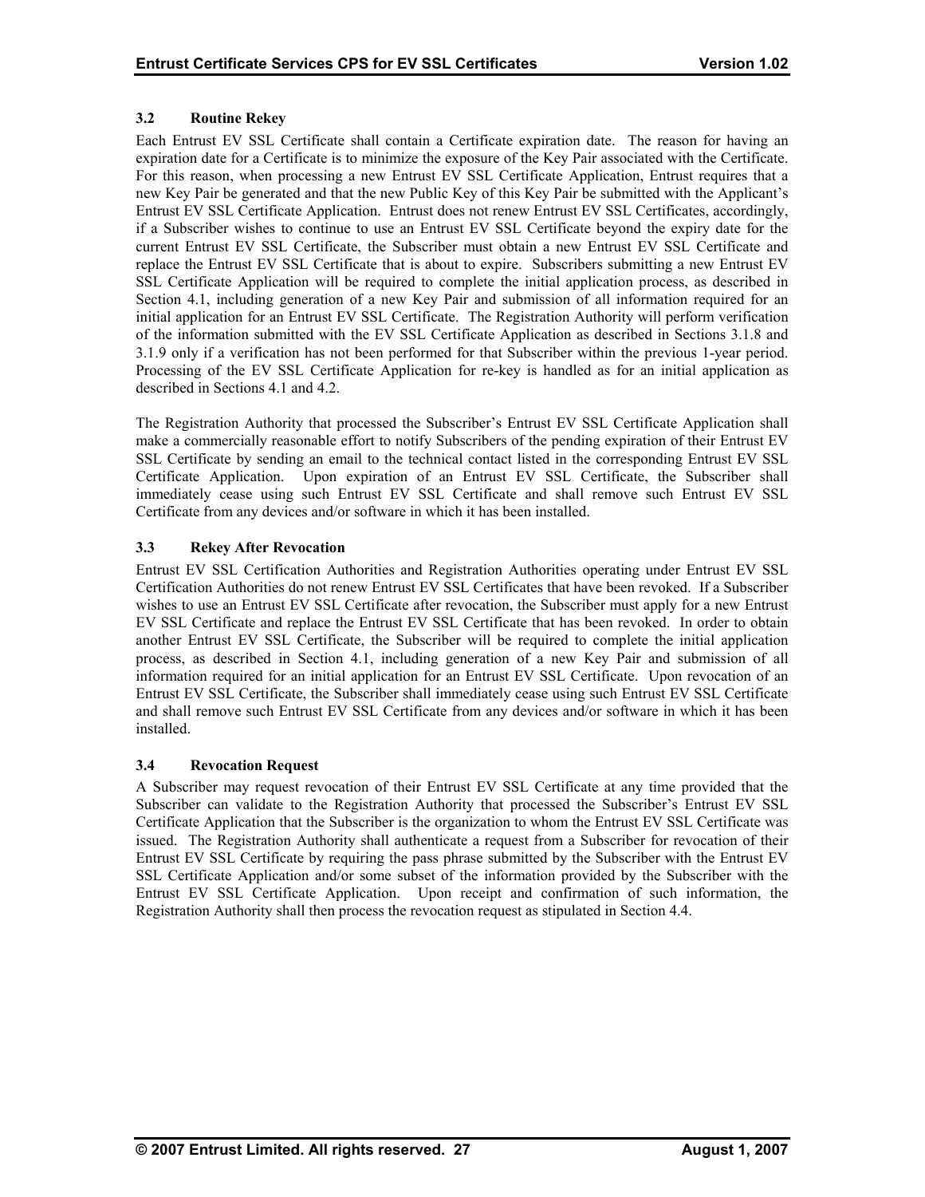### 3.2 Routine Rekey

Each Entrust EV SSL Certificate shall contain a Certificate expiration date. The reason for having an expiration date for a Certificate is to minimize the exposure of the Key Pair associated with the Certificate. For this reason, when processing a new Entrust EV SSL Certificate Application, Entrust requires that a new Key Pair be generated and that the new Public Key of this Key Pair be submitted with the Applicant's Entrust EV SSL Certificate Application. Entrust does not renew Entrust EV SSL Certificates, accordingly, if a Subscriber wishes to continue to use an Entrust EV SSL Certificate beyond the expiry date for the current Entrust EV SSL Certificate, the Subscriber must obtain a new Entrust EV SSL Certificate and replace the Entrust EV SSL Certificate that is about to expire. Subscribers submitting a new Entrust EV SSL Certificate Application will be required to complete the initial application process, as described in Section 4.1, including generation of a new Key Pair and submission of all information required for an initial application for an Entrust EV SSL Certificate. The Registration Authority will perform verification of the information submitted with the EV SSL Certificate Application as described in Sections 3.1.8 and 3.1.9 only if a verification has not been performed for that Subscriber within the previous 1-year period. Processing of the EV SSL Certificate Application for re-key is handled as for an initial application as described in Sections 4.1 and 4.2.

The Registration Authority that processed the Subscriber's Entrust EV SSL Certificate Application shall make a commercially reasonable effort to notify Subscribers of the pending expiration of their Entrust EV SSL Certificate by sending an email to the technical contact listed in the corresponding Entrust EV SSL Certificate Application. Upon expiration of an Entrust EV SSL Certificate, the Subscriber shall immediately cease using such Entrust EV SSL Certificate and shall remove such Entrust EV SSL Certificate from any devices and/or software in which it has been installed.

### 3.3 Rekey After Revocation

Entrust EV SSL Certification Authorities and Registration Authorities operating under Entrust EV SSL Certification Authorities do not renew Entrust EV SSL Certificates that have been revoked. If a Subscriber wishes to use an Entrust EV SSL Certificate after revocation, the Subscriber must apply for a new Entrust EV SSL Certificate and replace the Entrust EV SSL Certificate that has been revoked. In order to obtain another Entrust EV SSL Certificate, the Subscriber will be required to complete the initial application process, as described in Section 4.1, including generation of a new Key Pair and submission of all information required for an initial application for an Entrust EV SSL Certificate. Upon revocation of an Entrust EV SSL Certificate, the Subscriber shall immediately cease using such Entrust EV SSL Certificate and shall remove such Entrust EV SSL Certificate from any devices and/or software in which it has been installed.

### 3.4 Revocation Request

A Subscriber may request revocation of their Entrust EV SSL Certificate at any time provided that the Subscriber can validate to the Registration Authority that processed the Subscriber's Entrust EV SSL Certificate Application that the Subscriber is the organization to whom the Entrust EV SSL Certificate was issued. The Registration Authority shall authenticate a request from a Subscriber for revocation of their Entrust EV SSL Certificate by requiring the pass phrase submitted by the Subscriber with the Entrust EV SSL Certificate Application and/or some subset of the information provided by the Subscriber with the Entrust EV SSL Certificate Application. Upon receipt and confirmation of such information, the Registration Authority shall then process the revocation request as stipulated in Section 4.4.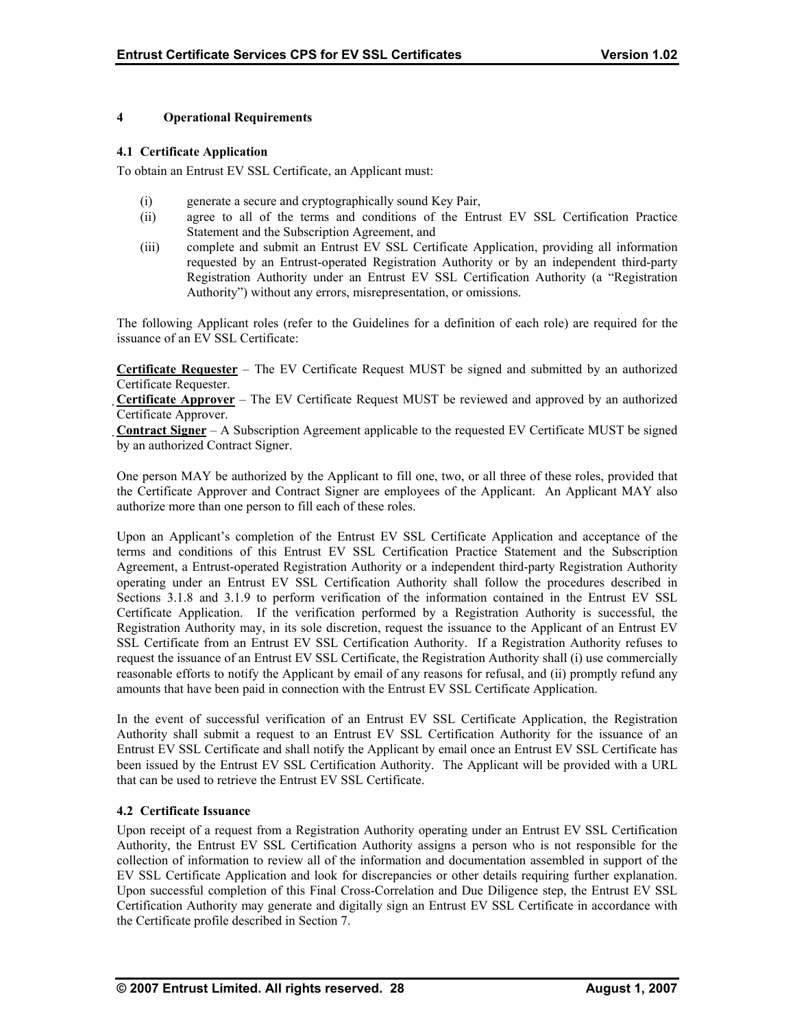# 4 Operational Requirements

## 4.1 Certificate Application

To obtain an Entrust EV SSL Certificate, an Applicant must:

(i) generate a secure and cryptographically sound Key Pair,

(ii) agree to all of the terms and conditions of the Entrust EV SSL Certification Practice Statement and the Subscription Agreement, and

(iii) complete and submit an Entrust EV SSL Certificate Application, providing all information requested by an Entrust-operated Registration Authority or by an independent third-party Registration Authority under an Entrust EV SSL Certification Authority (a "Registration Authority") without any errors, misrepresentation, or omissions.

The following Applicant roles (refer to the Guidelines for a definition of each role) are required for the issuance of an EV SSL Certificate:

**Certificate Requester** – The EV Certificate Request MUST be signed and submitted by an authorized Certificate Requester.

**Certificate Approver** – The EV Certificate Request MUST be reviewed and approved by an authorized Certificate Approver.

**Contract Signer** – A Subscription Agreement applicable to the requested EV Certificate MUST be signed by an authorized Contract Signer.

One person MAY be authorized by the Applicant to fill one, two, or all three of these roles, provided that the Certificate Approver and Contract Signer are employees of the Applicant. An Applicant MAY also authorize more than one person to fill each of these roles.

Upon an Applicant's completion of the Entrust EV SSL Certificate Application and acceptance of the terms and conditions of this Entrust EV SSL Certification Practice Statement and the Subscription Agreement, a Entrust-operated Registration Authority or a independent third-party Registration Authority operating under an Entrust EV SSL Certification Authority shall follow the procedures described in Sections 3.1.8 and 3.1.9 to perform verification of the information contained in the Entrust EV SSL Certificate Application. If the verification performed by a Registration Authority is successful, the Registration Authority may, in its sole discretion, request the issuance to the Applicant of an Entrust EV SSL Certificate from an Entrust EV SSL Certification Authority. If a Registration Authority refuses to request the issuance of an Entrust EV SSL Certificate, the Registration Authority shall (i) use commercially reasonable efforts to notify the Applicant by email of any reasons for refusal, and (ii) promptly refund any amounts that have been paid in connection with the Entrust EV SSL Certificate Application.

In the event of successful verification of an Entrust EV SSL Certificate Application, the Registration Authority shall submit a request to an Entrust EV SSL Certification Authority for the issuance of an Entrust EV SSL Certificate and shall notify the Applicant by email once an Entrust EV SSL Certificate has been issued by the Entrust EV SSL Certification Authority. The Applicant will be provided with a URL that can be used to retrieve the Entrust EV SSL Certificate.

## 4.2 Certificate Issuance

Upon receipt of a request from a Registration Authority operating under an Entrust EV SSL Certification Authority, the Entrust EV SSL Certification Authority assigns a person who is not responsible for the collection of information to review all of the information and documentation assembled in support of the EV SSL Certificate Application and look for discrepancies or other details requiring further explanation. Upon successful completion of this Final Cross-Correlation and Due Diligence step, the Entrust EV SSL Certification Authority may generate and digitally sign an Entrust EV SSL Certificate in accordance with the Certificate profile described in Section 7.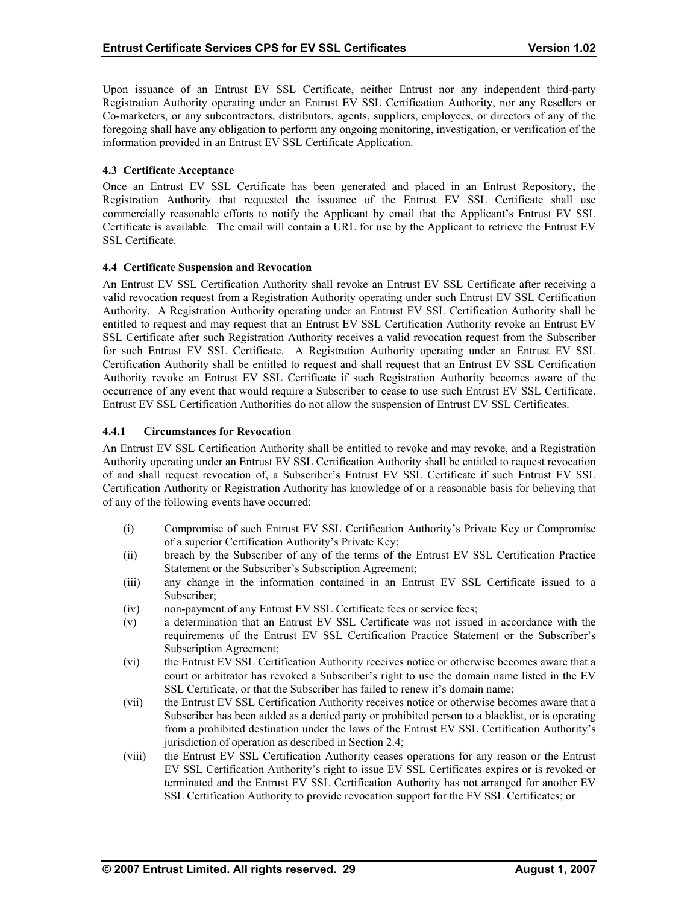Upon issuance of an Entrust EV SSL Certificate, neither Entrust nor any independent third-party Registration Authority operating under an Entrust EV SSL Certification Authority, nor any Resellers or Co-marketers, or any subcontractors, distributors, agents, suppliers, employees, or directors of any of the foregoing shall have any obligation to perform any ongoing monitoring, investigation, or verification of the information provided in an Entrust EV SSL Certificate Application.

### 4.3 Certificate Acceptance

Once an Entrust EV SSL Certificate has been generated and placed in an Entrust Repository, the Registration Authority that requested the issuance of the Entrust EV SSL Certificate shall use commercially reasonable efforts to notify the Applicant by email that the Applicant's Entrust EV SSL Certificate is available. The email will contain a URL for use by the Applicant to retrieve the Entrust EV SSL Certificate.

### 4.4 Certificate Suspension and Revocation

An Entrust EV SSL Certification Authority shall revoke an Entrust EV SSL Certificate after receiving a valid revocation request from a Registration Authority operating under such Entrust EV SSL Certification Authority. A Registration Authority operating under an Entrust EV SSL Certification Authority shall be entitled to request and may request that an Entrust EV SSL Certification Authority revoke an Entrust EV SSL Certificate after such Registration Authority receives a valid revocation request from the Subscriber for such Entrust EV SSL Certificate. A Registration Authority operating under an Entrust EV SSL Certification Authority shall be entitled to request and shall request that an Entrust EV SSL Certification Authority revoke an Entrust EV SSL Certificate if such Registration Authority becomes aware of the occurrence of any event that would require a Subscriber to cease to use such Entrust EV SSL Certificate. Entrust EV SSL Certification Authorities do not allow the suspension of Entrust EV SSL Certificates.

#### 4.4.1 Circumstances for Revocation

An Entrust EV SSL Certification Authority shall be entitled to revoke and may revoke, and a Registration Authority operating under an Entrust EV SSL Certification Authority shall be entitled to request revocation of and shall request revocation of, a Subscriber's Entrust EV SSL Certificate if such Entrust EV SSL Certification Authority or Registration Authority has knowledge of or a reasonable basis for believing that of any of the following events have occurred:

(i) Compromise of such Entrust EV SSL Certification Authority's Private Key or Compromise of a superior Certification Authority's Private Key;

(ii) breach by the Subscriber of any of the terms of the Entrust EV SSL Certification Practice Statement or the Subscriber's Subscription Agreement;

(iii) any change in the information contained in an Entrust EV SSL Certificate issued to a Subscriber;

(iv) non-payment of any Entrust EV SSL Certificate fees or service fees;

(v) a determination that an Entrust EV SSL Certificate was not issued in accordance with the requirements of the Entrust EV SSL Certification Practice Statement or the Subscriber's Subscription Agreement;

(vi) the Entrust EV SSL Certification Authority receives notice or otherwise becomes aware that a court or arbitrator has revoked a Subscriber's right to use the domain name listed in the EV SSL Certificate, or that the Subscriber has failed to renew it's domain name;

(vii) the Entrust EV SSL Certification Authority receives notice or otherwise becomes aware that a Subscriber has been added as a denied party or prohibited person to a blacklist, or is operating from a prohibited destination under the laws of the Entrust EV SSL Certification Authority's jurisdiction of operation as described in Section 2.4;

(viii) the Entrust EV SSL Certification Authority ceases operations for any reason or the Entrust EV SSL Certification Authority's right to issue EV SSL Certificates expires or is revoked or terminated and the Entrust EV SSL Certification Authority has not arranged for another EV SSL Certification Authority to provide revocation support for the EV SSL Certificates; or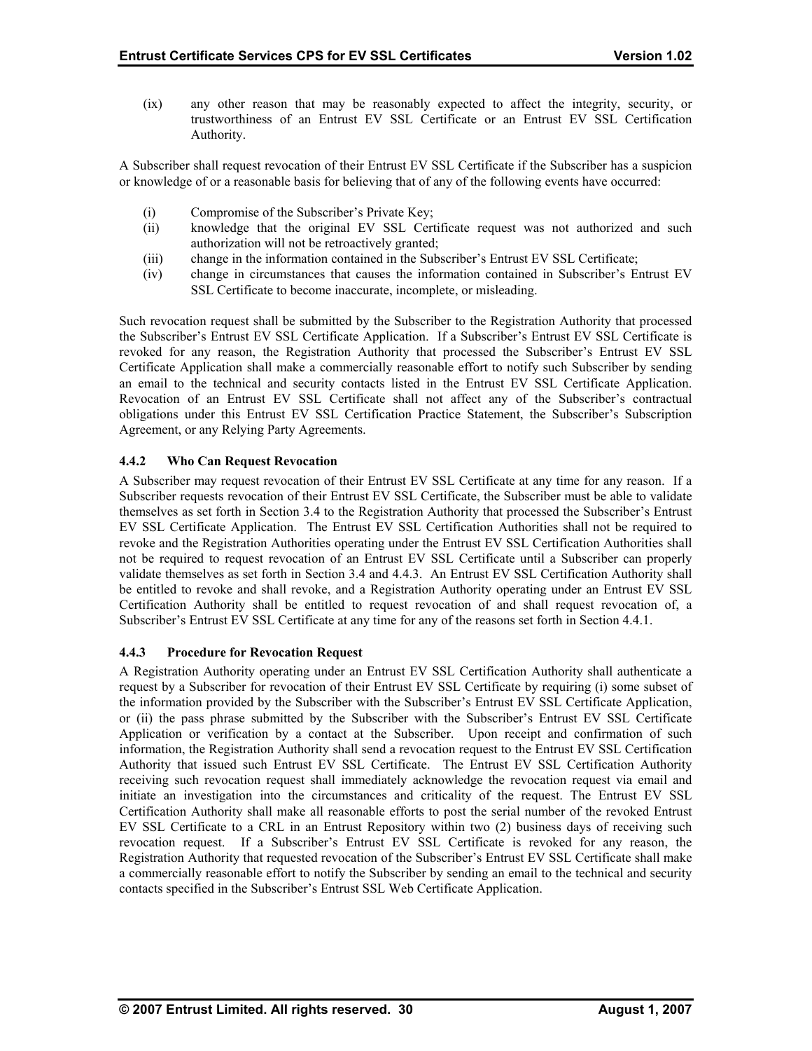(ix) any other reason that may be reasonably expected to affect the integrity, security, or trustworthiness of an Entrust EV SSL Certificate or an Entrust EV SSL Certification Authority.

A Subscriber shall request revocation of their Entrust EV SSL Certificate if the Subscriber has a suspicion or knowledge of or a reasonable basis for believing that of any of the following events have occurred:

(i) Compromise of the Subscriber's Private Key;
(ii) knowledge that the original EV SSL Certificate request was not authorized and such authorization will not be retroactively granted;
(iii) change in the information contained in the Subscriber's Entrust EV SSL Certificate;
(iv) change in circumstances that causes the information contained in Subscriber's Entrust EV SSL Certificate to become inaccurate, incomplete, or misleading.

Such revocation request shall be submitted by the Subscriber to the Registration Authority that processed the Subscriber's Entrust EV SSL Certificate Application. If a Subscriber's Entrust EV SSL Certificate is revoked for any reason, the Registration Authority that processed the Subscriber's Entrust EV SSL Certificate Application shall make a commercially reasonable effort to notify such Subscriber by sending an email to the technical and security contacts listed in the Entrust EV SSL Certificate Application. Revocation of an Entrust EV SSL Certificate shall not affect any of the Subscriber's contractual obligations under this Entrust EV SSL Certification Practice Statement, the Subscriber's Subscription Agreement, or any Relying Party Agreements.

### 4.4.2 Who Can Request Revocation

A Subscriber may request revocation of their Entrust EV SSL Certificate at any time for any reason. If a Subscriber requests revocation of their Entrust EV SSL Certificate, the Subscriber must be able to validate themselves as set forth in Section 3.4 to the Registration Authority that processed the Subscriber's Entrust EV SSL Certificate Application. The Entrust EV SSL Certification Authorities shall not be required to revoke and the Registration Authorities operating under the Entrust EV SSL Certification Authorities shall not be required to request revocation of an Entrust EV SSL Certificate until a Subscriber can properly validate themselves as set forth in Section 3.4 and 4.4.3. An Entrust EV SSL Certification Authority shall be entitled to revoke and shall revoke, and a Registration Authority operating under an Entrust EV SSL Certification Authority shall be entitled to request revocation of and shall request revocation of, a Subscriber's Entrust EV SSL Certificate at any time for any of the reasons set forth in Section 4.4.1.

### 4.4.3 Procedure for Revocation Request

A Registration Authority operating under an Entrust EV SSL Certification Authority shall authenticate a request by a Subscriber for revocation of their Entrust EV SSL Certificate by requiring (i) some subset of the information provided by the Subscriber with the Subscriber's Entrust EV SSL Certificate Application, or (ii) the pass phrase submitted by the Subscriber with the Subscriber's Entrust EV SSL Certificate Application or verification by a contact at the Subscriber. Upon receipt and confirmation of such information, the Registration Authority shall send a revocation request to the Entrust EV SSL Certification Authority that issued such Entrust EV SSL Certificate. The Entrust EV SSL Certification Authority receiving such revocation request shall immediately acknowledge the revocation request via email and initiate an investigation into the circumstances and criticality of the request. The Entrust EV SSL Certification Authority shall make all reasonable efforts to post the serial number of the revoked Entrust EV SSL Certificate to a CRL in an Entrust Repository within two (2) business days of receiving such revocation request. If a Subscriber's Entrust EV SSL Certificate is revoked for any reason, the Registration Authority that requested revocation of the Subscriber's Entrust EV SSL Certificate shall make a commercially reasonable effort to notify the Subscriber by sending an email to the technical and security contacts specified in the Subscriber's Entrust SSL Web Certificate Application.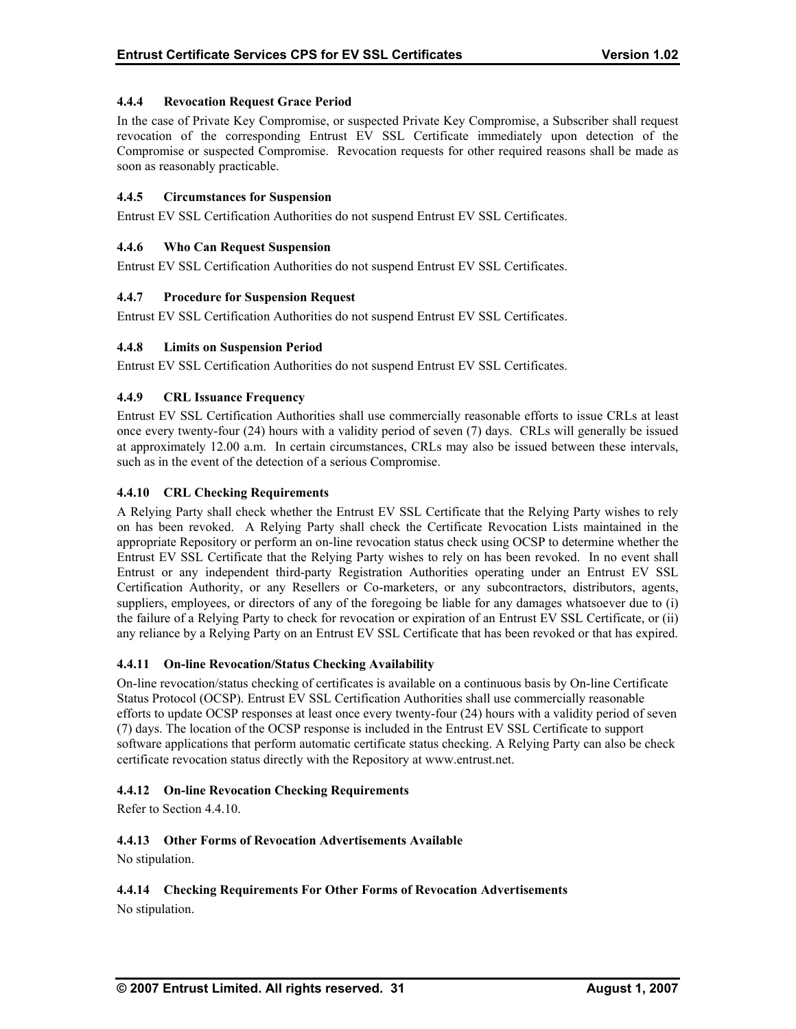#### 4.4.4 Revocation Request Grace Period

In the case of Private Key Compromise, or suspected Private Key Compromise, a Subscriber shall request revocation of the corresponding Entrust EV SSL Certificate immediately upon detection of the Compromise or suspected Compromise. Revocation requests for other required reasons shall be made as soon as reasonably practicable.

#### 4.4.5 Circumstances for Suspension

Entrust EV SSL Certification Authorities do not suspend Entrust EV SSL Certificates.

#### 4.4.6 Who Can Request Suspension

Entrust EV SSL Certification Authorities do not suspend Entrust EV SSL Certificates.

#### 4.4.7 Procedure for Suspension Request

Entrust EV SSL Certification Authorities do not suspend Entrust EV SSL Certificates.

#### 4.4.8 Limits on Suspension Period

Entrust EV SSL Certification Authorities do not suspend Entrust EV SSL Certificates.

#### 4.4.9 CRL Issuance Frequency

Entrust EV SSL Certification Authorities shall use commercially reasonable efforts to issue CRLs at least once every twenty-four (24) hours with a validity period of seven (7) days. CRLs will generally be issued at approximately 12.00 a.m. In certain circumstances, CRLs may also be issued between these intervals, such as in the event of the detection of a serious Compromise.

#### 4.4.10 CRL Checking Requirements

A Relying Party shall check whether the Entrust EV SSL Certificate that the Relying Party wishes to rely on has been revoked. A Relying Party shall check the Certificate Revocation Lists maintained in the appropriate Repository or perform an on-line revocation status check using OCSP to determine whether the Entrust EV SSL Certificate that the Relying Party wishes to rely on has been revoked. In no event shall Entrust or any independent third-party Registration Authorities operating under an Entrust EV SSL Certification Authority, or any Resellers or Co-marketers, or any subcontractors, distributors, agents, suppliers, employees, or directors of any of the foregoing be liable for any damages whatsoever due to (i) the failure of a Relying Party to check for revocation or expiration of an Entrust EV SSL Certificate, or (ii) any reliance by a Relying Party on an Entrust EV SSL Certificate that has been revoked or that has expired.

#### 4.4.11 On-line Revocation/Status Checking Availability

On-line revocation/status checking of certificates is available on a continuous basis by On-line Certificate Status Protocol (OCSP). Entrust EV SSL Certification Authorities shall use commercially reasonable efforts to update OCSP responses at least once every twenty-four (24) hours with a validity period of seven (7) days. The location of the OCSP response is included in the Entrust EV SSL Certificate to support software applications that perform automatic certificate status checking. A Relying Party can also be check certificate revocation status directly with the Repository at www.entrust.net.

#### 4.4.12 On-line Revocation Checking Requirements

Refer to Section 4.4.10.

#### 4.4.13 Other Forms of Revocation Advertisements Available

No stipulation.

#### 4.4.14 Checking Requirements For Other Forms of Revocation Advertisements

No stipulation.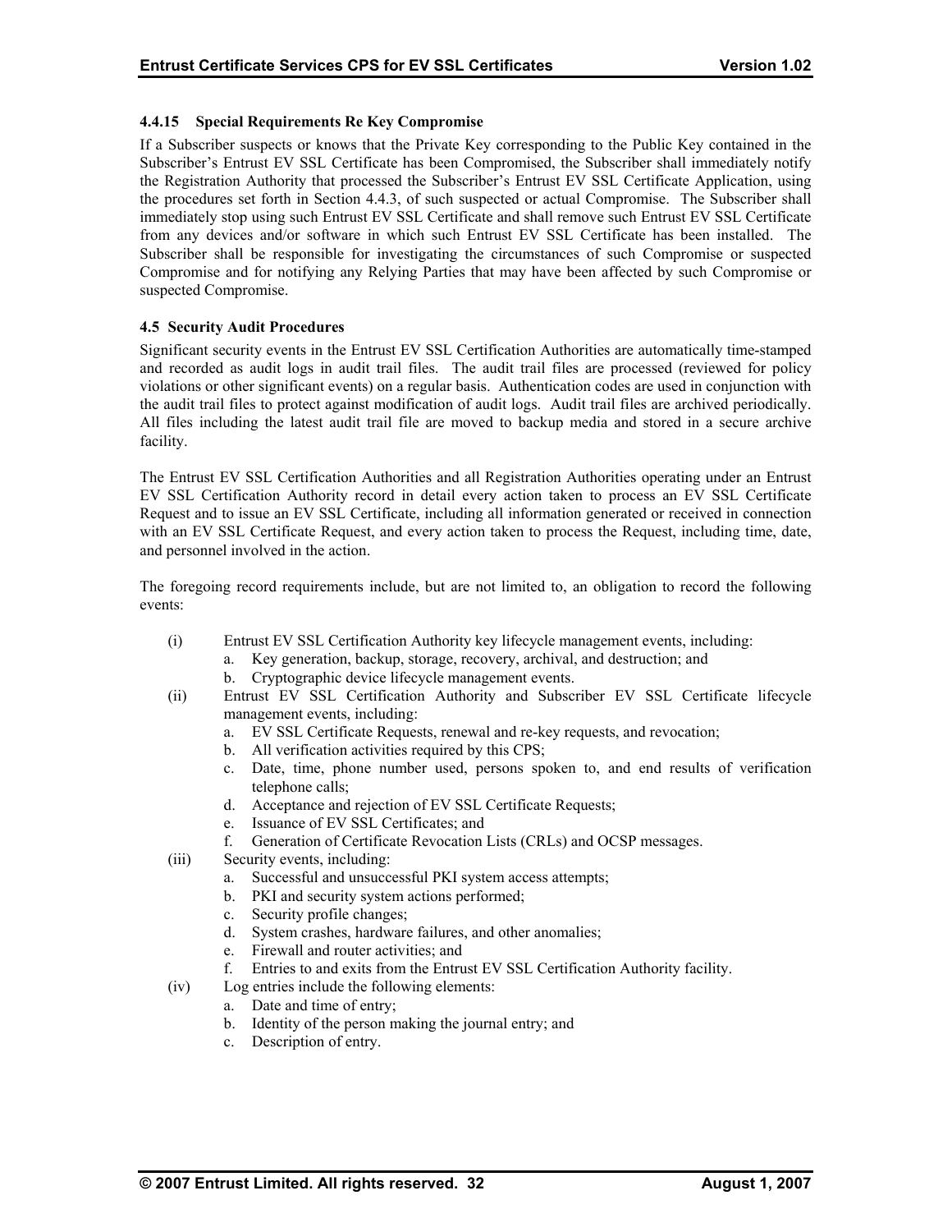#### 4.4.15 Special Requirements Re Key Compromise

If a Subscriber suspects or knows that the Private Key corresponding to the Public Key contained in the Subscriber's Entrust EV SSL Certificate has been Compromised, the Subscriber shall immediately notify the Registration Authority that processed the Subscriber's Entrust EV SSL Certificate Application, using the procedures set forth in Section 4.4.3, of such suspected or actual Compromise. The Subscriber shall immediately stop using such Entrust EV SSL Certificate and shall remove such Entrust EV SSL Certificate from any devices and/or software in which such Entrust EV SSL Certificate has been installed. The Subscriber shall be responsible for investigating the circumstances of such Compromise or suspected Compromise and for notifying any Relying Parties that may have been affected by such Compromise or suspected Compromise.

### 4.5 Security Audit Procedures

Significant security events in the Entrust EV SSL Certification Authorities are automatically time-stamped and recorded as audit logs in audit trail files. The audit trail files are processed (reviewed for policy violations or other significant events) on a regular basis. Authentication codes are used in conjunction with the audit trail files to protect against modification of audit logs. Audit trail files are archived periodically. All files including the latest audit trail file are moved to backup media and stored in a secure archive facility.

The Entrust EV SSL Certification Authorities and all Registration Authorities operating under an Entrust EV SSL Certification Authority record in detail every action taken to process an EV SSL Certificate Request and to issue an EV SSL Certificate, including all information generated or received in connection with an EV SSL Certificate Request, and every action taken to process the Request, including time, date, and personnel involved in the action.

The foregoing record requirements include, but are not limited to, an obligation to record the following events:

- (i) Entrust EV SSL Certification Authority key lifecycle management events, including:
  - a. Key generation, backup, storage, recovery, archival, and destruction; and
  - b. Cryptographic device lifecycle management events.
- (ii) Entrust EV SSL Certification Authority and Subscriber EV SSL Certificate lifecycle management events, including:
  - a. EV SSL Certificate Requests, renewal and re-key requests, and revocation;
  - b. All verification activities required by this CPS;
  - c. Date, time, phone number used, persons spoken to, and end results of verification telephone calls;
  - d. Acceptance and rejection of EV SSL Certificate Requests;
  - e. Issuance of EV SSL Certificates; and
  - f. Generation of Certificate Revocation Lists (CRLs) and OCSP messages.
- (iii) Security events, including:
  - a. Successful and unsuccessful PKI system access attempts;
  - b. PKI and security system actions performed;
  - c. Security profile changes;
  - d. System crashes, hardware failures, and other anomalies;
  - e. Firewall and router activities; and
  - f. Entries to and exits from the Entrust EV SSL Certification Authority facility.
- (iv) Log entries include the following elements:
  - a. Date and time of entry;
  - b. Identity of the person making the journal entry; and
  - c. Description of entry.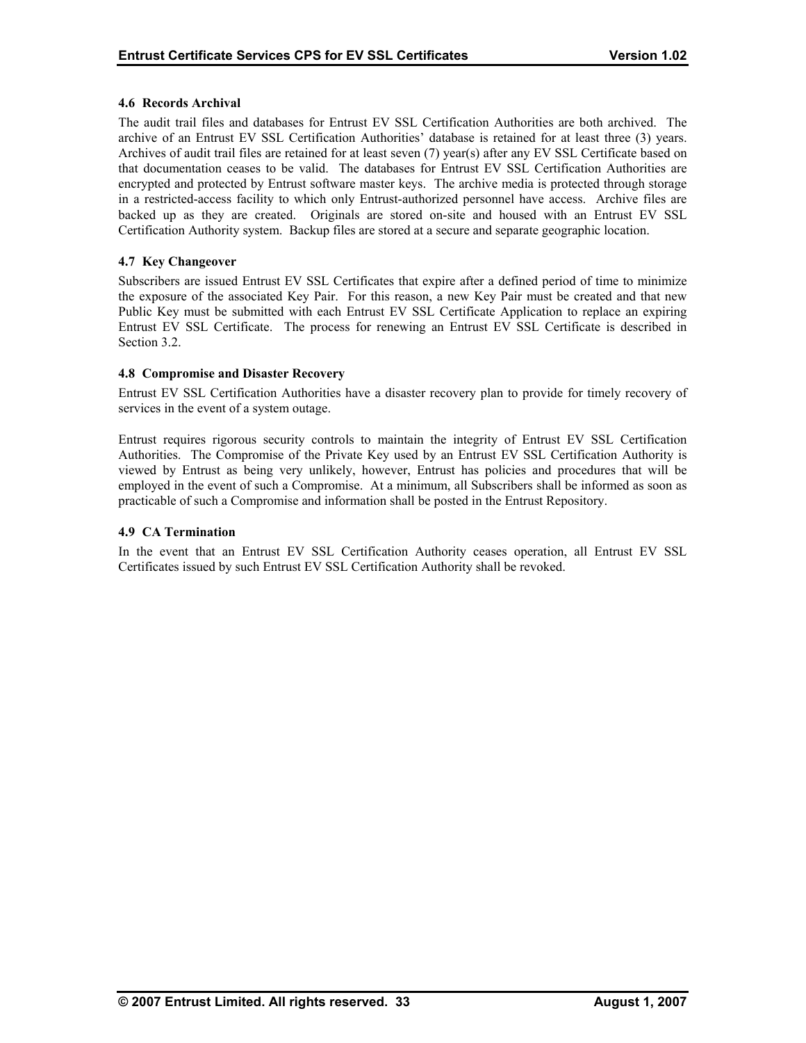### 4.6 Records Archival

The audit trail files and databases for Entrust EV SSL Certification Authorities are both archived. The archive of an Entrust EV SSL Certification Authorities' database is retained for at least three (3) years. Archives of audit trail files are retained for at least seven (7) year(s) after any EV SSL Certificate based on that documentation ceases to be valid. The databases for Entrust EV SSL Certification Authorities are encrypted and protected by Entrust software master keys. The archive media is protected through storage in a restricted-access facility to which only Entrust-authorized personnel have access. Archive files are backed up as they are created. Originals are stored on-site and housed with an Entrust EV SSL Certification Authority system. Backup files are stored at a secure and separate geographic location.

### 4.7 Key Changeover

Subscribers are issued Entrust EV SSL Certificates that expire after a defined period of time to minimize the exposure of the associated Key Pair. For this reason, a new Key Pair must be created and that new Public Key must be submitted with each Entrust EV SSL Certificate Application to replace an expiring Entrust EV SSL Certificate. The process for renewing an Entrust EV SSL Certificate is described in Section 3.2.

### 4.8 Compromise and Disaster Recovery

Entrust EV SSL Certification Authorities have a disaster recovery plan to provide for timely recovery of services in the event of a system outage.

Entrust requires rigorous security controls to maintain the integrity of Entrust EV SSL Certification Authorities. The Compromise of the Private Key used by an Entrust EV SSL Certification Authority is viewed by Entrust as being very unlikely, however, Entrust has policies and procedures that will be employed in the event of such a Compromise. At a minimum, all Subscribers shall be informed as soon as practicable of such a Compromise and information shall be posted in the Entrust Repository.

### 4.9 CA Termination

In the event that an Entrust EV SSL Certification Authority ceases operation, all Entrust EV SSL Certificates issued by such Entrust EV SSL Certification Authority shall be revoked.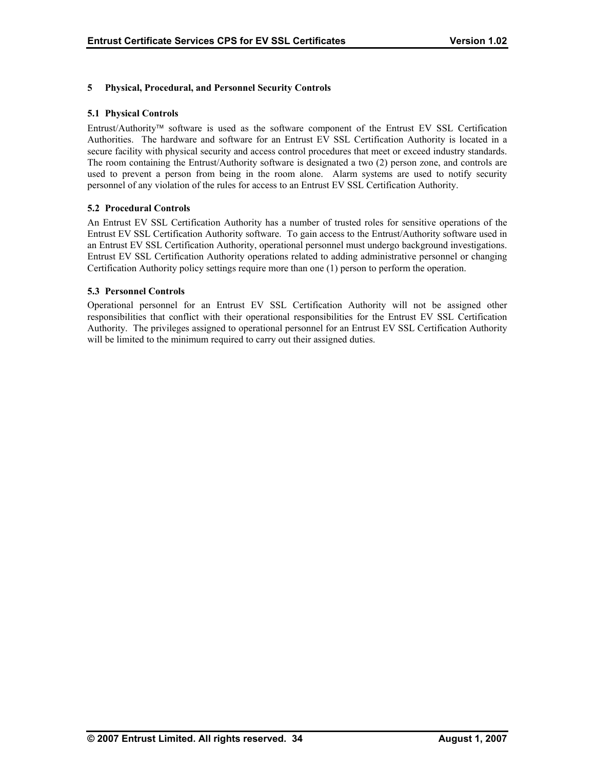# 5 Physical, Procedural, and Personnel Security Controls

## 5.1 Physical Controls

Entrust/Authority™ software is used as the software component of the Entrust EV SSL Certification Authorities. The hardware and software for an Entrust EV SSL Certification Authority is located in a secure facility with physical security and access control procedures that meet or exceed industry standards. The room containing the Entrust/Authority software is designated a two (2) person zone, and controls are used to prevent a person from being in the room alone. Alarm systems are used to notify security personnel of any violation of the rules for access to an Entrust EV SSL Certification Authority.

## 5.2 Procedural Controls

An Entrust EV SSL Certification Authority has a number of trusted roles for sensitive operations of the Entrust EV SSL Certification Authority software. To gain access to the Entrust/Authority software used in an Entrust EV SSL Certification Authority, operational personnel must undergo background investigations. Entrust EV SSL Certification Authority operations related to adding administrative personnel or changing Certification Authority policy settings require more than one (1) person to perform the operation.

## 5.3 Personnel Controls

Operational personnel for an Entrust EV SSL Certification Authority will not be assigned other responsibilities that conflict with their operational responsibilities for the Entrust EV SSL Certification Authority. The privileges assigned to operational personnel for an Entrust EV SSL Certification Authority will be limited to the minimum required to carry out their assigned duties.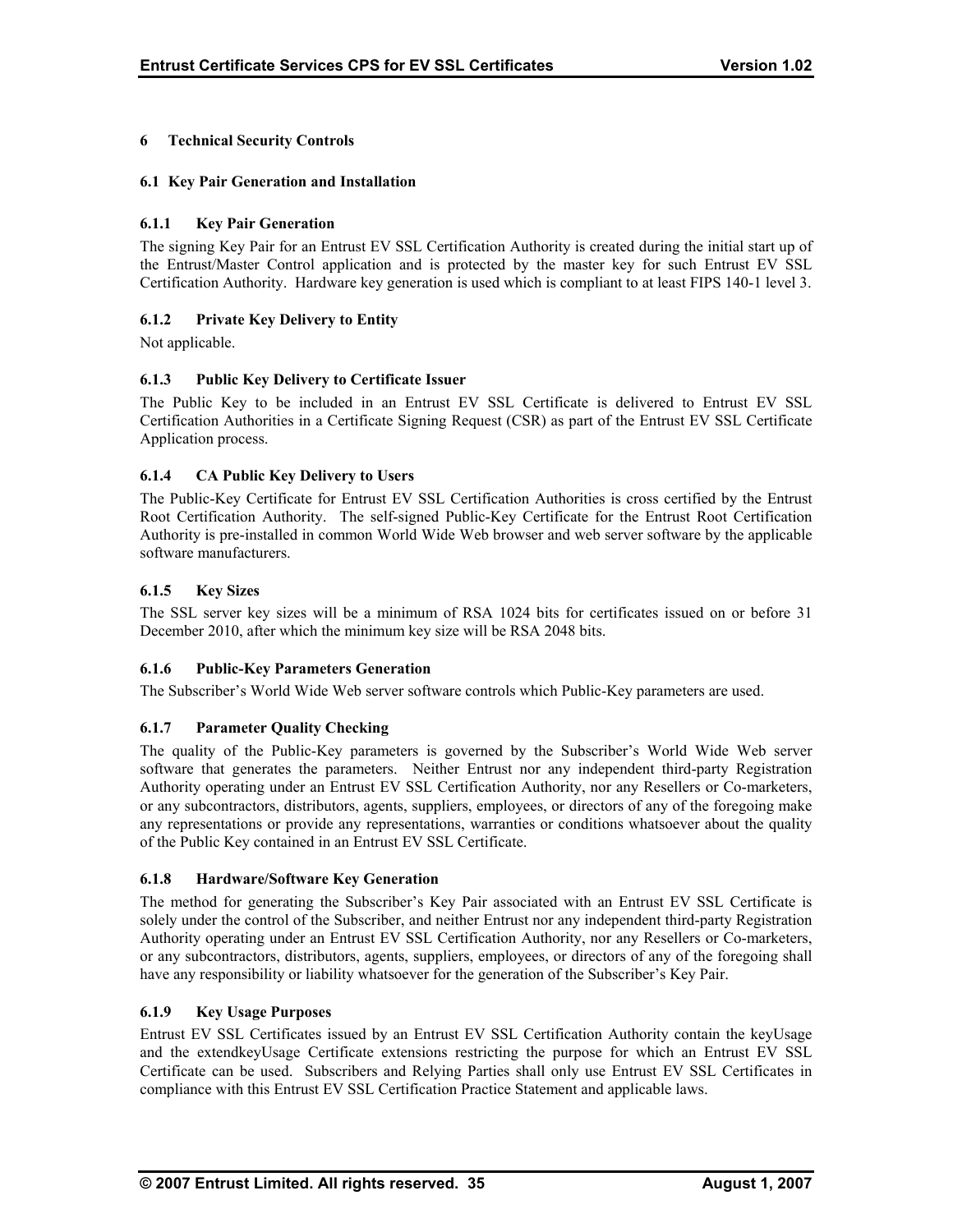# 6 Technical Security Controls

## 6.1 Key Pair Generation and Installation

### 6.1.1 Key Pair Generation

The signing Key Pair for an Entrust EV SSL Certification Authority is created during the initial start up of the Entrust/Master Control application and is protected by the master key for such Entrust EV SSL Certification Authority. Hardware key generation is used which is compliant to at least FIPS 140-1 level 3.

### 6.1.2 Private Key Delivery to Entity

Not applicable.

### 6.1.3 Public Key Delivery to Certificate Issuer

The Public Key to be included in an Entrust EV SSL Certificate is delivered to Entrust EV SSL Certification Authorities in a Certificate Signing Request (CSR) as part of the Entrust EV SSL Certificate Application process.

### 6.1.4 CA Public Key Delivery to Users

The Public-Key Certificate for Entrust EV SSL Certification Authorities is cross certified by the Entrust Root Certification Authority. The self-signed Public-Key Certificate for the Entrust Root Certification Authority is pre-installed in common World Wide Web browser and web server software by the applicable software manufacturers.

### 6.1.5 Key Sizes

The SSL server key sizes will be a minimum of RSA 1024 bits for certificates issued on or before 31 December 2010, after which the minimum key size will be RSA 2048 bits.

### 6.1.6 Public-Key Parameters Generation

The Subscriber's World Wide Web server software controls which Public-Key parameters are used.

### 6.1.7 Parameter Quality Checking

The quality of the Public-Key parameters is governed by the Subscriber's World Wide Web server software that generates the parameters. Neither Entrust nor any independent third-party Registration Authority operating under an Entrust EV SSL Certification Authority, nor any Resellers or Co-marketers, or any subcontractors, distributors, agents, suppliers, employees, or directors of any of the foregoing make any representations or provide any representations, warranties or conditions whatsoever about the quality of the Public Key contained in an Entrust EV SSL Certificate.

### 6.1.8 Hardware/Software Key Generation

The method for generating the Subscriber's Key Pair associated with an Entrust EV SSL Certificate is solely under the control of the Subscriber, and neither Entrust nor any independent third-party Registration Authority operating under an Entrust EV SSL Certification Authority, nor any Resellers or Co-marketers, or any subcontractors, distributors, agents, suppliers, employees, or directors of any of the foregoing shall have any responsibility or liability whatsoever for the generation of the Subscriber's Key Pair.

### 6.1.9 Key Usage Purposes

Entrust EV SSL Certificates issued by an Entrust EV SSL Certification Authority contain the keyUsage and the extendkeyUsage Certificate extensions restricting the purpose for which an Entrust EV SSL Certificate can be used. Subscribers and Relying Parties shall only use Entrust EV SSL Certificates in compliance with this Entrust EV SSL Certification Practice Statement and applicable laws.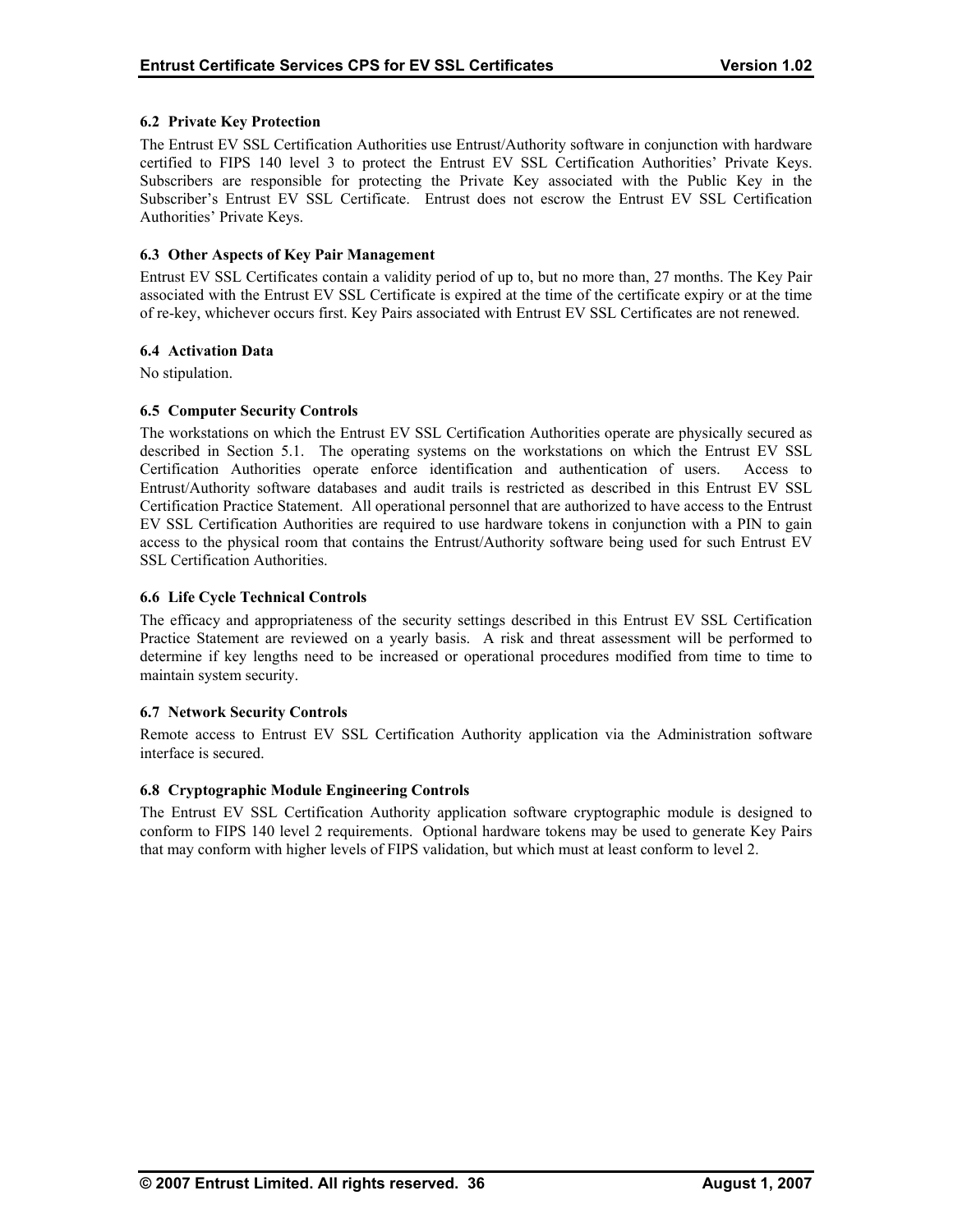### 6.2 Private Key Protection

The Entrust EV SSL Certification Authorities use Entrust/Authority software in conjunction with hardware certified to FIPS 140 level 3 to protect the Entrust EV SSL Certification Authorities' Private Keys. Subscribers are responsible for protecting the Private Key associated with the Public Key in the Subscriber's Entrust EV SSL Certificate. Entrust does not escrow the Entrust EV SSL Certification Authorities' Private Keys.

### 6.3 Other Aspects of Key Pair Management

Entrust EV SSL Certificates contain a validity period of up to, but no more than, 27 months. The Key Pair associated with the Entrust EV SSL Certificate is expired at the time of the certificate expiry or at the time of re-key, whichever occurs first. Key Pairs associated with Entrust EV SSL Certificates are not renewed.

### 6.4 Activation Data

No stipulation.

### 6.5 Computer Security Controls

The workstations on which the Entrust EV SSL Certification Authorities operate are physically secured as described in Section 5.1. The operating systems on the workstations on which the Entrust EV SSL Certification Authorities operate enforce identification and authentication of users. Access to Entrust/Authority software databases and audit trails is restricted as described in this Entrust EV SSL Certification Practice Statement. All operational personnel that are authorized to have access to the Entrust EV SSL Certification Authorities are required to use hardware tokens in conjunction with a PIN to gain access to the physical room that contains the Entrust/Authority software being used for such Entrust EV SSL Certification Authorities.

### 6.6 Life Cycle Technical Controls

The efficacy and appropriateness of the security settings described in this Entrust EV SSL Certification Practice Statement are reviewed on a yearly basis. A risk and threat assessment will be performed to determine if key lengths need to be increased or operational procedures modified from time to time to maintain system security.

### 6.7 Network Security Controls

Remote access to Entrust EV SSL Certification Authority application via the Administration software interface is secured.

### 6.8 Cryptographic Module Engineering Controls

The Entrust EV SSL Certification Authority application software cryptographic module is designed to conform to FIPS 140 level 2 requirements. Optional hardware tokens may be used to generate Key Pairs that may conform with higher levels of FIPS validation, but which must at least conform to level 2.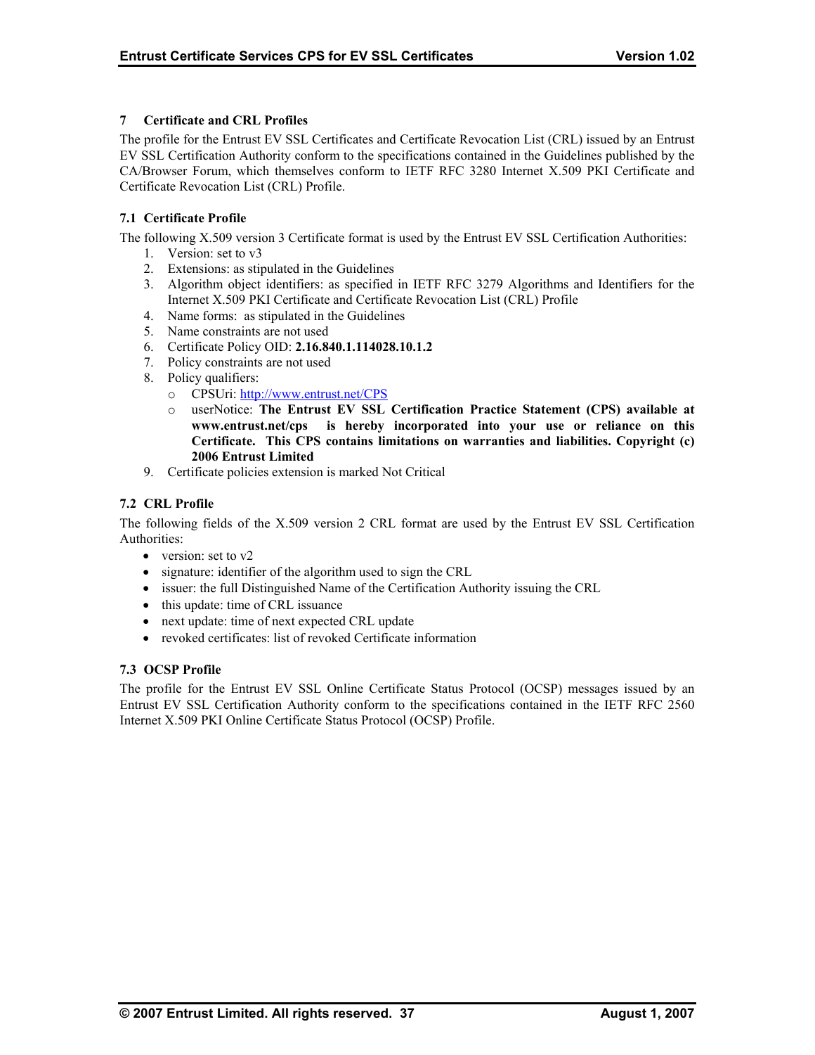## 7 Certificate and CRL Profiles

The profile for the Entrust EV SSL Certificates and Certificate Revocation List (CRL) issued by an Entrust EV SSL Certification Authority conform to the specifications contained in the Guidelines published by the CA/Browser Forum, which themselves conform to IETF RFC 3280 Internet X.509 PKI Certificate and Certificate Revocation List (CRL) Profile.

### 7.1 Certificate Profile

The following X.509 version 3 Certificate format is used by the Entrust EV SSL Certification Authorities:

1. Version: set to v3
2. Extensions: as stipulated in the Guidelines
3. Algorithm object identifiers: as specified in IETF RFC 3279 Algorithms and Identifiers for the Internet X.509 PKI Certificate and Certificate Revocation List (CRL) Profile
4. Name forms: as stipulated in the Guidelines
5. Name constraints are not used
6. Certificate Policy OID: **2.16.840.1.114028.10.1.2**
7. Policy constraints are not used
8. Policy qualifiers:
   - CPSUri: http://www.entrust.net/CPS
   - userNotice: **The Entrust EV SSL Certification Practice Statement (CPS) available at www.entrust.net/cps is hereby incorporated into your use or reliance on this Certificate. This CPS contains limitations on warranties and liabilities. Copyright (c) 2006 Entrust Limited**
9. Certificate policies extension is marked Not Critical

### 7.2 CRL Profile

The following fields of the X.509 version 2 CRL format are used by the Entrust EV SSL Certification Authorities:

- version: set to v2
- signature: identifier of the algorithm used to sign the CRL
- issuer: the full Distinguished Name of the Certification Authority issuing the CRL
- this update: time of CRL issuance
- next update: time of next expected CRL update
- revoked certificates: list of revoked Certificate information

### 7.3 OCSP Profile

The profile for the Entrust EV SSL Online Certificate Status Protocol (OCSP) messages issued by an Entrust EV SSL Certification Authority conform to the specifications contained in the IETF RFC 2560 Internet X.509 PKI Online Certificate Status Protocol (OCSP) Profile.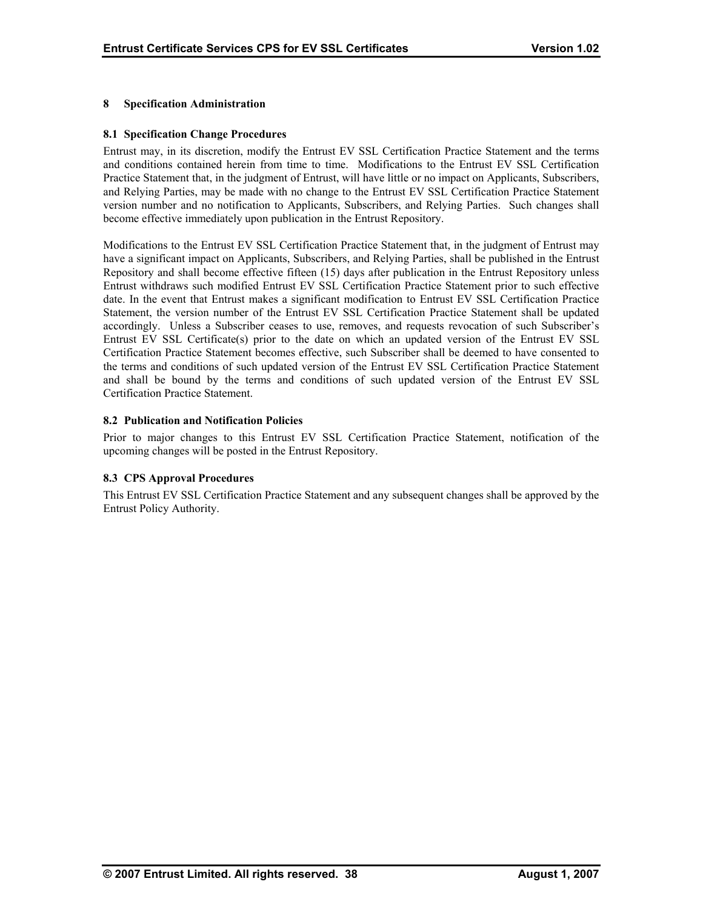# 8 Specification Administration

## 8.1 Specification Change Procedures

Entrust may, in its discretion, modify the Entrust EV SSL Certification Practice Statement and the terms and conditions contained herein from time to time. Modifications to the Entrust EV SSL Certification Practice Statement that, in the judgment of Entrust, will have little or no impact on Applicants, Subscribers, and Relying Parties, may be made with no change to the Entrust EV SSL Certification Practice Statement version number and no notification to Applicants, Subscribers, and Relying Parties. Such changes shall become effective immediately upon publication in the Entrust Repository.

Modifications to the Entrust EV SSL Certification Practice Statement that, in the judgment of Entrust may have a significant impact on Applicants, Subscribers, and Relying Parties, shall be published in the Entrust Repository and shall become effective fifteen (15) days after publication in the Entrust Repository unless Entrust withdraws such modified Entrust EV SSL Certification Practice Statement prior to such effective date. In the event that Entrust makes a significant modification to Entrust EV SSL Certification Practice Statement, the version number of the Entrust EV SSL Certification Practice Statement shall be updated accordingly. Unless a Subscriber ceases to use, removes, and requests revocation of such Subscriber's Entrust EV SSL Certificate(s) prior to the date on which an updated version of the Entrust EV SSL Certification Practice Statement becomes effective, such Subscriber shall be deemed to have consented to the terms and conditions of such updated version of the Entrust EV SSL Certification Practice Statement and shall be bound by the terms and conditions of such updated version of the Entrust EV SSL Certification Practice Statement.

## 8.2 Publication and Notification Policies

Prior to major changes to this Entrust EV SSL Certification Practice Statement, notification of the upcoming changes will be posted in the Entrust Repository.

## 8.3 CPS Approval Procedures

This Entrust EV SSL Certification Practice Statement and any subsequent changes shall be approved by the Entrust Policy Authority.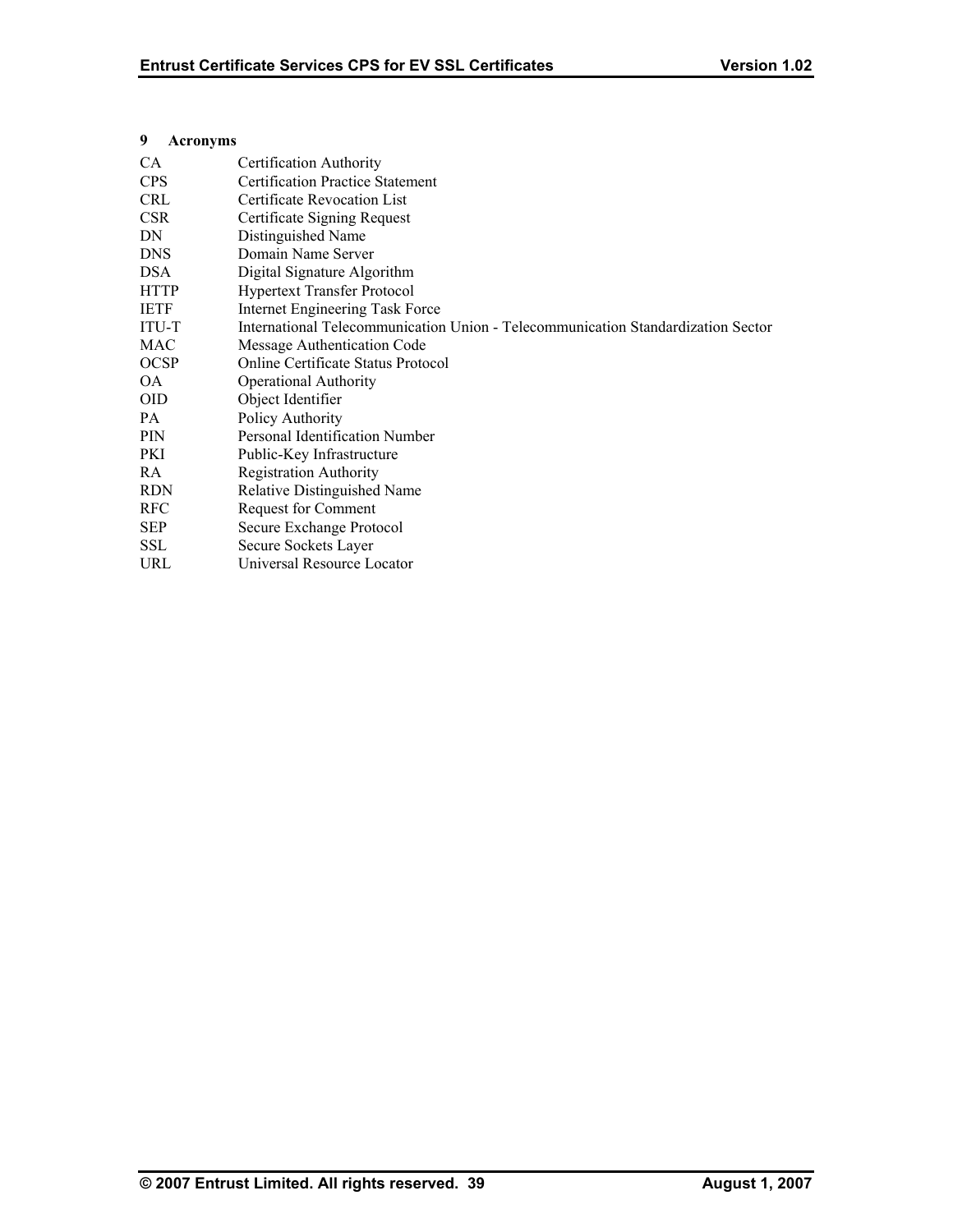## 9 Acronyms

| | |
|---|---|
| CA | Certification Authority |
| CPS | Certification Practice Statement |
| CRL | Certificate Revocation List |
| CSR | Certificate Signing Request |
| DN | Distinguished Name |
| DNS | Domain Name Server |
| DSA | Digital Signature Algorithm |
| HTTP | Hypertext Transfer Protocol |
| IETF | Internet Engineering Task Force |
| ITU-T | International Telecommunication Union - Telecommunication Standardization Sector |
| MAC | Message Authentication Code |
| OCSP | Online Certificate Status Protocol |
| OA | Operational Authority |
| OID | Object Identifier |
| PA | Policy Authority |
| PIN | Personal Identification Number |
| PKI | Public-Key Infrastructure |
| RA | Registration Authority |
| RDN | Relative Distinguished Name |
| RFC | Request for Comment |
| SEP | Secure Exchange Protocol |
| SSL | Secure Sockets Layer |
| URL | Universal Resource Locator |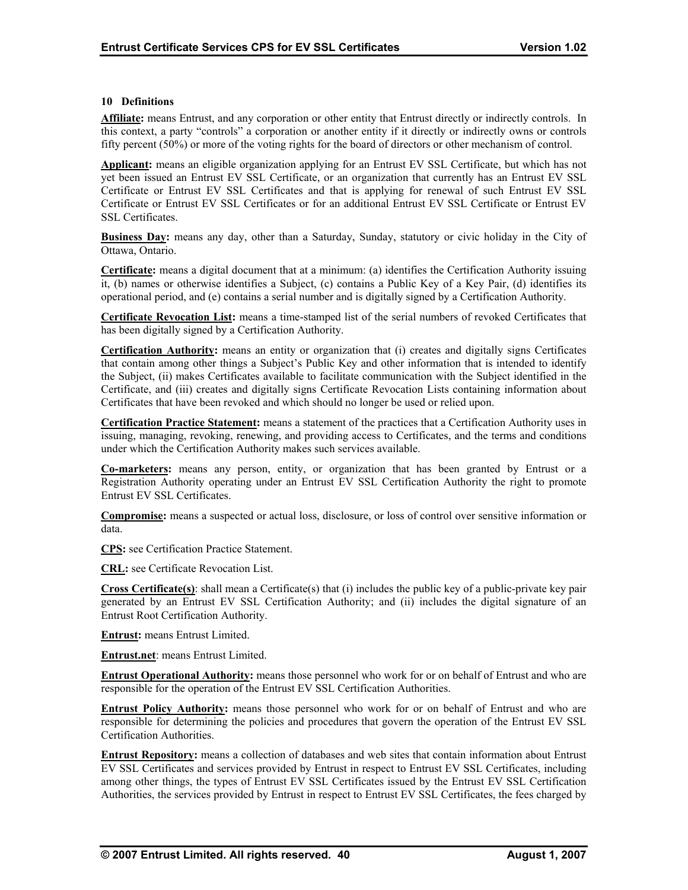## 10 Definitions

**Affiliate:** means Entrust, and any corporation or other entity that Entrust directly or indirectly controls. In this context, a party "controls" a corporation or another entity if it directly or indirectly owns or controls fifty percent (50%) or more of the voting rights for the board of directors or other mechanism of control.

**Applicant:** means an eligible organization applying for an Entrust EV SSL Certificate, but which has not yet been issued an Entrust EV SSL Certificate, or an organization that currently has an Entrust EV SSL Certificate or Entrust EV SSL Certificates and that is applying for renewal of such Entrust EV SSL Certificate or Entrust EV SSL Certificates or for an additional Entrust EV SSL Certificate or Entrust EV SSL Certificates.

**Business Day:** means any day, other than a Saturday, Sunday, statutory or civic holiday in the City of Ottawa, Ontario.

**Certificate:** means a digital document that at a minimum: (a) identifies the Certification Authority issuing it, (b) names or otherwise identifies a Subject, (c) contains a Public Key of a Key Pair, (d) identifies its operational period, and (e) contains a serial number and is digitally signed by a Certification Authority.

**Certificate Revocation List:** means a time-stamped list of the serial numbers of revoked Certificates that has been digitally signed by a Certification Authority.

**Certification Authority:** means an entity or organization that (i) creates and digitally signs Certificates that contain among other things a Subject's Public Key and other information that is intended to identify the Subject, (ii) makes Certificates available to facilitate communication with the Subject identified in the Certificate, and (iii) creates and digitally signs Certificate Revocation Lists containing information about Certificates that have been revoked and which should no longer be used or relied upon.

**Certification Practice Statement:** means a statement of the practices that a Certification Authority uses in issuing, managing, revoking, renewing, and providing access to Certificates, and the terms and conditions under which the Certification Authority makes such services available.

**Co-marketers:** means any person, entity, or organization that has been granted by Entrust or a Registration Authority operating under an Entrust EV SSL Certification Authority the right to promote Entrust EV SSL Certificates.

**Compromise:** means a suspected or actual loss, disclosure, or loss of control over sensitive information or data.

**CPS:** see Certification Practice Statement.

**CRL:** see Certificate Revocation List.

**Cross Certificate(s)**: shall mean a Certificate(s) that (i) includes the public key of a public-private key pair generated by an Entrust EV SSL Certification Authority; and (ii) includes the digital signature of an Entrust Root Certification Authority.

**Entrust:** means Entrust Limited.

**Entrust.net**: means Entrust Limited.

**Entrust Operational Authority:** means those personnel who work for or on behalf of Entrust and who are responsible for the operation of the Entrust EV SSL Certification Authorities.

**Entrust Policy Authority:** means those personnel who work for or on behalf of Entrust and who are responsible for determining the policies and procedures that govern the operation of the Entrust EV SSL Certification Authorities.

**Entrust Repository:** means a collection of databases and web sites that contain information about Entrust EV SSL Certificates and services provided by Entrust in respect to Entrust EV SSL Certificates, including among other things, the types of Entrust EV SSL Certificates issued by the Entrust EV SSL Certification Authorities, the services provided by Entrust in respect to Entrust EV SSL Certificates, the fees charged by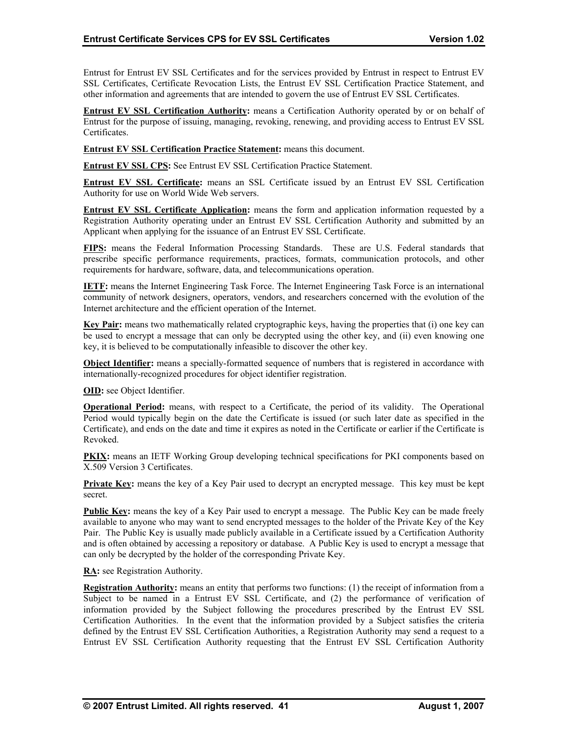Entrust for Entrust EV SSL Certificates and for the services provided by Entrust in respect to Entrust EV SSL Certificates, Certificate Revocation Lists, the Entrust EV SSL Certification Practice Statement, and other information and agreements that are intended to govern the use of Entrust EV SSL Certificates.

**Entrust EV SSL Certification Authority:** means a Certification Authority operated by or on behalf of Entrust for the purpose of issuing, managing, revoking, renewing, and providing access to Entrust EV SSL Certificates.

**Entrust EV SSL Certification Practice Statement:** means this document.

**Entrust EV SSL CPS:** See Entrust EV SSL Certification Practice Statement.

**Entrust EV SSL Certificate:** means an SSL Certificate issued by an Entrust EV SSL Certification Authority for use on World Wide Web servers.

**Entrust EV SSL Certificate Application:** means the form and application information requested by a Registration Authority operating under an Entrust EV SSL Certification Authority and submitted by an Applicant when applying for the issuance of an Entrust EV SSL Certificate.

**FIPS:** means the Federal Information Processing Standards. These are U.S. Federal standards that prescribe specific performance requirements, practices, formats, communication protocols, and other requirements for hardware, software, data, and telecommunications operation.

**IETF:** means the Internet Engineering Task Force. The Internet Engineering Task Force is an international community of network designers, operators, vendors, and researchers concerned with the evolution of the Internet architecture and the efficient operation of the Internet.

**Key Pair:** means two mathematically related cryptographic keys, having the properties that (i) one key can be used to encrypt a message that can only be decrypted using the other key, and (ii) even knowing one key, it is believed to be computationally infeasible to discover the other key.

**Object Identifier:** means a specially-formatted sequence of numbers that is registered in accordance with internationally-recognized procedures for object identifier registration.

**OID:** see Object Identifier.

**Operational Period:** means, with respect to a Certificate, the period of its validity. The Operational Period would typically begin on the date the Certificate is issued (or such later date as specified in the Certificate), and ends on the date and time it expires as noted in the Certificate or earlier if the Certificate is Revoked.

**PKIX:** means an IETF Working Group developing technical specifications for PKI components based on X.509 Version 3 Certificates.

**Private Key:** means the key of a Key Pair used to decrypt an encrypted message. This key must be kept secret.

**Public Key:** means the key of a Key Pair used to encrypt a message. The Public Key can be made freely available to anyone who may want to send encrypted messages to the holder of the Private Key of the Key Pair. The Public Key is usually made publicly available in a Certificate issued by a Certification Authority and is often obtained by accessing a repository or database. A Public Key is used to encrypt a message that can only be decrypted by the holder of the corresponding Private Key.

**RA:** see Registration Authority.

**Registration Authority:** means an entity that performs two functions: (1) the receipt of information from a Subject to be named in a Entrust EV SSL Certificate, and (2) the performance of verification of information provided by the Subject following the procedures prescribed by the Entrust EV SSL Certification Authorities. In the event that the information provided by a Subject satisfies the criteria defined by the Entrust EV SSL Certification Authorities, a Registration Authority may send a request to a Entrust EV SSL Certification Authority requesting that the Entrust EV SSL Certification Authority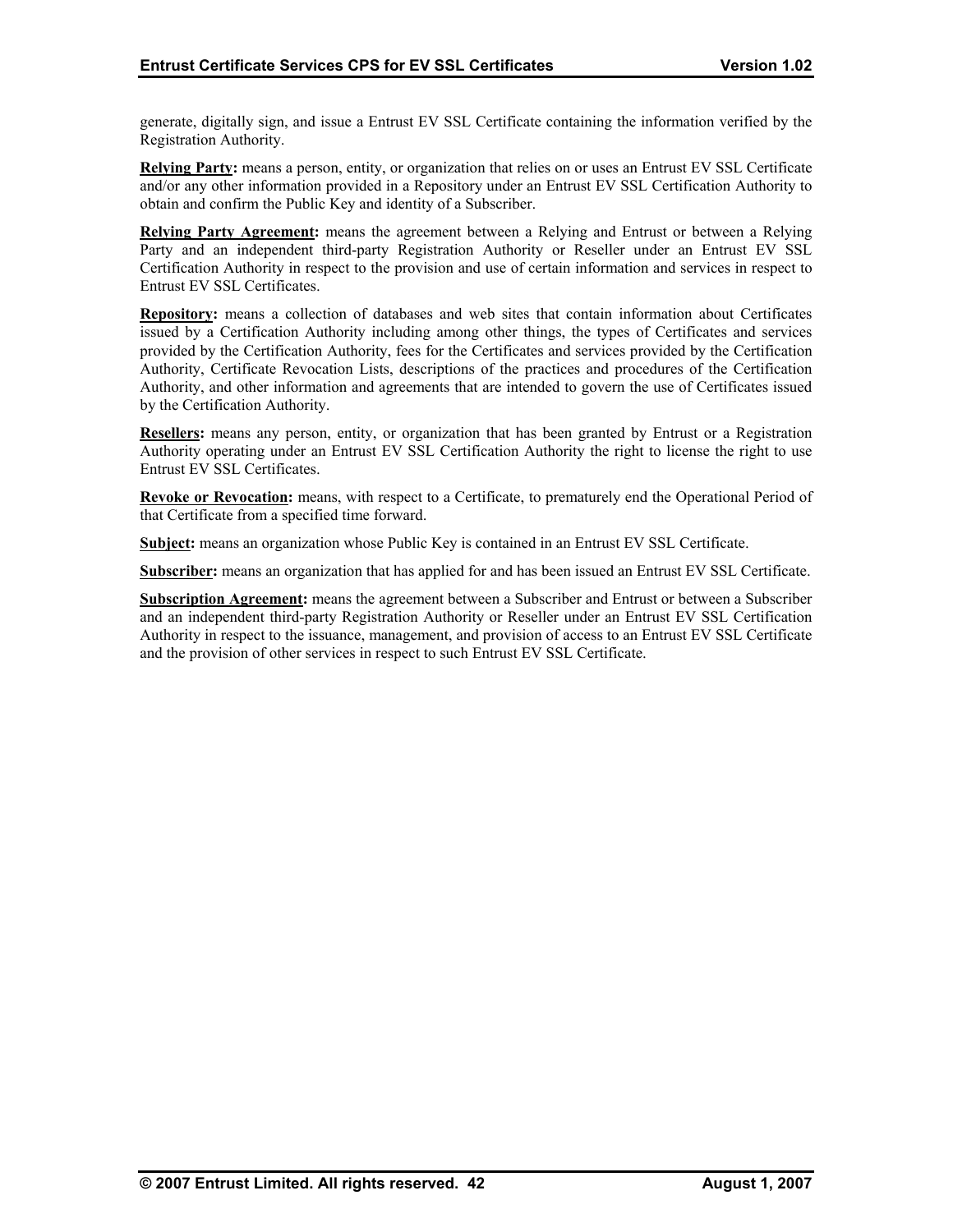generate, digitally sign, and issue a Entrust EV SSL Certificate containing the information verified by the Registration Authority.

**Relying Party:** means a person, entity, or organization that relies on or uses an Entrust EV SSL Certificate and/or any other information provided in a Repository under an Entrust EV SSL Certification Authority to obtain and confirm the Public Key and identity of a Subscriber.

**Relying Party Agreement:** means the agreement between a Relying and Entrust or between a Relying Party and an independent third-party Registration Authority or Reseller under an Entrust EV SSL Certification Authority in respect to the provision and use of certain information and services in respect to Entrust EV SSL Certificates.

**Repository:** means a collection of databases and web sites that contain information about Certificates issued by a Certification Authority including among other things, the types of Certificates and services provided by the Certification Authority, fees for the Certificates and services provided by the Certification Authority, Certificate Revocation Lists, descriptions of the practices and procedures of the Certification Authority, and other information and agreements that are intended to govern the use of Certificates issued by the Certification Authority.

**Resellers:** means any person, entity, or organization that has been granted by Entrust or a Registration Authority operating under an Entrust EV SSL Certification Authority the right to license the right to use Entrust EV SSL Certificates.

**Revoke or Revocation:** means, with respect to a Certificate, to prematurely end the Operational Period of that Certificate from a specified time forward.

**Subject:** means an organization whose Public Key is contained in an Entrust EV SSL Certificate.

**Subscriber:** means an organization that has applied for and has been issued an Entrust EV SSL Certificate.

**Subscription Agreement:** means the agreement between a Subscriber and Entrust or between a Subscriber and an independent third-party Registration Authority or Reseller under an Entrust EV SSL Certification Authority in respect to the issuance, management, and provision of access to an Entrust EV SSL Certificate and the provision of other services in respect to such Entrust EV SSL Certificate.